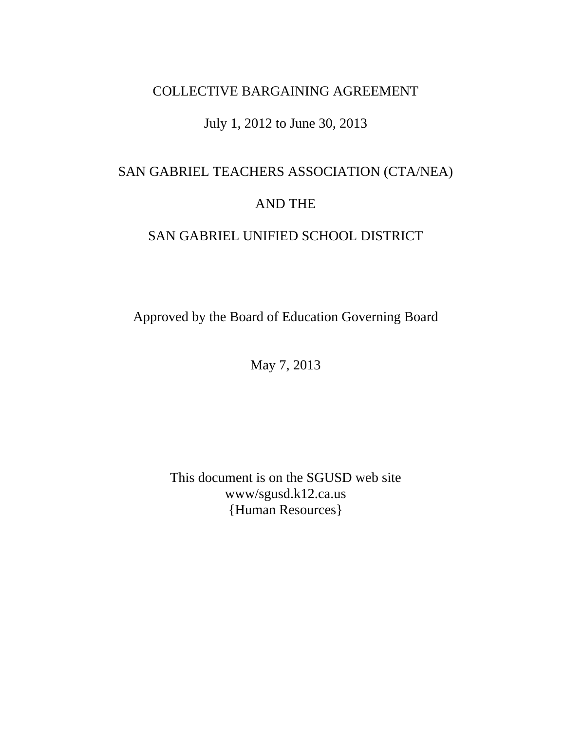# COLLECTIVE BARGAINING AGREEMENT

July 1, 2012 to June 30, 2013

SAN GABRIEL TEACHERS ASSOCIATION (CTA/NEA)

AND THE

SAN GABRIEL UNIFIED SCHOOL DISTRICT

Approved by the Board of Education Governing Board

May 7, 2013

This document is on the SGUSD web site
www/sgusd.k12.ca.us
{Human Resources}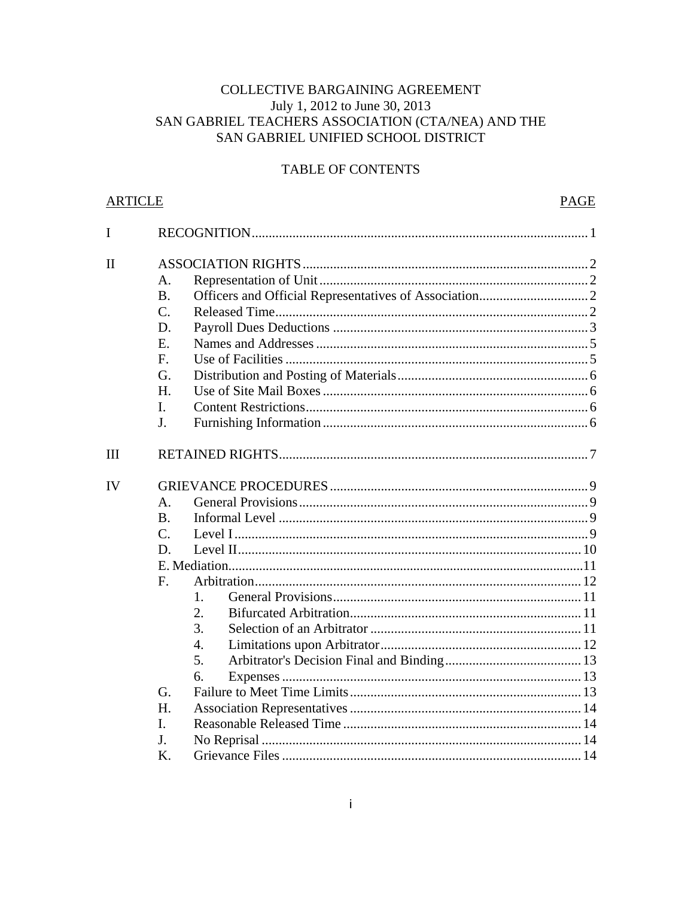COLLECTIVE BARGAINING AGREEMENT
July 1, 2012 to June 30, 2013
SAN GABRIEL TEACHERS ASSOCIATION (CTA/NEA) AND THE
SAN GABRIEL UNIFIED SCHOOL DISTRICT

TABLE OF CONTENTS

| ARTICLE | | PAGE |
|---|---|---|
| I | RECOGNITION | 1 |
| II | ASSOCIATION RIGHTS | 2 |
| | A. Representation of Unit | 2 |
| | B. Officers and Official Representatives of Association | 2 |
| | C. Released Time | 2 |
| | D. Payroll Dues Deductions | 3 |
| | E. Names and Addresses | 5 |
| | F. Use of Facilities | 5 |
| | G. Distribution and Posting of Materials | 6 |
| | H. Use of Site Mail Boxes | 6 |
| | I. Content Restrictions | 6 |
| | J. Furnishing Information | 6 |
| III | RETAINED RIGHTS | 7 |
| IV | GRIEVANCE PROCEDURES | 9 |
| | A. General Provisions | 9 |
| | B. Informal Level | 9 |
| | C. Level I | 9 |
| | D. Level II | 10 |
| | E. Mediation | 11 |
| | F. Arbitration | 12 |
| | 1. General Provisions | 11 |
| | 2. Bifurcated Arbitration | 11 |
| | 3. Selection of an Arbitrator | 11 |
| | 4. Limitations upon Arbitrator | 12 |
| | 5. Arbitrator's Decision Final and Binding | 13 |
| | 6. Expenses | 13 |
| | G. Failure to Meet Time Limits | 13 |
| | H. Association Representatives | 14 |
| | I. Reasonable Released Time | 14 |
| | J. No Reprisal | 14 |
| | K. Grievance Files | 14 |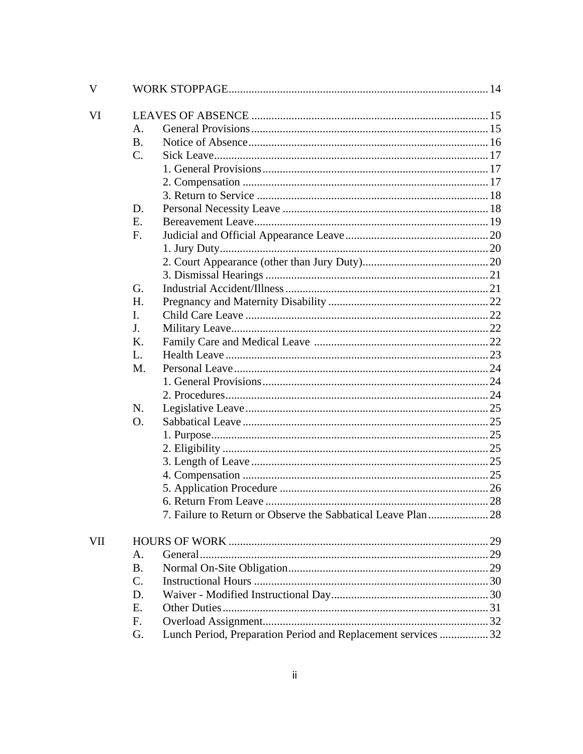| | | | |
|---|---|---|---|
| V | WORK STOPPAGE | | 14 |
| VI | LEAVES OF ABSENCE | | 15 |
| | A. | General Provisions | 15 |
| | B. | Notice of Absence | 16 |
| | C. | Sick Leave | 17 |
| | | 1. General Provisions | 17 |
| | | 2. Compensation | 17 |
| | | 3. Return to Service | 18 |
| | D. | Personal Necessity Leave | 18 |
| | E. | Bereavement Leave | 19 |
| | F. | Judicial and Official Appearance Leave | 20 |
| | | 1. Jury Duty | 20 |
| | | 2. Court Appearance (other than Jury Duty) | 20 |
| | | 3. Dismissal Hearings | 21 |
| | G. | Industrial Accident/Illness | 21 |
| | H. | Pregnancy and Maternity Disability | 22 |
| | I. | Child Care Leave | 22 |
| | J. | Military Leave | 22 |
| | K. | Family Care and Medical Leave | 22 |
| | L. | Health Leave | 23 |
| | M. | Personal Leave | 24 |
| | | 1. General Provisions | 24 |
| | | 2. Procedures | 24 |
| | N. | Legislative Leave | 25 |
| | O. | Sabbatical Leave | 25 |
| | | 1. Purpose | 25 |
| | | 2. Eligibility | 25 |
| | | 3. Length of Leave | 25 |
| | | 4. Compensation | 25 |
| | | 5. Application Procedure | 26 |
| | | 6. Return From Leave | 28 |
| | | 7. Failure to Return or Observe the Sabbatical Leave Plan | 28 |
| VII | HOURS OF WORK | | 29 |
| | A. | General | 29 |
| | B. | Normal On-Site Obligation | 29 |
| | C. | Instructional Hours | 30 |
| | D. | Waiver - Modified Instructional Day | 30 |
| | E. | Other Duties | 31 |
| | F. | Overload Assignment | 32 |
| | G. | Lunch Period, Preparation Period and Replacement services | 32 |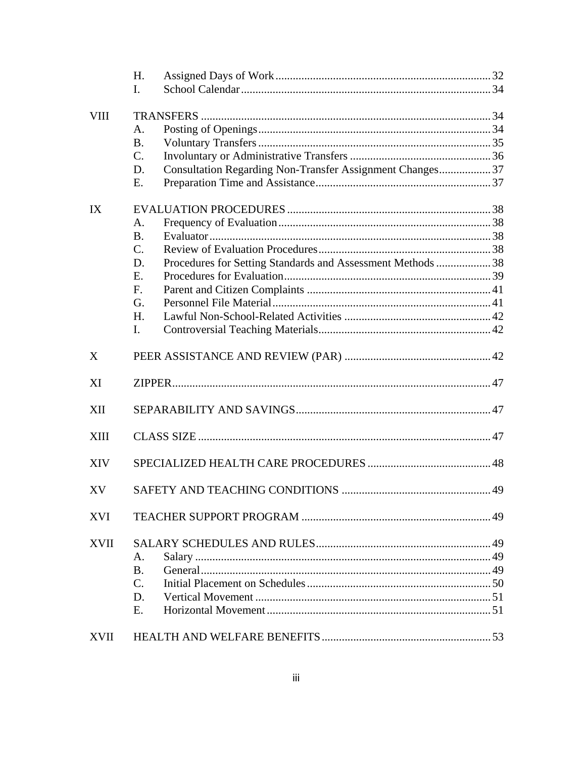| | | | |
|---|---|---|---|
| | H. | Assigned Days of Work | 32 |
| | I. | School Calendar | 34 |
| VIII | TRANSFERS | | 34 |
| | A. | Posting of Openings | 34 |
| | B. | Voluntary Transfers | 35 |
| | C. | Involuntary or Administrative Transfers | 36 |
| | D. | Consultation Regarding Non-Transfer Assignment Changes | 37 |
| | E. | Preparation Time and Assistance | 37 |
| IX | EVALUATION PROCEDURES | | 38 |
| | A. | Frequency of Evaluation | 38 |
| | B. | Evaluator | 38 |
| | C. | Review of Evaluation Procedures | 38 |
| | D. | Procedures for Setting Standards and Assessment Methods | 38 |
| | E. | Procedures for Evaluation | 39 |
| | F. | Parent and Citizen Complaints | 41 |
| | G. | Personnel File Material | 41 |
| | H. | Lawful Non-School-Related Activities | 42 |
| | I. | Controversial Teaching Materials | 42 |
| X | PEER ASSISTANCE AND REVIEW (PAR) | | 42 |
| XI | ZIPPER | | 47 |
| XII | SEPARABILITY AND SAVINGS | | 47 |
| XIII | CLASS SIZE | | 47 |
| XIV | SPECIALIZED HEALTH CARE PROCEDURES | | 48 |
| XV | SAFETY AND TEACHING CONDITIONS | | 49 |
| XVI | TEACHER SUPPORT PROGRAM | | 49 |
| XVII | SALARY SCHEDULES AND RULES | | 49 |
| | A. | Salary | 49 |
| | B. | General | 49 |
| | C. | Initial Placement on Schedules | 50 |
| | D. | Vertical Movement | 51 |
| | E. | Horizontal Movement | 51 |
| XVII | HEALTH AND WELFARE BENEFITS | | 53 |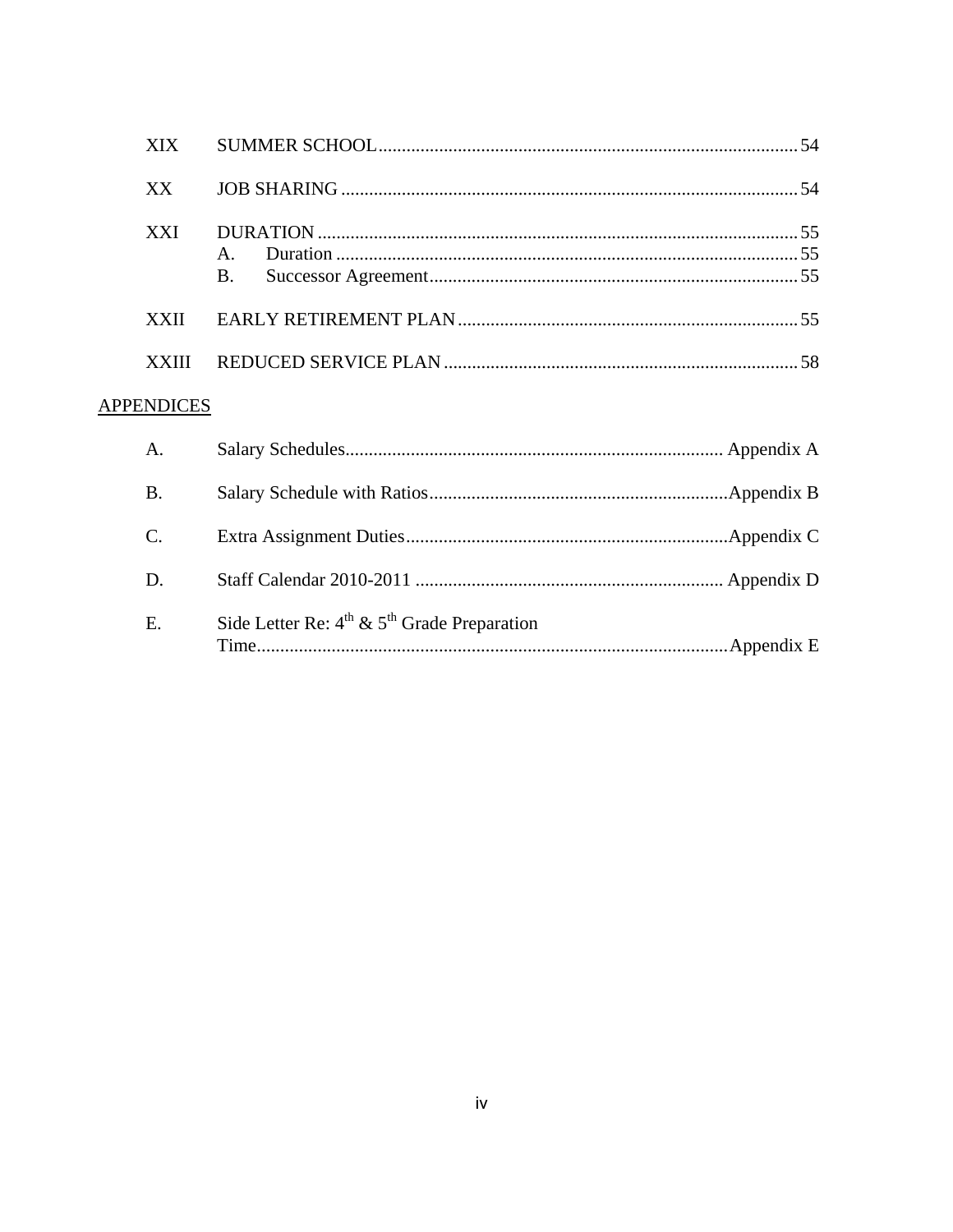| | | |
|---|---|---|
| XIX | SUMMER SCHOOL | 54 |
| XX | JOB SHARING | 54 |
| XXI | DURATION | 55 |
| | A. Duration | 55 |
| | B. Successor Agreement | 55 |
| XXII | EARLY RETIREMENT PLAN | 55 |
| XXIII | REDUCED SERVICE PLAN | 58 |

APPENDICES

| | | |
|---|---|---|
| A. | Salary Schedules | Appendix A |
| B. | Salary Schedule with Ratios | Appendix B |
| C. | Extra Assignment Duties | Appendix C |
| D. | Staff Calendar 2010-2011 | Appendix D |
| E. | Side Letter Re: 4th & 5th Grade Preparation Time | Appendix E |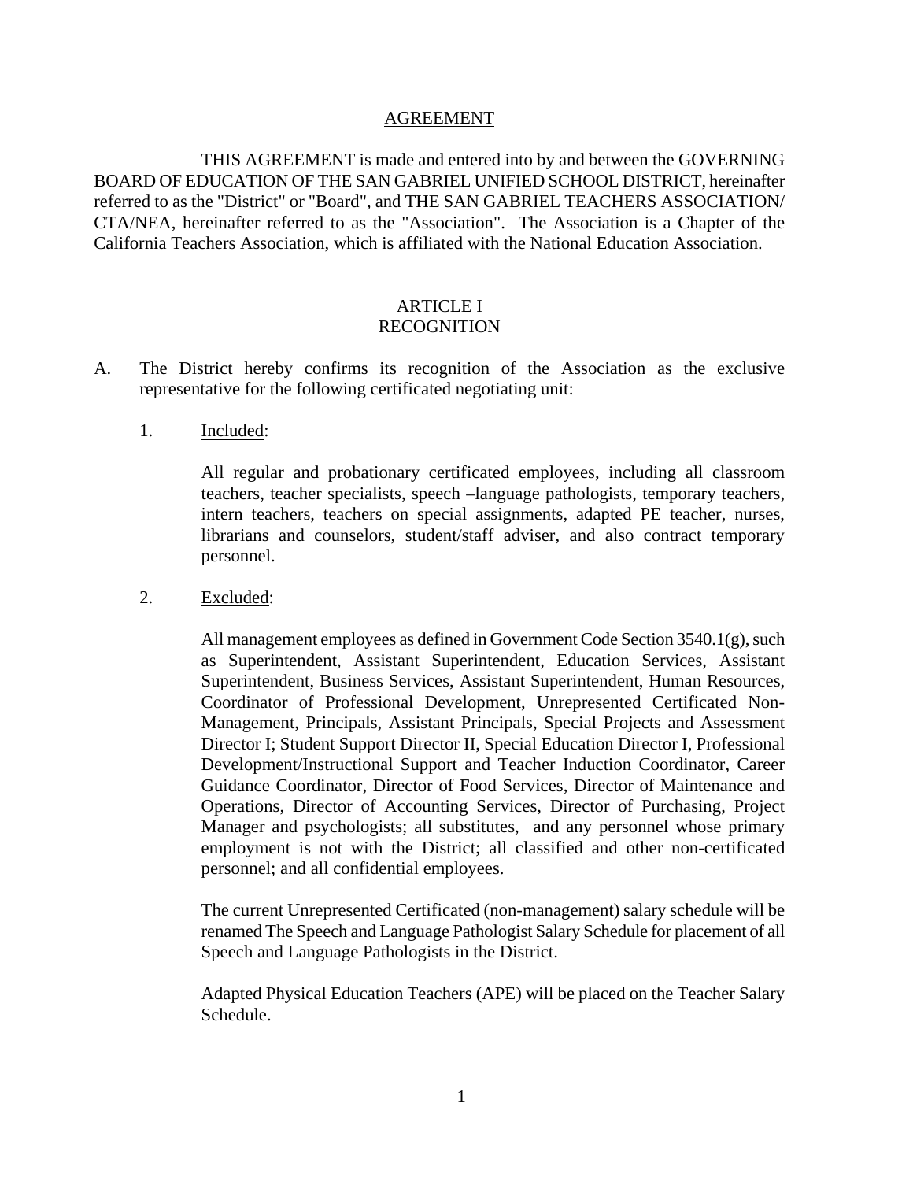# AGREEMENT

THIS AGREEMENT is made and entered into by and between the GOVERNING BOARD OF EDUCATION OF THE SAN GABRIEL UNIFIED SCHOOL DISTRICT, hereinafter referred to as the "District" or "Board", and THE SAN GABRIEL TEACHERS ASSOCIATION/ CTA/NEA, hereinafter referred to as the "Association". The Association is a Chapter of the California Teachers Association, which is affiliated with the National Education Association.

## ARTICLE I
## RECOGNITION

A. The District hereby confirms its recognition of the Association as the exclusive representative for the following certificated negotiating unit:

1. Included:

   All regular and probationary certificated employees, including all classroom teachers, teacher specialists, speech –language pathologists, temporary teachers, intern teachers, teachers on special assignments, adapted PE teacher, nurses, librarians and counselors, student/staff adviser, and also contract temporary personnel.

2. Excluded:

   All management employees as defined in Government Code Section 3540.1(g), such as Superintendent, Assistant Superintendent, Education Services, Assistant Superintendent, Business Services, Assistant Superintendent, Human Resources, Coordinator of Professional Development, Unrepresented Certificated Non-Management, Principals, Assistant Principals, Special Projects and Assessment Director I; Student Support Director II, Special Education Director I, Professional Development/Instructional Support and Teacher Induction Coordinator, Career Guidance Coordinator, Director of Food Services, Director of Maintenance and Operations, Director of Accounting Services, Director of Purchasing, Project Manager and psychologists; all substitutes, and any personnel whose primary employment is not with the District; all classified and other non-certificated personnel; and all confidential employees.

   The current Unrepresented Certificated (non-management) salary schedule will be renamed The Speech and Language Pathologist Salary Schedule for placement of all Speech and Language Pathologists in the District.

   Adapted Physical Education Teachers (APE) will be placed on the Teacher Salary Schedule.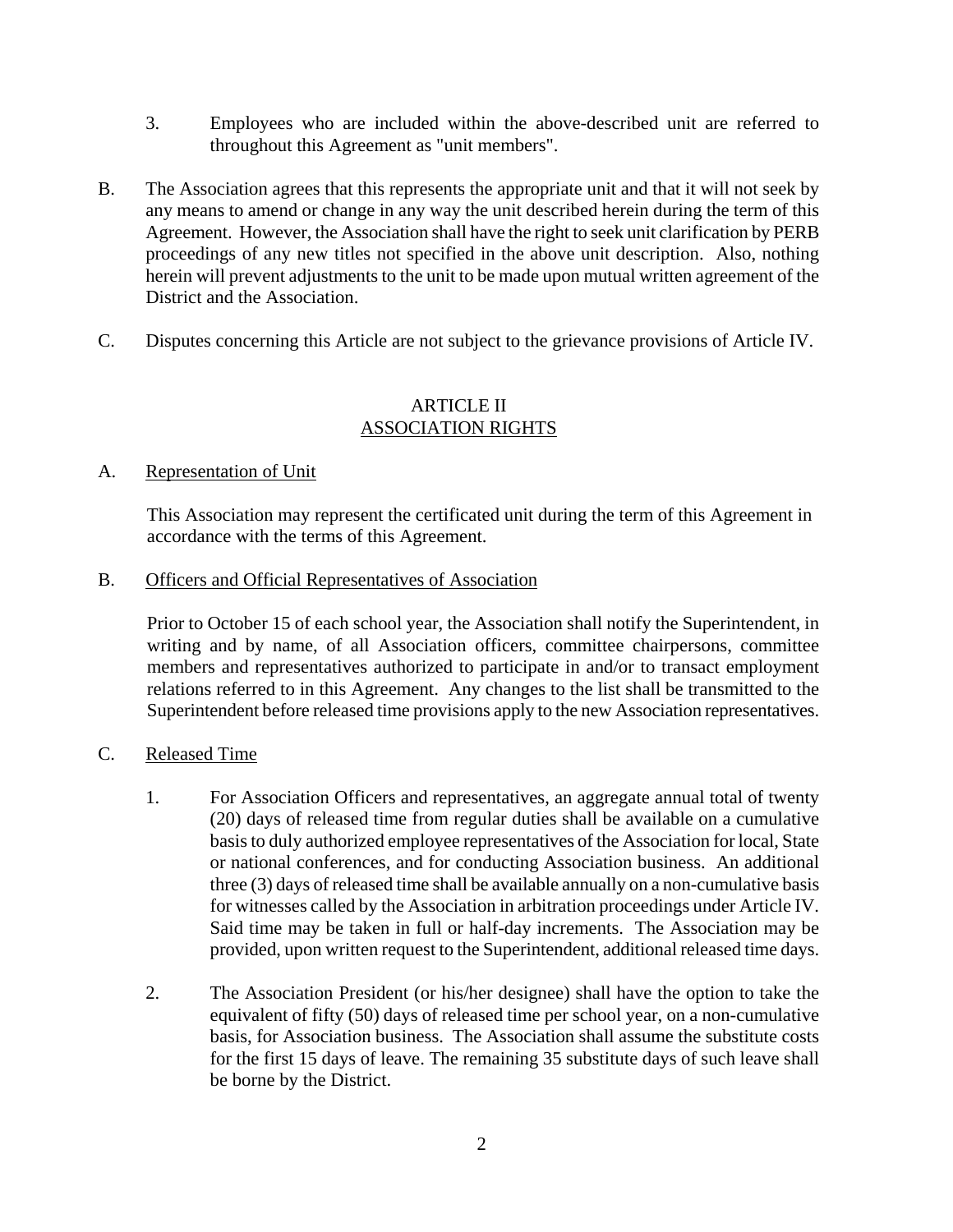3. Employees who are included within the above-described unit are referred to throughout this Agreement as "unit members".

B. The Association agrees that this represents the appropriate unit and that it will not seek by any means to amend or change in any way the unit described herein during the term of this Agreement. However, the Association shall have the right to seek unit clarification by PERB proceedings of any new titles not specified in the above unit description. Also, nothing herein will prevent adjustments to the unit to be made upon mutual written agreement of the District and the Association.

C. Disputes concerning this Article are not subject to the grievance provisions of Article IV.

## ARTICLE II
## ASSOCIATION RIGHTS

A. Representation of Unit

This Association may represent the certificated unit during the term of this Agreement in accordance with the terms of this Agreement.

B. Officers and Official Representatives of Association

Prior to October 15 of each school year, the Association shall notify the Superintendent, in writing and by name, of all Association officers, committee chairpersons, committee members and representatives authorized to participate in and/or to transact employment relations referred to in this Agreement. Any changes to the list shall be transmitted to the Superintendent before released time provisions apply to the new Association representatives.

C. Released Time

1. For Association Officers and representatives, an aggregate annual total of twenty (20) days of released time from regular duties shall be available on a cumulative basis to duly authorized employee representatives of the Association for local, State or national conferences, and for conducting Association business. An additional three (3) days of released time shall be available annually on a non-cumulative basis for witnesses called by the Association in arbitration proceedings under Article IV. Said time may be taken in full or half-day increments. The Association may be provided, upon written request to the Superintendent, additional released time days.

2. The Association President (or his/her designee) shall have the option to take the equivalent of fifty (50) days of released time per school year, on a non-cumulative basis, for Association business. The Association shall assume the substitute costs for the first 15 days of leave. The remaining 35 substitute days of such leave shall be borne by the District.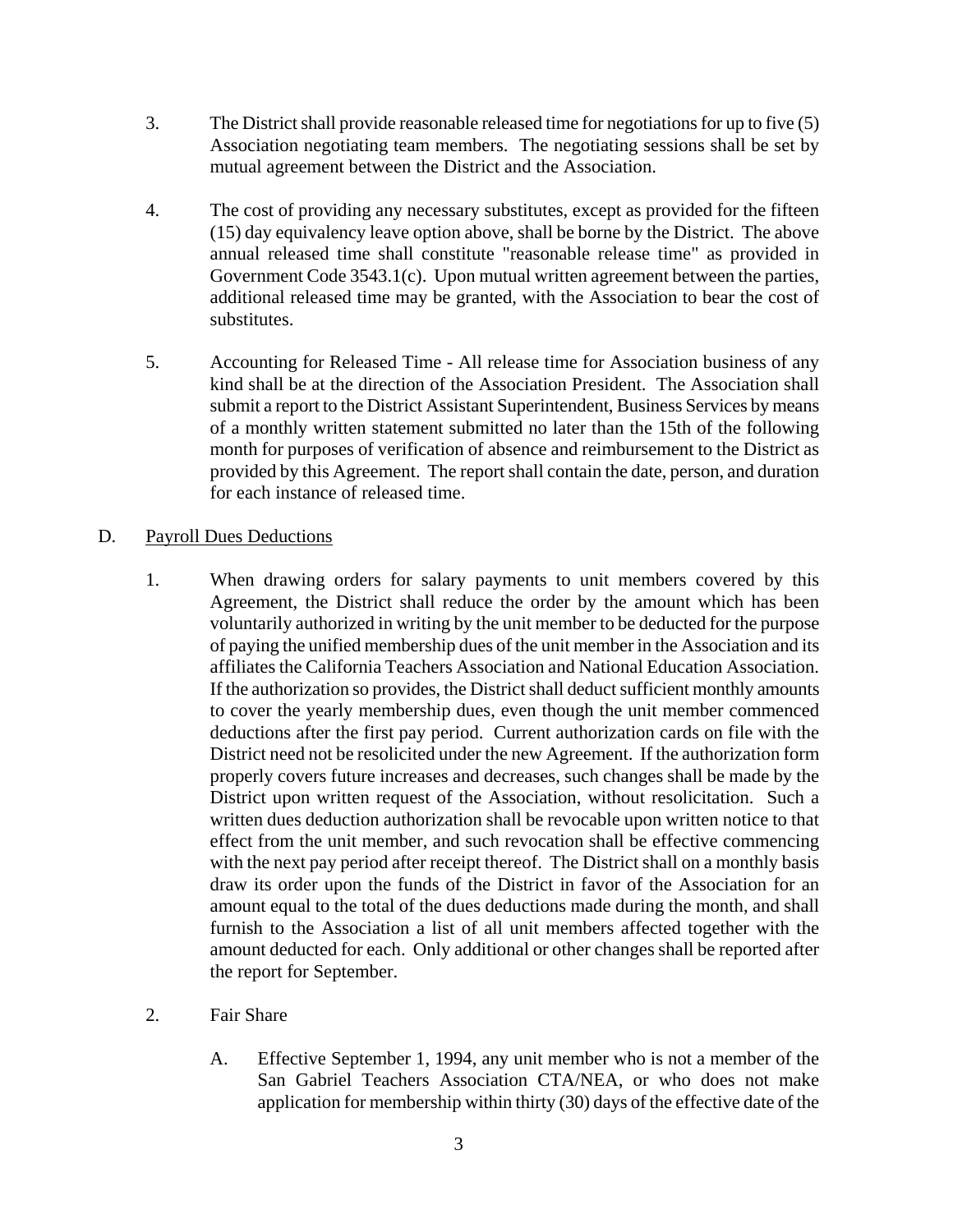3. The District shall provide reasonable released time for negotiations for up to five (5) Association negotiating team members. The negotiating sessions shall be set by mutual agreement between the District and the Association.

4. The cost of providing any necessary substitutes, except as provided for the fifteen (15) day equivalency leave option above, shall be borne by the District. The above annual released time shall constitute "reasonable release time" as provided in Government Code 3543.1(c). Upon mutual written agreement between the parties, additional released time may be granted, with the Association to bear the cost of substitutes.

5. Accounting for Released Time - All release time for Association business of any kind shall be at the direction of the Association President. The Association shall submit a report to the District Assistant Superintendent, Business Services by means of a monthly written statement submitted no later than the 15th of the following month for purposes of verification of absence and reimbursement to the District as provided by this Agreement. The report shall contain the date, person, and duration for each instance of released time.

D. <u>Payroll Dues Deductions</u>

1. When drawing orders for salary payments to unit members covered by this Agreement, the District shall reduce the order by the amount which has been voluntarily authorized in writing by the unit member to be deducted for the purpose of paying the unified membership dues of the unit member in the Association and its affiliates the California Teachers Association and National Education Association. If the authorization so provides, the District shall deduct sufficient monthly amounts to cover the yearly membership dues, even though the unit member commenced deductions after the first pay period. Current authorization cards on file with the District need not be resolicited under the new Agreement. If the authorization form properly covers future increases and decreases, such changes shall be made by the District upon written request of the Association, without resolicitation. Such a written dues deduction authorization shall be revocable upon written notice to that effect from the unit member, and such revocation shall be effective commencing with the next pay period after receipt thereof. The District shall on a monthly basis draw its order upon the funds of the District in favor of the Association for an amount equal to the total of the dues deductions made during the month, and shall furnish to the Association a list of all unit members affected together with the amount deducted for each. Only additional or other changes shall be reported after the report for September.

2. Fair Share

   A. Effective September 1, 1994, any unit member who is not a member of the San Gabriel Teachers Association CTA/NEA, or who does not make application for membership within thirty (30) days of the effective date of the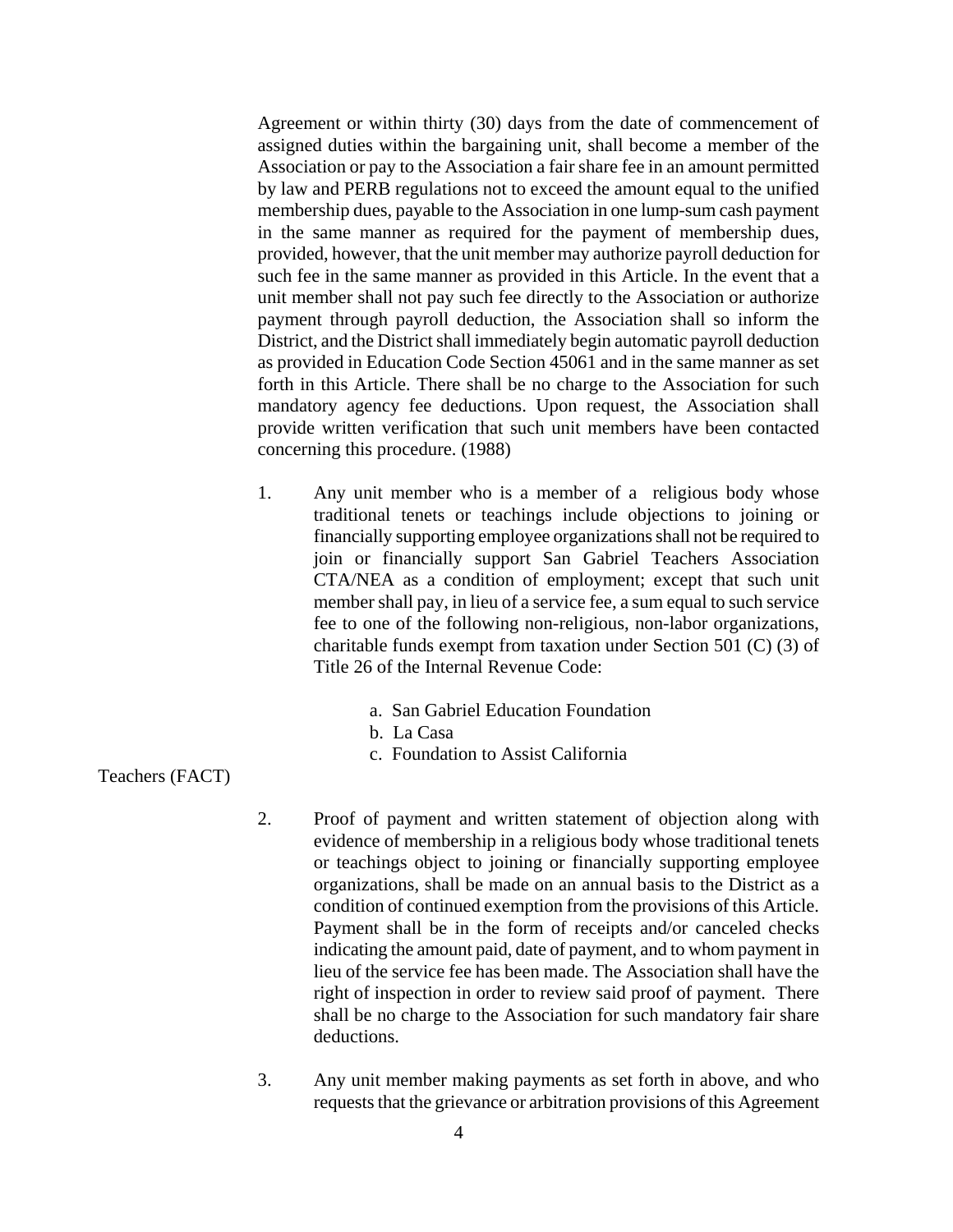Agreement or within thirty (30) days from the date of commencement of assigned duties within the bargaining unit, shall become a member of the Association or pay to the Association a fair share fee in an amount permitted by law and PERB regulations not to exceed the amount equal to the unified membership dues, payable to the Association in one lump-sum cash payment in the same manner as required for the payment of membership dues, provided, however, that the unit member may authorize payroll deduction for such fee in the same manner as provided in this Article. In the event that a unit member shall not pay such fee directly to the Association or authorize payment through payroll deduction, the Association shall so inform the District, and the District shall immediately begin automatic payroll deduction as provided in Education Code Section 45061 and in the same manner as set forth in this Article. There shall be no charge to the Association for such mandatory agency fee deductions. Upon request, the Association shall provide written verification that such unit members have been contacted concerning this procedure. (1988)

1. Any unit member who is a member of a religious body whose traditional tenets or teachings include objections to joining or financially supporting employee organizations shall not be required to join or financially support San Gabriel Teachers Association CTA/NEA as a condition of employment; except that such unit member shall pay, in lieu of a service fee, a sum equal to such service fee to one of the following non-religious, non-labor organizations, charitable funds exempt from taxation under Section 501 (C) (3) of Title 26 of the Internal Revenue Code:

   a. San Gabriel Education Foundation
   b. La Casa
   c. Foundation to Assist California Teachers (FACT)

2. Proof of payment and written statement of objection along with evidence of membership in a religious body whose traditional tenets or teachings object to joining or financially supporting employee organizations, shall be made on an annual basis to the District as a condition of continued exemption from the provisions of this Article. Payment shall be in the form of receipts and/or canceled checks indicating the amount paid, date of payment, and to whom payment in lieu of the service fee has been made. The Association shall have the right of inspection in order to review said proof of payment. There shall be no charge to the Association for such mandatory fair share deductions.

3. Any unit member making payments as set forth in above, and who requests that the grievance or arbitration provisions of this Agreement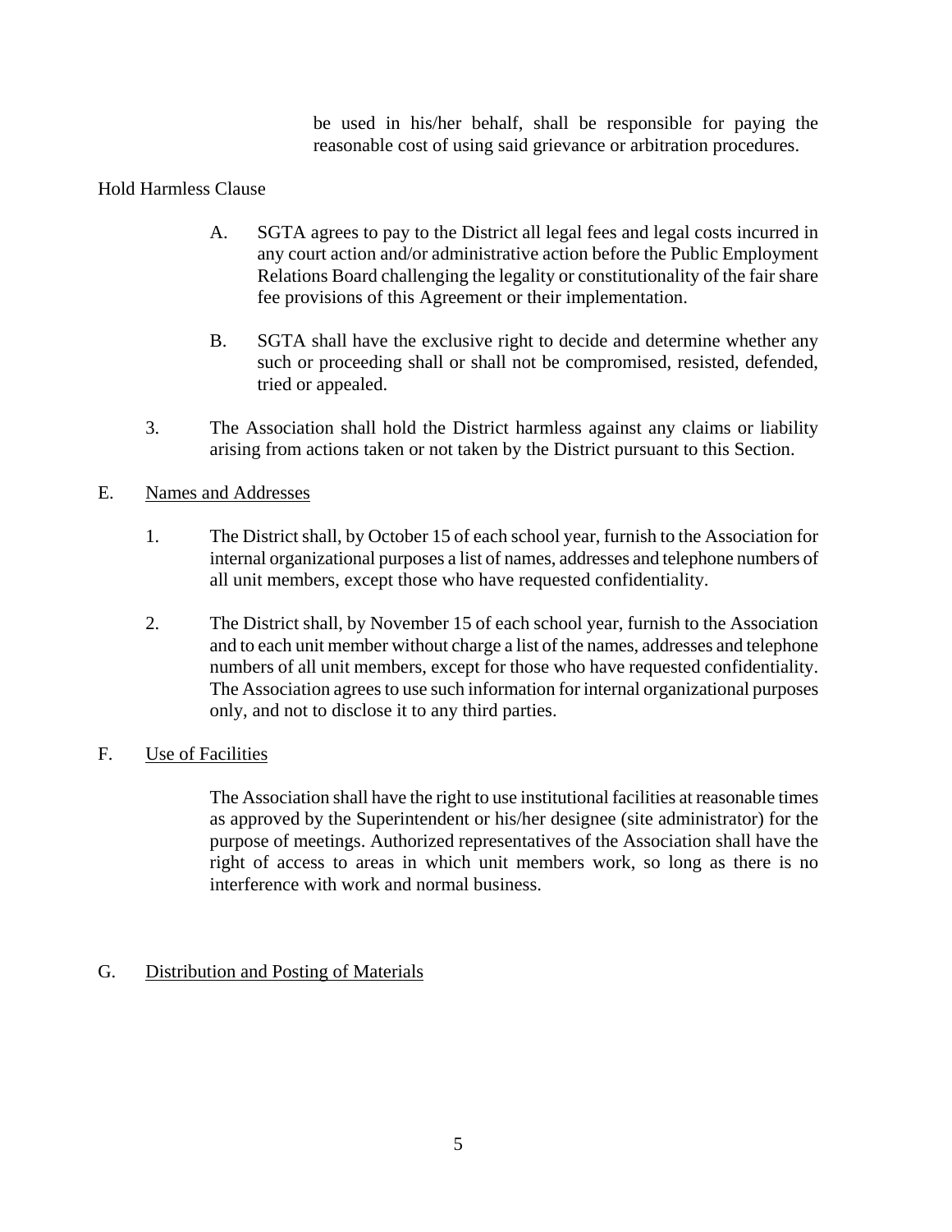be used in his/her behalf, shall be responsible for paying the reasonable cost of using said grievance or arbitration procedures.

Hold Harmless Clause

A. SGTA agrees to pay to the District all legal fees and legal costs incurred in any court action and/or administrative action before the Public Employment Relations Board challenging the legality or constitutionality of the fair share fee provisions of this Agreement or their implementation.

B. SGTA shall have the exclusive right to decide and determine whether any such or proceeding shall or shall not be compromised, resisted, defended, tried or appealed.

3. The Association shall hold the District harmless against any claims or liability arising from actions taken or not taken by the District pursuant to this Section.

E. Names and Addresses

1. The District shall, by October 15 of each school year, furnish to the Association for internal organizational purposes a list of names, addresses and telephone numbers of all unit members, except those who have requested confidentiality.

2. The District shall, by November 15 of each school year, furnish to the Association and to each unit member without charge a list of the names, addresses and telephone numbers of all unit members, except for those who have requested confidentiality. The Association agrees to use such information for internal organizational purposes only, and not to disclose it to any third parties.

F. Use of Facilities

The Association shall have the right to use institutional facilities at reasonable times as approved by the Superintendent or his/her designee (site administrator) for the purpose of meetings. Authorized representatives of the Association shall have the right of access to areas in which unit members work, so long as there is no interference with work and normal business.

G. Distribution and Posting of Materials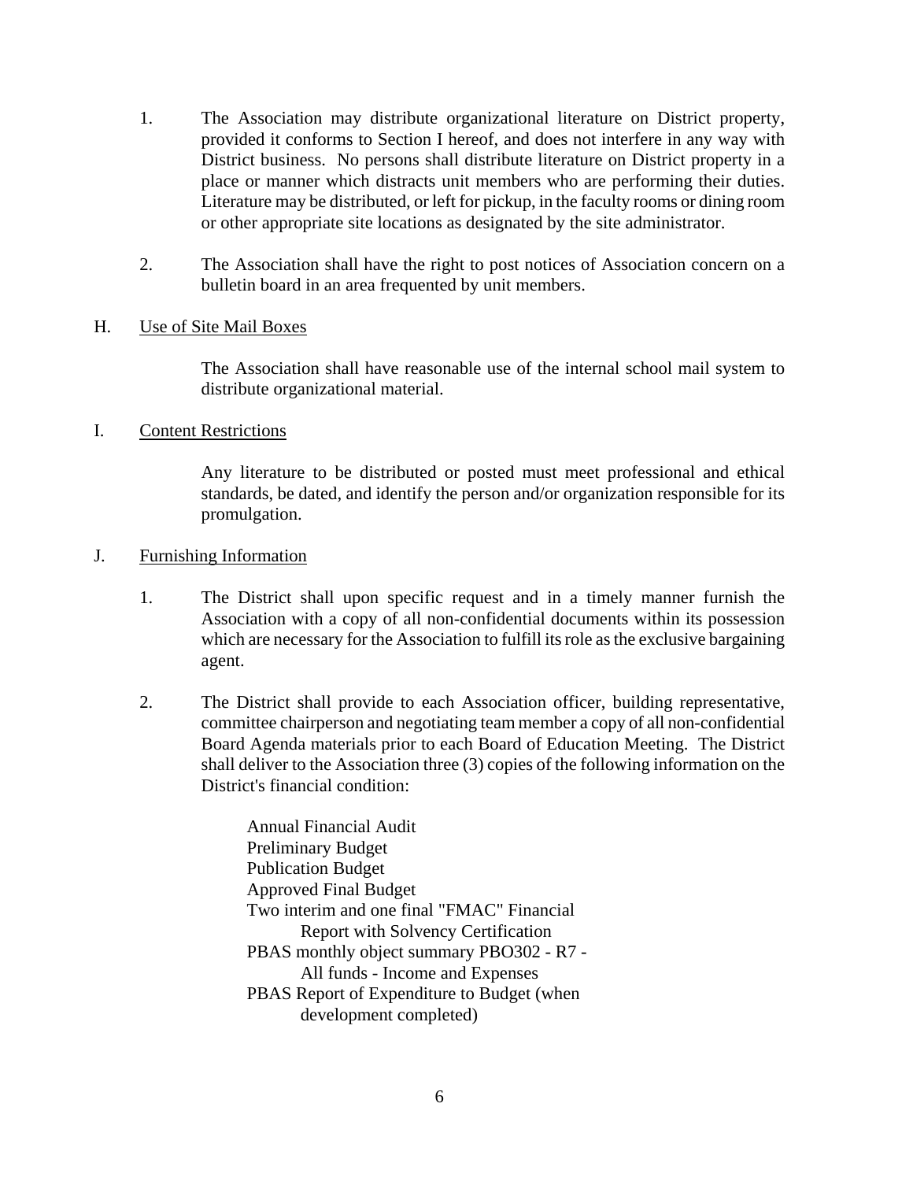1. The Association may distribute organizational literature on District property, provided it conforms to Section I hereof, and does not interfere in any way with District business. No persons shall distribute literature on District property in a place or manner which distracts unit members who are performing their duties. Literature may be distributed, or left for pickup, in the faculty rooms or dining room or other appropriate site locations as designated by the site administrator.

2. The Association shall have the right to post notices of Association concern on a bulletin board in an area frequented by unit members.

H. <u>Use of Site Mail Boxes</u>

The Association shall have reasonable use of the internal school mail system to distribute organizational material.

I. <u>Content Restrictions</u>

Any literature to be distributed or posted must meet professional and ethical standards, be dated, and identify the person and/or organization responsible for its promulgation.

J. <u>Furnishing Information</u>

1. The District shall upon specific request and in a timely manner furnish the Association with a copy of all non-confidential documents within its possession which are necessary for the Association to fulfill its role as the exclusive bargaining agent.

2. The District shall provide to each Association officer, building representative, committee chairperson and negotiating team member a copy of all non-confidential Board Agenda materials prior to each Board of Education Meeting. The District shall deliver to the Association three (3) copies of the following information on the District's financial condition:

   Annual Financial Audit
   Preliminary Budget
   Publication Budget
   Approved Final Budget
   Two interim and one final "FMAC" Financial Report with Solvency Certification
   PBAS monthly object summary PBO302 - R7 - All funds - Income and Expenses
   PBAS Report of Expenditure to Budget (when development completed)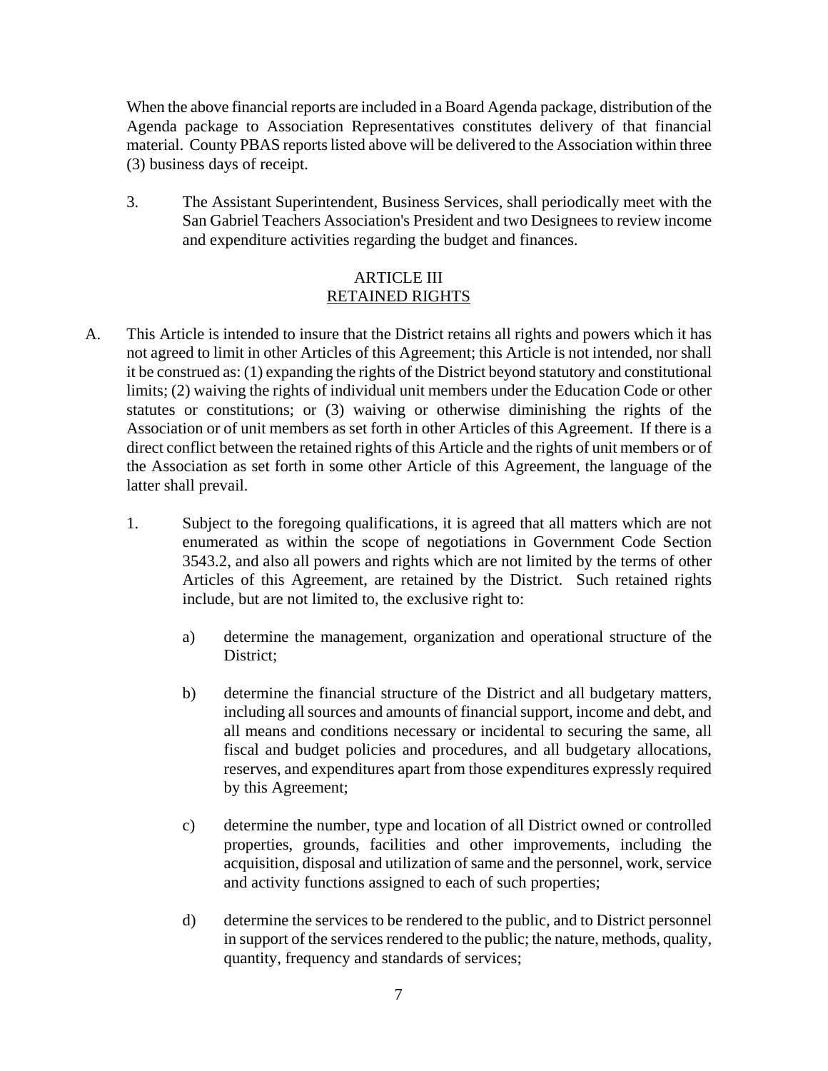When the above financial reports are included in a Board Agenda package, distribution of the Agenda package to Association Representatives constitutes delivery of that financial material. County PBAS reports listed above will be delivered to the Association within three (3) business days of receipt.

3. The Assistant Superintendent, Business Services, shall periodically meet with the San Gabriel Teachers Association's President and two Designees to review income and expenditure activities regarding the budget and finances.

## ARTICLE III
## RETAINED RIGHTS

A. This Article is intended to insure that the District retains all rights and powers which it has not agreed to limit in other Articles of this Agreement; this Article is not intended, nor shall it be construed as: (1) expanding the rights of the District beyond statutory and constitutional limits; (2) waiving the rights of individual unit members under the Education Code or other statutes or constitutions; or (3) waiving or otherwise diminishing the rights of the Association or of unit members as set forth in other Articles of this Agreement. If there is a direct conflict between the retained rights of this Article and the rights of unit members or of the Association as set forth in some other Article of this Agreement, the language of the latter shall prevail.

   1. Subject to the foregoing qualifications, it is agreed that all matters which are not enumerated as within the scope of negotiations in Government Code Section 3543.2, and also all powers and rights which are not limited by the terms of other Articles of this Agreement, are retained by the District. Such retained rights include, but are not limited to, the exclusive right to:

      a) determine the management, organization and operational structure of the District;

      b) determine the financial structure of the District and all budgetary matters, including all sources and amounts of financial support, income and debt, and all means and conditions necessary or incidental to securing the same, all fiscal and budget policies and procedures, and all budgetary allocations, reserves, and expenditures apart from those expenditures expressly required by this Agreement;

      c) determine the number, type and location of all District owned or controlled properties, grounds, facilities and other improvements, including the acquisition, disposal and utilization of same and the personnel, work, service and activity functions assigned to each of such properties;

      d) determine the services to be rendered to the public, and to District personnel in support of the services rendered to the public; the nature, methods, quality, quantity, frequency and standards of services;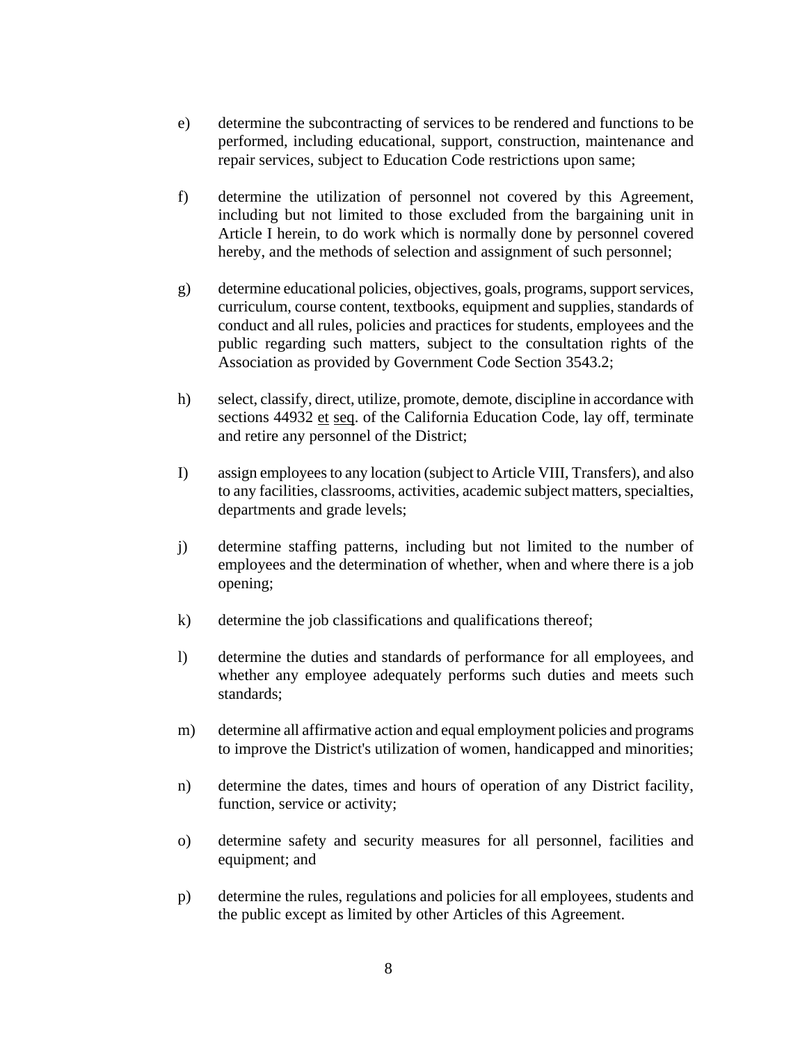e) determine the subcontracting of services to be rendered and functions to be performed, including educational, support, construction, maintenance and repair services, subject to Education Code restrictions upon same;

f) determine the utilization of personnel not covered by this Agreement, including but not limited to those excluded from the bargaining unit in Article I herein, to do work which is normally done by personnel covered hereby, and the methods of selection and assignment of such personnel;

g) determine educational policies, objectives, goals, programs, support services, curriculum, course content, textbooks, equipment and supplies, standards of conduct and all rules, policies and practices for students, employees and the public regarding such matters, subject to the consultation rights of the Association as provided by Government Code Section 3543.2;

h) select, classify, direct, utilize, promote, demote, discipline in accordance with sections 44932 et seq. of the California Education Code, lay off, terminate and retire any personnel of the District;

I) assign employees to any location (subject to Article VIII, Transfers), and also to any facilities, classrooms, activities, academic subject matters, specialties, departments and grade levels;

j) determine staffing patterns, including but not limited to the number of employees and the determination of whether, when and where there is a job opening;

k) determine the job classifications and qualifications thereof;

l) determine the duties and standards of performance for all employees, and whether any employee adequately performs such duties and meets such standards;

m) determine all affirmative action and equal employment policies and programs to improve the District's utilization of women, handicapped and minorities;

n) determine the dates, times and hours of operation of any District facility, function, service or activity;

o) determine safety and security measures for all personnel, facilities and equipment; and

p) determine the rules, regulations and policies for all employees, students and the public except as limited by other Articles of this Agreement.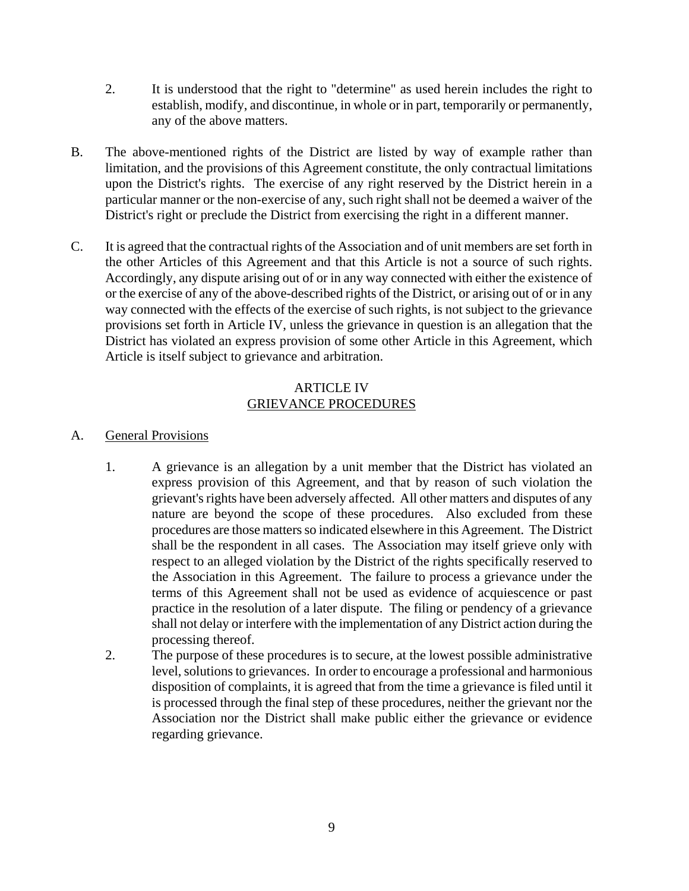2. It is understood that the right to "determine" as used herein includes the right to establish, modify, and discontinue, in whole or in part, temporarily or permanently, any of the above matters.

B. The above-mentioned rights of the District are listed by way of example rather than limitation, and the provisions of this Agreement constitute, the only contractual limitations upon the District's rights. The exercise of any right reserved by the District herein in a particular manner or the non-exercise of any, such right shall not be deemed a waiver of the District's right or preclude the District from exercising the right in a different manner.

C. It is agreed that the contractual rights of the Association and of unit members are set forth in the other Articles of this Agreement and that this Article is not a source of such rights. Accordingly, any dispute arising out of or in any way connected with either the existence of or the exercise of any of the above-described rights of the District, or arising out of or in any way connected with the effects of the exercise of such rights, is not subject to the grievance provisions set forth in Article IV, unless the grievance in question is an allegation that the District has violated an express provision of some other Article in this Agreement, which Article is itself subject to grievance and arbitration.

## ARTICLE IV
## GRIEVANCE PROCEDURES

A. General Provisions

1. A grievance is an allegation by a unit member that the District has violated an express provision of this Agreement, and that by reason of such violation the grievant's rights have been adversely affected. All other matters and disputes of any nature are beyond the scope of these procedures. Also excluded from these procedures are those matters so indicated elsewhere in this Agreement. The District shall be the respondent in all cases. The Association may itself grieve only with respect to an alleged violation by the District of the rights specifically reserved to the Association in this Agreement. The failure to process a grievance under the terms of this Agreement shall not be used as evidence of acquiescence or past practice in the resolution of a later dispute. The filing or pendency of a grievance shall not delay or interfere with the implementation of any District action during the processing thereof.
2. The purpose of these procedures is to secure, at the lowest possible administrative level, solutions to grievances. In order to encourage a professional and harmonious disposition of complaints, it is agreed that from the time a grievance is filed until it is processed through the final step of these procedures, neither the grievant nor the Association nor the District shall make public either the grievance or evidence regarding grievance.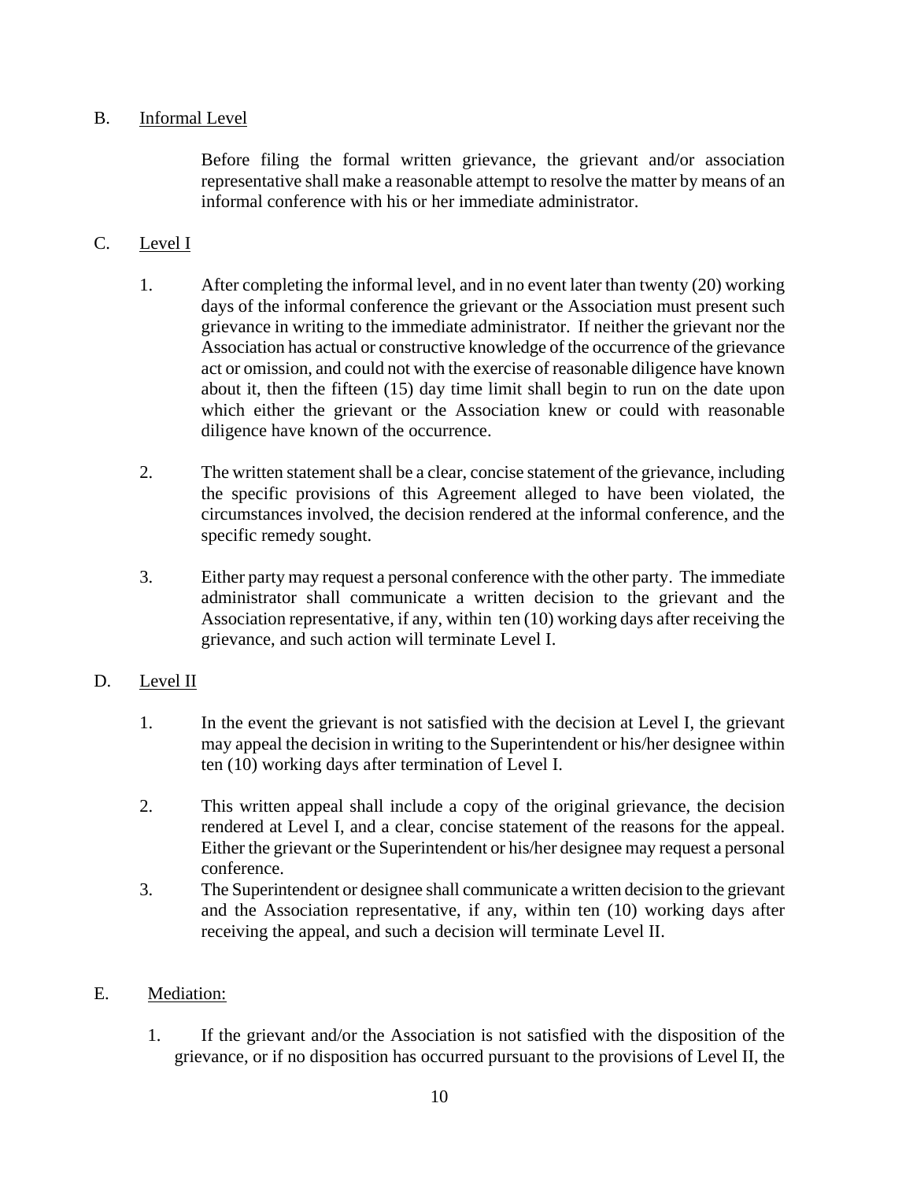B. Informal Level

Before filing the formal written grievance, the grievant and/or association representative shall make a reasonable attempt to resolve the matter by means of an informal conference with his or her immediate administrator.

C. Level I

1. After completing the informal level, and in no event later than twenty (20) working days of the informal conference the grievant or the Association must present such grievance in writing to the immediate administrator. If neither the grievant nor the Association has actual or constructive knowledge of the occurrence of the grievance act or omission, and could not with the exercise of reasonable diligence have known about it, then the fifteen (15) day time limit shall begin to run on the date upon which either the grievant or the Association knew or could with reasonable diligence have known of the occurrence.

2. The written statement shall be a clear, concise statement of the grievance, including the specific provisions of this Agreement alleged to have been violated, the circumstances involved, the decision rendered at the informal conference, and the specific remedy sought.

3. Either party may request a personal conference with the other party. The immediate administrator shall communicate a written decision to the grievant and the Association representative, if any, within ten (10) working days after receiving the grievance, and such action will terminate Level I.

D. Level II

1. In the event the grievant is not satisfied with the decision at Level I, the grievant may appeal the decision in writing to the Superintendent or his/her designee within ten (10) working days after termination of Level I.

2. This written appeal shall include a copy of the original grievance, the decision rendered at Level I, and a clear, concise statement of the reasons for the appeal. Either the grievant or the Superintendent or his/her designee may request a personal conference.

3. The Superintendent or designee shall communicate a written decision to the grievant and the Association representative, if any, within ten (10) working days after receiving the appeal, and such a decision will terminate Level II.

E. Mediation:

1. If the grievant and/or the Association is not satisfied with the disposition of the grievance, or if no disposition has occurred pursuant to the provisions of Level II, the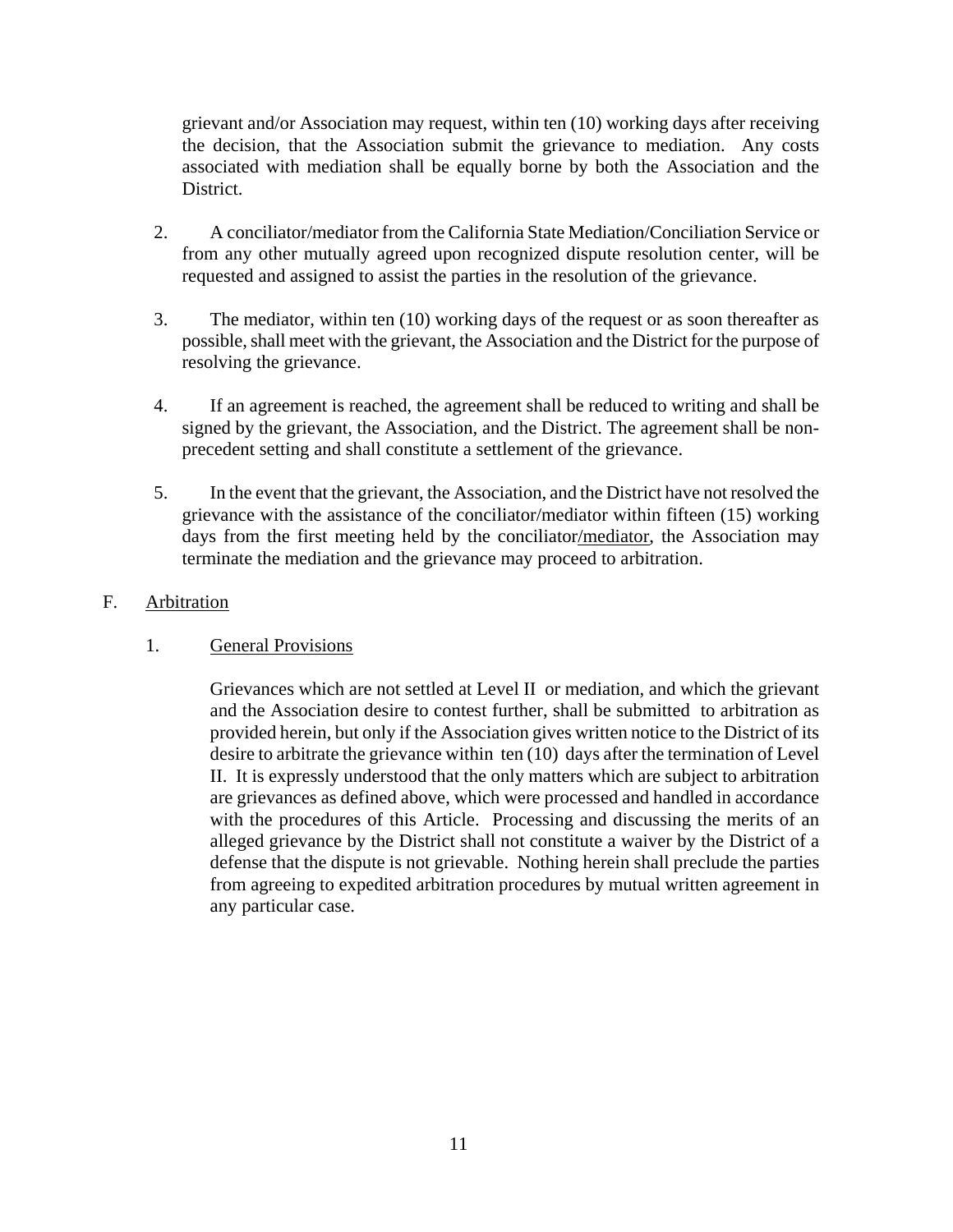grievant and/or Association may request, within ten (10) working days after receiving the decision, that the Association submit the grievance to mediation. Any costs associated with mediation shall be equally borne by both the Association and the District.

2. A conciliator/mediator from the California State Mediation/Conciliation Service or from any other mutually agreed upon recognized dispute resolution center, will be requested and assigned to assist the parties in the resolution of the grievance.

3. The mediator, within ten (10) working days of the request or as soon thereafter as possible, shall meet with the grievant, the Association and the District for the purpose of resolving the grievance.

4. If an agreement is reached, the agreement shall be reduced to writing and shall be signed by the grievant, the Association, and the District. The agreement shall be non-precedent setting and shall constitute a settlement of the grievance.

5. In the event that the grievant, the Association, and the District have not resolved the grievance with the assistance of the conciliator/mediator within fifteen (15) working days from the first meeting held by the conciliator/mediator, the Association may terminate the mediation and the grievance may proceed to arbitration.

F. Arbitration

1. General Provisions

Grievances which are not settled at Level II or mediation, and which the grievant and the Association desire to contest further, shall be submitted to arbitration as provided herein, but only if the Association gives written notice to the District of its desire to arbitrate the grievance within ten (10) days after the termination of Level II. It is expressly understood that the only matters which are subject to arbitration are grievances as defined above, which were processed and handled in accordance with the procedures of this Article. Processing and discussing the merits of an alleged grievance by the District shall not constitute a waiver by the District of a defense that the dispute is not grievable. Nothing herein shall preclude the parties from agreeing to expedited arbitration procedures by mutual written agreement in any particular case.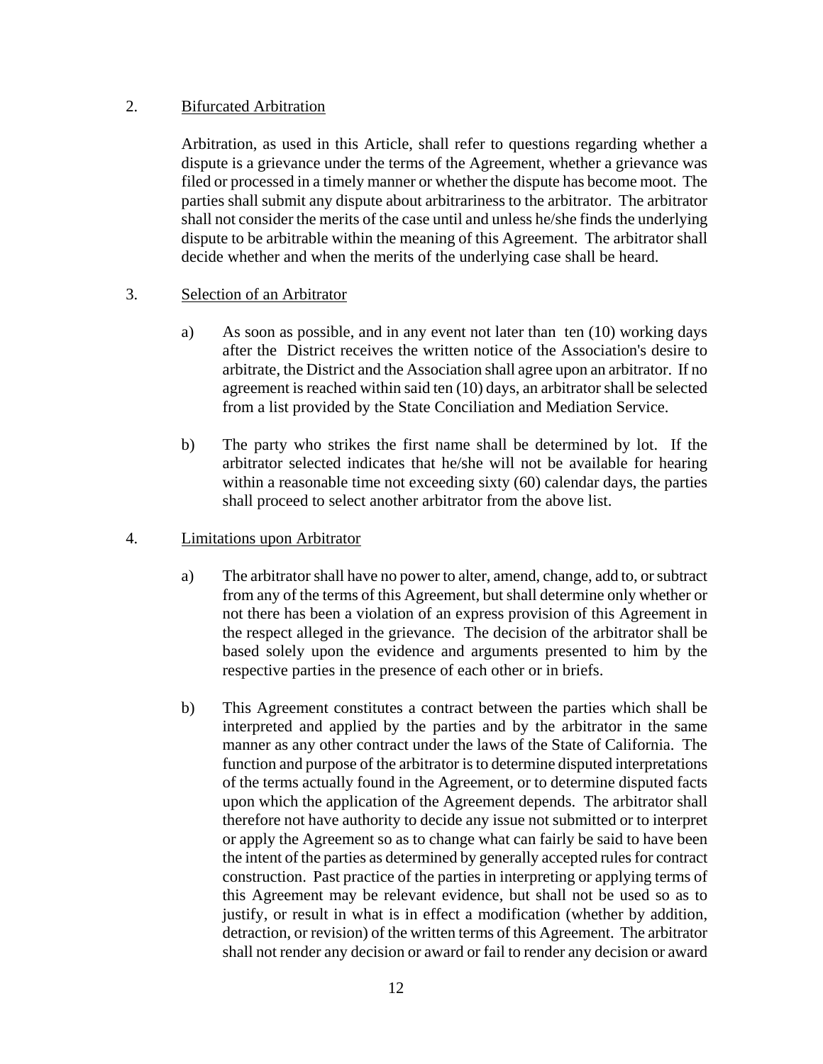2. <u>Bifurcated Arbitration</u>

Arbitration, as used in this Article, shall refer to questions regarding whether a dispute is a grievance under the terms of the Agreement, whether a grievance was filed or processed in a timely manner or whether the dispute has become moot. The parties shall submit any dispute about arbitrariness to the arbitrator. The arbitrator shall not consider the merits of the case until and unless he/she finds the underlying dispute to be arbitrable within the meaning of this Agreement. The arbitrator shall decide whether and when the merits of the underlying case shall be heard.

3. <u>Selection of an Arbitrator</u>

a) As soon as possible, and in any event not later than ten (10) working days after the District receives the written notice of the Association's desire to arbitrate, the District and the Association shall agree upon an arbitrator. If no agreement is reached within said ten (10) days, an arbitrator shall be selected from a list provided by the State Conciliation and Mediation Service.

b) The party who strikes the first name shall be determined by lot. If the arbitrator selected indicates that he/she will not be available for hearing within a reasonable time not exceeding sixty (60) calendar days, the parties shall proceed to select another arbitrator from the above list.

4. <u>Limitations upon Arbitrator</u>

a) The arbitrator shall have no power to alter, amend, change, add to, or subtract from any of the terms of this Agreement, but shall determine only whether or not there has been a violation of an express provision of this Agreement in the respect alleged in the grievance. The decision of the arbitrator shall be based solely upon the evidence and arguments presented to him by the respective parties in the presence of each other or in briefs.

b) This Agreement constitutes a contract between the parties which shall be interpreted and applied by the parties and by the arbitrator in the same manner as any other contract under the laws of the State of California. The function and purpose of the arbitrator is to determine disputed interpretations of the terms actually found in the Agreement, or to determine disputed facts upon which the application of the Agreement depends. The arbitrator shall therefore not have authority to decide any issue not submitted or to interpret or apply the Agreement so as to change what can fairly be said to have been the intent of the parties as determined by generally accepted rules for contract construction. Past practice of the parties in interpreting or applying terms of this Agreement may be relevant evidence, but shall not be used so as to justify, or result in what is in effect a modification (whether by addition, detraction, or revision) of the written terms of this Agreement. The arbitrator shall not render any decision or award or fail to render any decision or award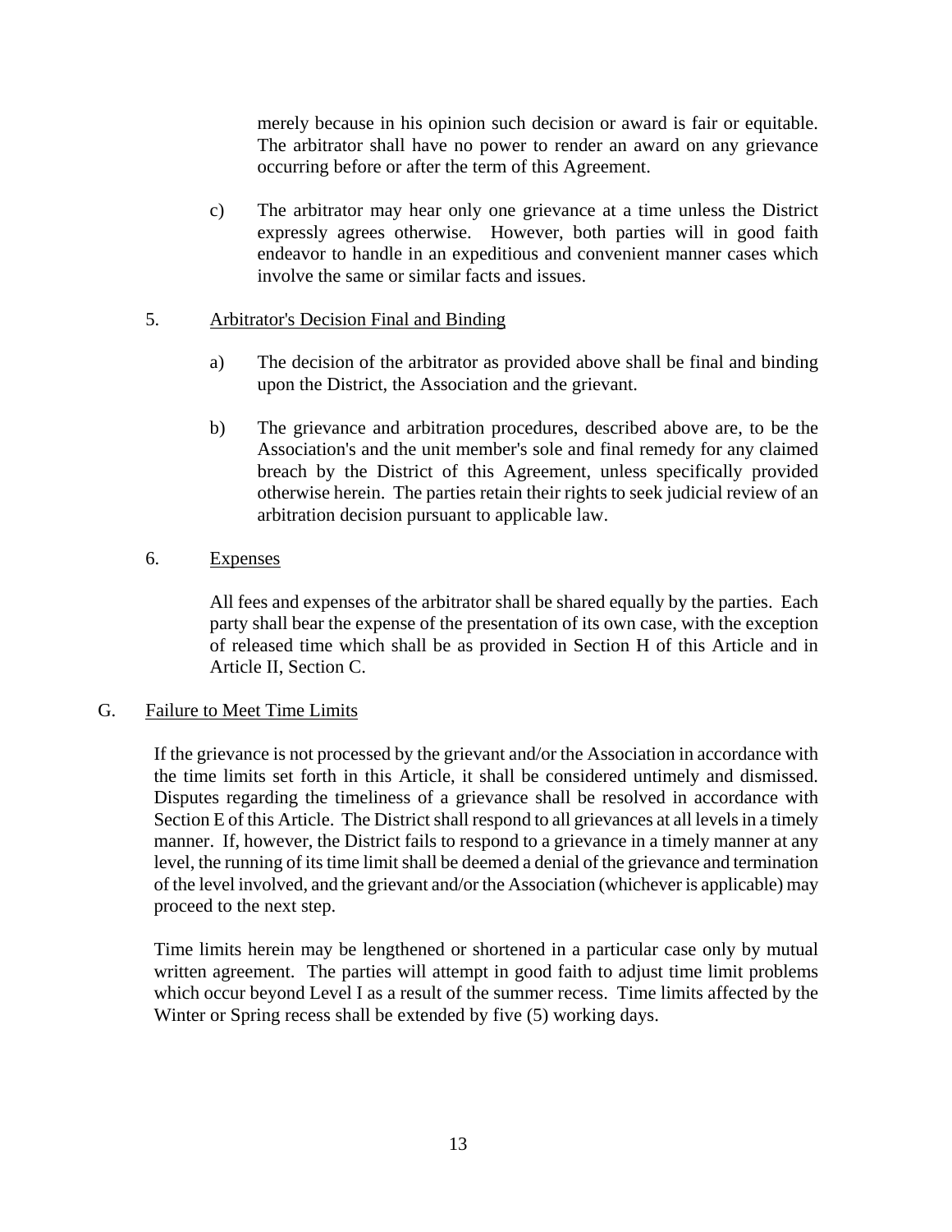merely because in his opinion such decision or award is fair or equitable. The arbitrator shall have no power to render an award on any grievance occurring before or after the term of this Agreement.

c) The arbitrator may hear only one grievance at a time unless the District expressly agrees otherwise. However, both parties will in good faith endeavor to handle in an expeditious and convenient manner cases which involve the same or similar facts and issues.

5. Arbitrator's Decision Final and Binding

a) The decision of the arbitrator as provided above shall be final and binding upon the District, the Association and the grievant.

b) The grievance and arbitration procedures, described above are, to be the Association's and the unit member's sole and final remedy for any claimed breach by the District of this Agreement, unless specifically provided otherwise herein. The parties retain their rights to seek judicial review of an arbitration decision pursuant to applicable law.

6. Expenses

All fees and expenses of the arbitrator shall be shared equally by the parties. Each party shall bear the expense of the presentation of its own case, with the exception of released time which shall be as provided in Section H of this Article and in Article II, Section C.

G. Failure to Meet Time Limits

If the grievance is not processed by the grievant and/or the Association in accordance with the time limits set forth in this Article, it shall be considered untimely and dismissed. Disputes regarding the timeliness of a grievance shall be resolved in accordance with Section E of this Article. The District shall respond to all grievances at all levels in a timely manner. If, however, the District fails to respond to a grievance in a timely manner at any level, the running of its time limit shall be deemed a denial of the grievance and termination of the level involved, and the grievant and/or the Association (whichever is applicable) may proceed to the next step.

Time limits herein may be lengthened or shortened in a particular case only by mutual written agreement. The parties will attempt in good faith to adjust time limit problems which occur beyond Level I as a result of the summer recess. Time limits affected by the Winter or Spring recess shall be extended by five (5) working days.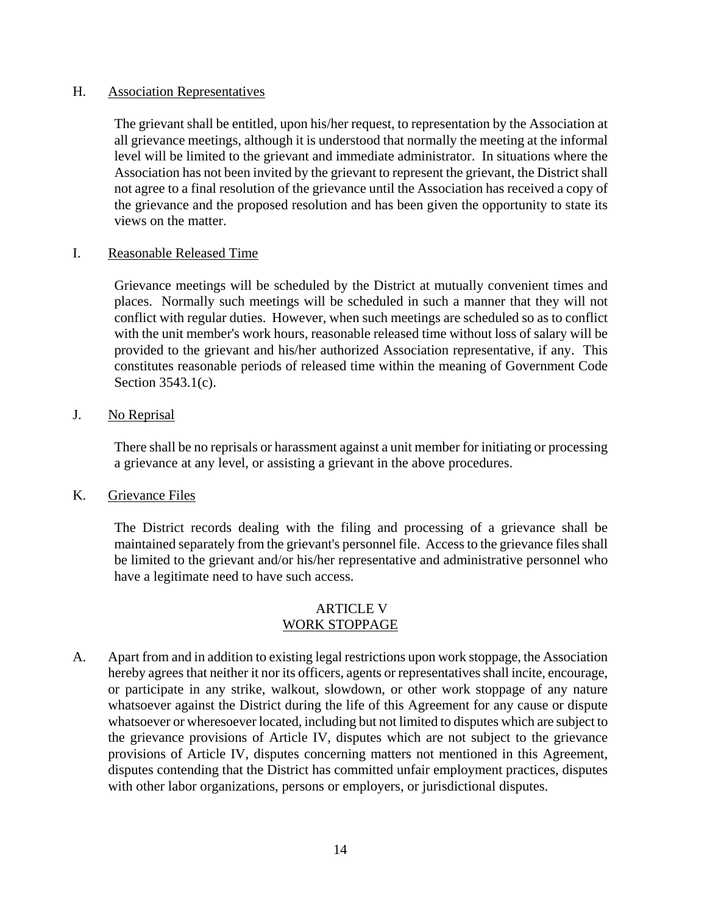H. <u>Association Representatives</u>

The grievant shall be entitled, upon his/her request, to representation by the Association at all grievance meetings, although it is understood that normally the meeting at the informal level will be limited to the grievant and immediate administrator. In situations where the Association has not been invited by the grievant to represent the grievant, the District shall not agree to a final resolution of the grievance until the Association has received a copy of the grievance and the proposed resolution and has been given the opportunity to state its views on the matter.

I. <u>Reasonable Released Time</u>

Grievance meetings will be scheduled by the District at mutually convenient times and places. Normally such meetings will be scheduled in such a manner that they will not conflict with regular duties. However, when such meetings are scheduled so as to conflict with the unit member's work hours, reasonable released time without loss of salary will be provided to the grievant and his/her authorized Association representative, if any. This constitutes reasonable periods of released time within the meaning of Government Code Section 3543.1(c).

J. <u>No Reprisal</u>

There shall be no reprisals or harassment against a unit member for initiating or processing a grievance at any level, or assisting a grievant in the above procedures.

K. <u>Grievance Files</u>

The District records dealing with the filing and processing of a grievance shall be maintained separately from the grievant's personnel file. Access to the grievance files shall be limited to the grievant and/or his/her representative and administrative personnel who have a legitimate need to have such access.

## ARTICLE V
## <u>WORK STOPPAGE</u>

A. Apart from and in addition to existing legal restrictions upon work stoppage, the Association hereby agrees that neither it nor its officers, agents or representatives shall incite, encourage, or participate in any strike, walkout, slowdown, or other work stoppage of any nature whatsoever against the District during the life of this Agreement for any cause or dispute whatsoever or wheresoever located, including but not limited to disputes which are subject to the grievance provisions of Article IV, disputes which are not subject to the grievance provisions of Article IV, disputes concerning matters not mentioned in this Agreement, disputes contending that the District has committed unfair employment practices, disputes with other labor organizations, persons or employers, or jurisdictional disputes.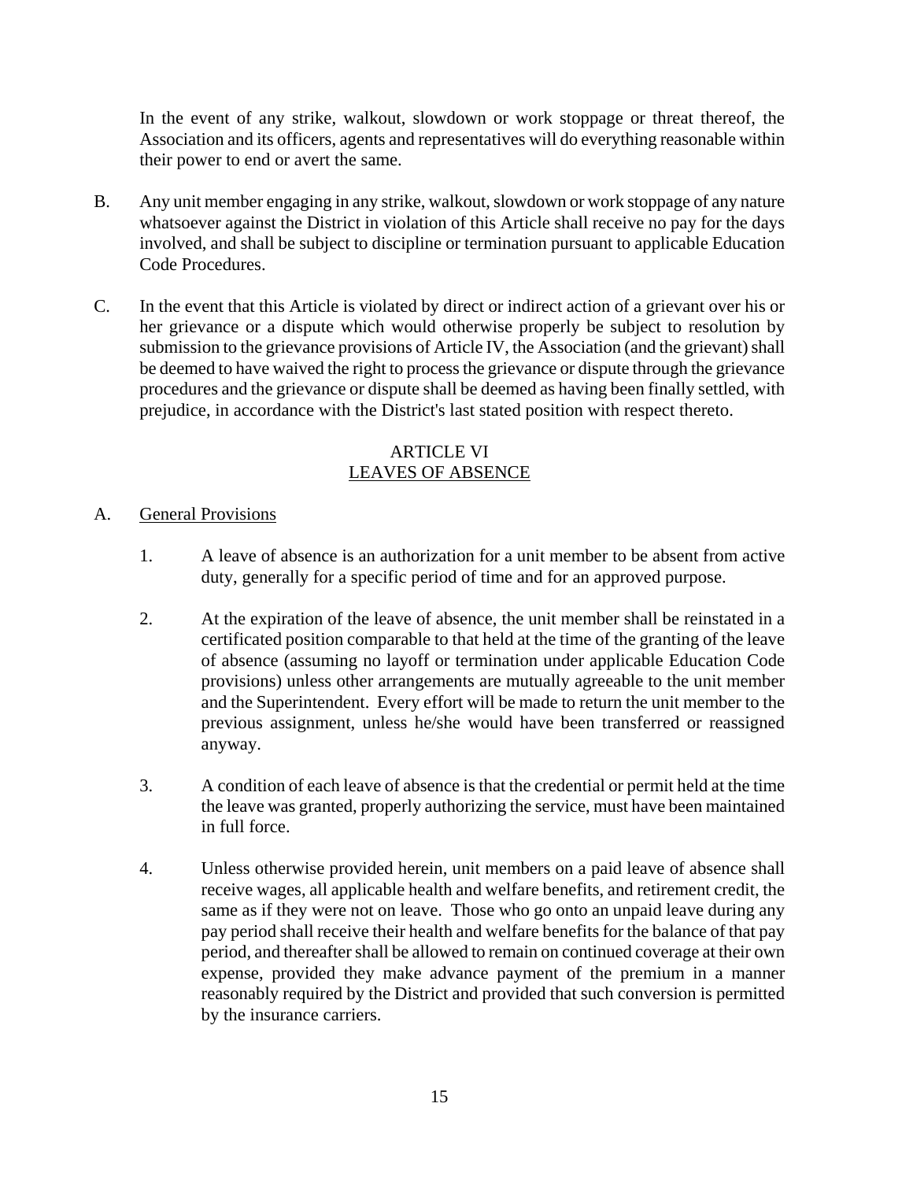In the event of any strike, walkout, slowdown or work stoppage or threat thereof, the Association and its officers, agents and representatives will do everything reasonable within their power to end or avert the same.

B. Any unit member engaging in any strike, walkout, slowdown or work stoppage of any nature whatsoever against the District in violation of this Article shall receive no pay for the days involved, and shall be subject to discipline or termination pursuant to applicable Education Code Procedures.

C. In the event that this Article is violated by direct or indirect action of a grievant over his or her grievance or a dispute which would otherwise properly be subject to resolution by submission to the grievance provisions of Article IV, the Association (and the grievant) shall be deemed to have waived the right to process the grievance or dispute through the grievance procedures and the grievance or dispute shall be deemed as having been finally settled, with prejudice, in accordance with the District's last stated position with respect thereto.

## ARTICLE VI
## LEAVES OF ABSENCE

A. General Provisions

1. A leave of absence is an authorization for a unit member to be absent from active duty, generally for a specific period of time and for an approved purpose.

2. At the expiration of the leave of absence, the unit member shall be reinstated in a certificated position comparable to that held at the time of the granting of the leave of absence (assuming no layoff or termination under applicable Education Code provisions) unless other arrangements are mutually agreeable to the unit member and the Superintendent. Every effort will be made to return the unit member to the previous assignment, unless he/she would have been transferred or reassigned anyway.

3. A condition of each leave of absence is that the credential or permit held at the time the leave was granted, properly authorizing the service, must have been maintained in full force.

4. Unless otherwise provided herein, unit members on a paid leave of absence shall receive wages, all applicable health and welfare benefits, and retirement credit, the same as if they were not on leave. Those who go onto an unpaid leave during any pay period shall receive their health and welfare benefits for the balance of that pay period, and thereafter shall be allowed to remain on continued coverage at their own expense, provided they make advance payment of the premium in a manner reasonably required by the District and provided that such conversion is permitted by the insurance carriers.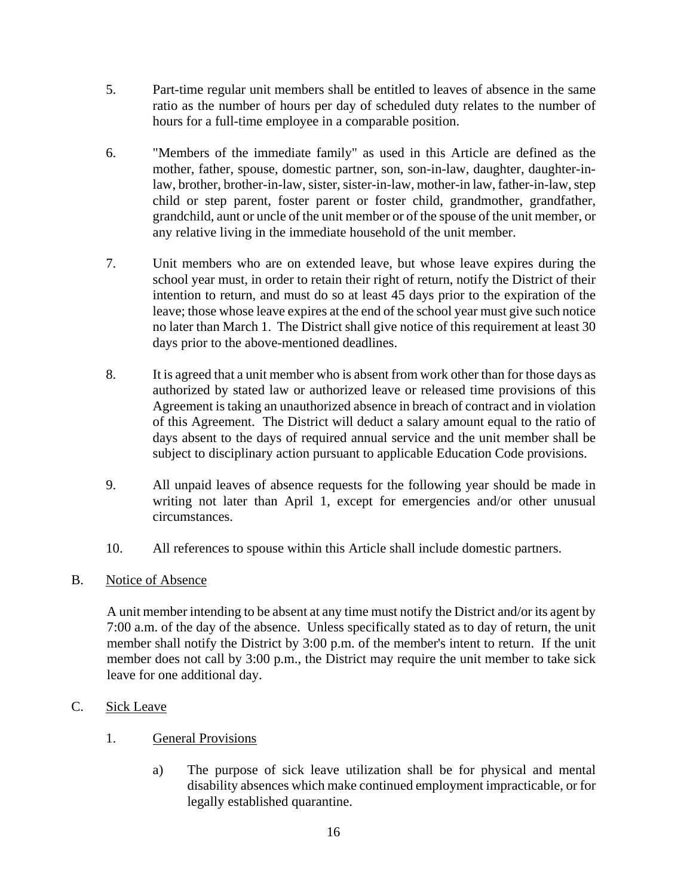5. Part-time regular unit members shall be entitled to leaves of absence in the same ratio as the number of hours per day of scheduled duty relates to the number of hours for a full-time employee in a comparable position.

6. "Members of the immediate family" as used in this Article are defined as the mother, father, spouse, domestic partner, son, son-in-law, daughter, daughter-in-law, brother, brother-in-law, sister, sister-in-law, mother-in law, father-in-law, step child or step parent, foster parent or foster child, grandmother, grandfather, grandchild, aunt or uncle of the unit member or of the spouse of the unit member, or any relative living in the immediate household of the unit member.

7. Unit members who are on extended leave, but whose leave expires during the school year must, in order to retain their right of return, notify the District of their intention to return, and must do so at least 45 days prior to the expiration of the leave; those whose leave expires at the end of the school year must give such notice no later than March 1. The District shall give notice of this requirement at least 30 days prior to the above-mentioned deadlines.

8. It is agreed that a unit member who is absent from work other than for those days as authorized by stated law or authorized leave or released time provisions of this Agreement is taking an unauthorized absence in breach of contract and in violation of this Agreement. The District will deduct a salary amount equal to the ratio of days absent to the days of required annual service and the unit member shall be subject to disciplinary action pursuant to applicable Education Code provisions.

9. All unpaid leaves of absence requests for the following year should be made in writing not later than April 1, except for emergencies and/or other unusual circumstances.

10. All references to spouse within this Article shall include domestic partners.

B. Notice of Absence

A unit member intending to be absent at any time must notify the District and/or its agent by 7:00 a.m. of the day of the absence. Unless specifically stated as to day of return, the unit member shall notify the District by 3:00 p.m. of the member's intent to return. If the unit member does not call by 3:00 p.m., the District may require the unit member to take sick leave for one additional day.

C. Sick Leave

1. General Provisions

a) The purpose of sick leave utilization shall be for physical and mental disability absences which make continued employment impracticable, or for legally established quarantine.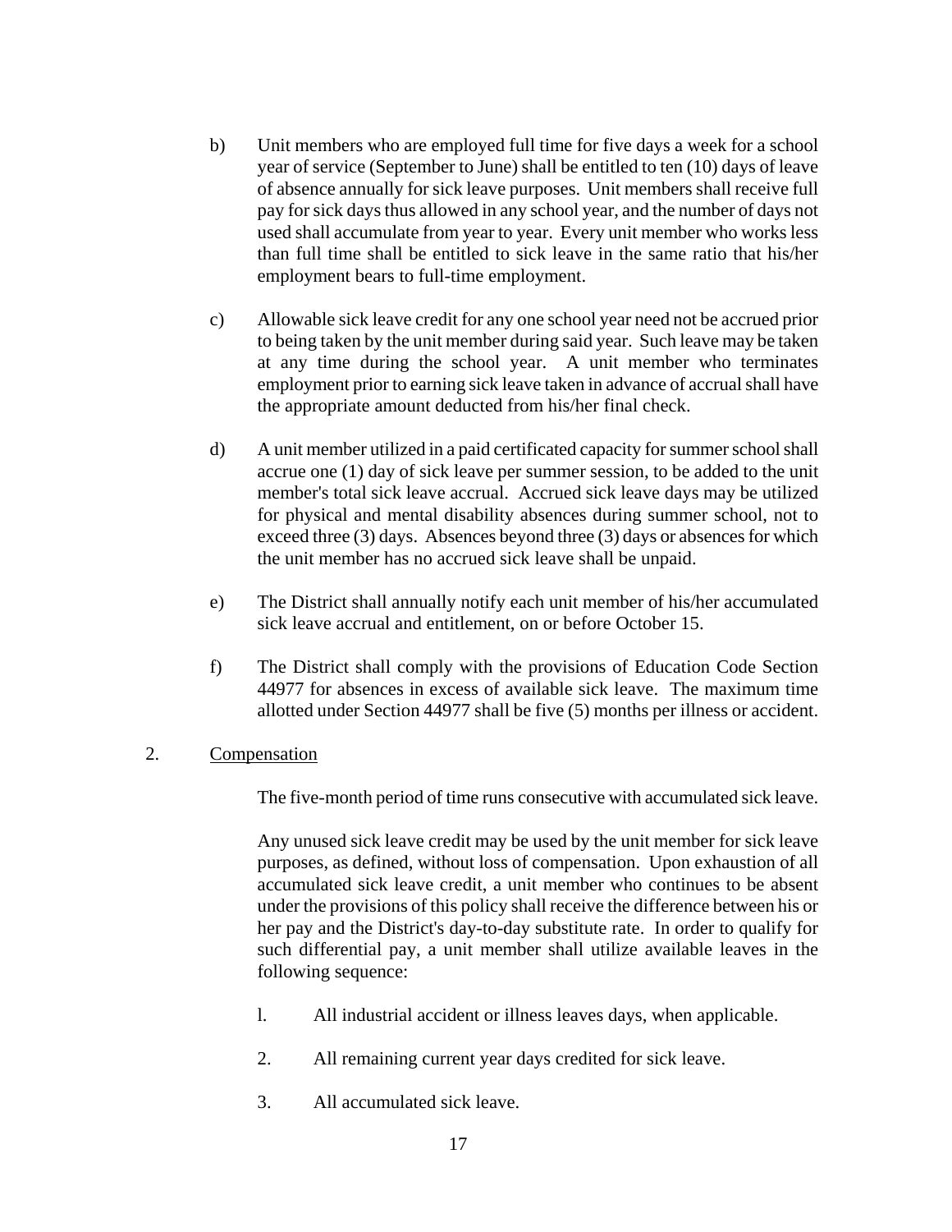b) Unit members who are employed full time for five days a week for a school year of service (September to June) shall be entitled to ten (10) days of leave of absence annually for sick leave purposes. Unit members shall receive full pay for sick days thus allowed in any school year, and the number of days not used shall accumulate from year to year. Every unit member who works less than full time shall be entitled to sick leave in the same ratio that his/her employment bears to full-time employment.

c) Allowable sick leave credit for any one school year need not be accrued prior to being taken by the unit member during said year. Such leave may be taken at any time during the school year. A unit member who terminates employment prior to earning sick leave taken in advance of accrual shall have the appropriate amount deducted from his/her final check.

d) A unit member utilized in a paid certificated capacity for summer school shall accrue one (1) day of sick leave per summer session, to be added to the unit member's total sick leave accrual. Accrued sick leave days may be utilized for physical and mental disability absences during summer school, not to exceed three (3) days. Absences beyond three (3) days or absences for which the unit member has no accrued sick leave shall be unpaid.

e) The District shall annually notify each unit member of his/her accumulated sick leave accrual and entitlement, on or before October 15.

f) The District shall comply with the provisions of Education Code Section 44977 for absences in excess of available sick leave. The maximum time allotted under Section 44977 shall be five (5) months per illness or accident.

2. Compensation

The five-month period of time runs consecutive with accumulated sick leave.

Any unused sick leave credit may be used by the unit member for sick leave purposes, as defined, without loss of compensation. Upon exhaustion of all accumulated sick leave credit, a unit member who continues to be absent under the provisions of this policy shall receive the difference between his or her pay and the District's day-to-day substitute rate. In order to qualify for such differential pay, a unit member shall utilize available leaves in the following sequence:

1. All industrial accident or illness leaves days, when applicable.
2. All remaining current year days credited for sick leave.
3. All accumulated sick leave.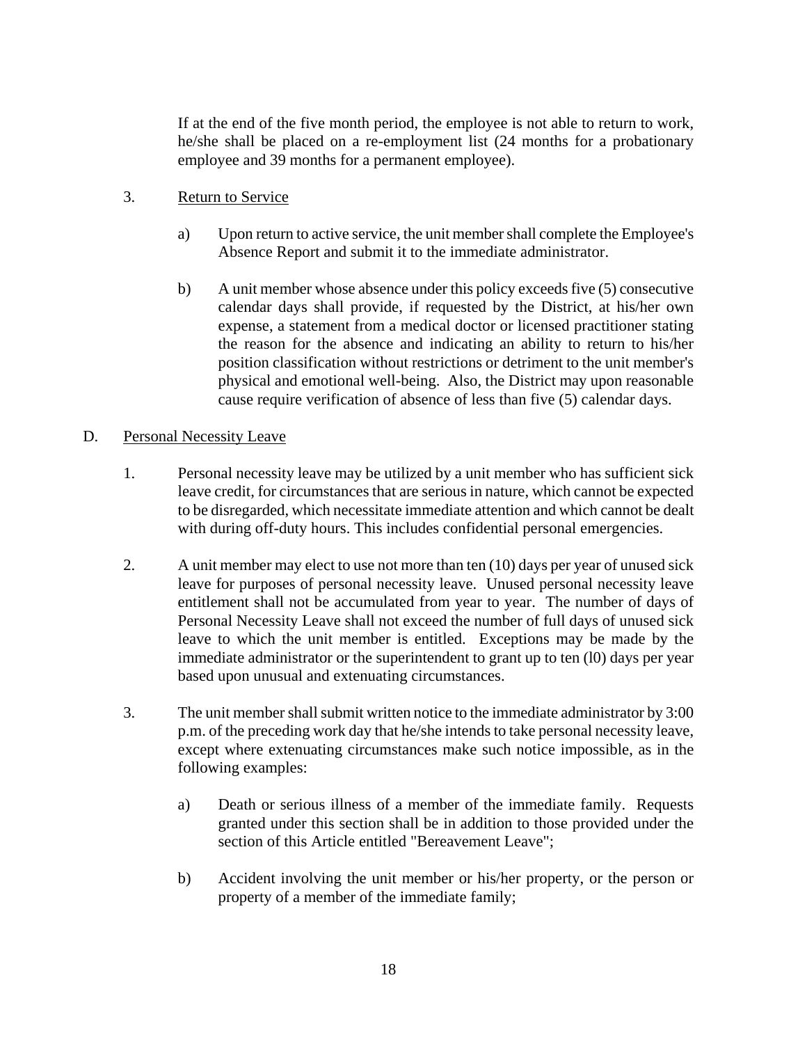If at the end of the five month period, the employee is not able to return to work, he/she shall be placed on a re-employment list (24 months for a probationary employee and 39 months for a permanent employee).

3. Return to Service

a) Upon return to active service, the unit member shall complete the Employee's Absence Report and submit it to the immediate administrator.

b) A unit member whose absence under this policy exceeds five (5) consecutive calendar days shall provide, if requested by the District, at his/her own expense, a statement from a medical doctor or licensed practitioner stating the reason for the absence and indicating an ability to return to his/her position classification without restrictions or detriment to the unit member's physical and emotional well-being. Also, the District may upon reasonable cause require verification of absence of less than five (5) calendar days.

D. Personal Necessity Leave

1. Personal necessity leave may be utilized by a unit member who has sufficient sick leave credit, for circumstances that are serious in nature, which cannot be expected to be disregarded, which necessitate immediate attention and which cannot be dealt with during off-duty hours. This includes confidential personal emergencies.

2. A unit member may elect to use not more than ten (10) days per year of unused sick leave for purposes of personal necessity leave. Unused personal necessity leave entitlement shall not be accumulated from year to year. The number of days of Personal Necessity Leave shall not exceed the number of full days of unused sick leave to which the unit member is entitled. Exceptions may be made by the immediate administrator or the superintendent to grant up to ten (l0) days per year based upon unusual and extenuating circumstances.

3. The unit member shall submit written notice to the immediate administrator by 3:00 p.m. of the preceding work day that he/she intends to take personal necessity leave, except where extenuating circumstances make such notice impossible, as in the following examples:

a) Death or serious illness of a member of the immediate family. Requests granted under this section shall be in addition to those provided under the section of this Article entitled "Bereavement Leave";

b) Accident involving the unit member or his/her property, or the person or property of a member of the immediate family;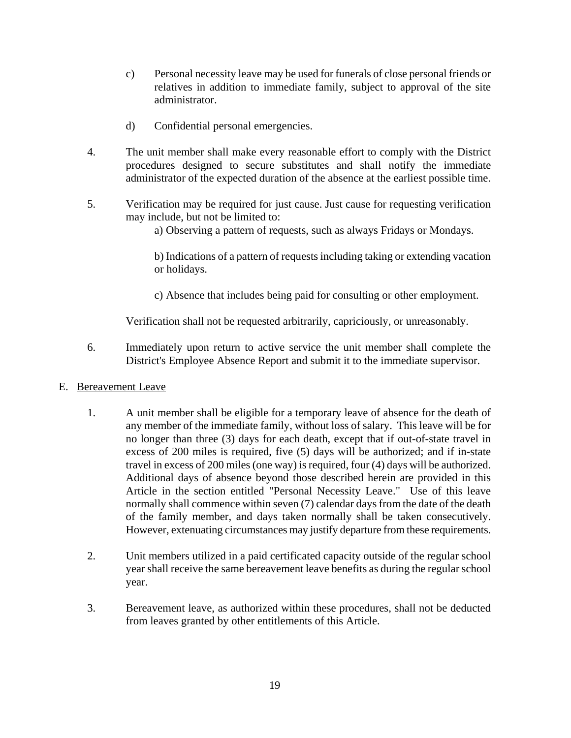c) Personal necessity leave may be used for funerals of close personal friends or relatives in addition to immediate family, subject to approval of the site administrator.

d) Confidential personal emergencies.

4. The unit member shall make every reasonable effort to comply with the District procedures designed to secure substitutes and shall notify the immediate administrator of the expected duration of the absence at the earliest possible time.

5. Verification may be required for just cause. Just cause for requesting verification may include, but not be limited to:

   a) Observing a pattern of requests, such as always Fridays or Mondays.

   b) Indications of a pattern of requests including taking or extending vacation or holidays.

   c) Absence that includes being paid for consulting or other employment.

   Verification shall not be requested arbitrarily, capriciously, or unreasonably.

6. Immediately upon return to active service the unit member shall complete the District's Employee Absence Report and submit it to the immediate supervisor.

E. Bereavement Leave

1. A unit member shall be eligible for a temporary leave of absence for the death of any member of the immediate family, without loss of salary. This leave will be for no longer than three (3) days for each death, except that if out-of-state travel in excess of 200 miles is required, five (5) days will be authorized; and if in-state travel in excess of 200 miles (one way) is required, four (4) days will be authorized. Additional days of absence beyond those described herein are provided in this Article in the section entitled "Personal Necessity Leave." Use of this leave normally shall commence within seven (7) calendar days from the date of the death of the family member, and days taken normally shall be taken consecutively. However, extenuating circumstances may justify departure from these requirements.

2. Unit members utilized in a paid certificated capacity outside of the regular school year shall receive the same bereavement leave benefits as during the regular school year.

3. Bereavement leave, as authorized within these procedures, shall not be deducted from leaves granted by other entitlements of this Article.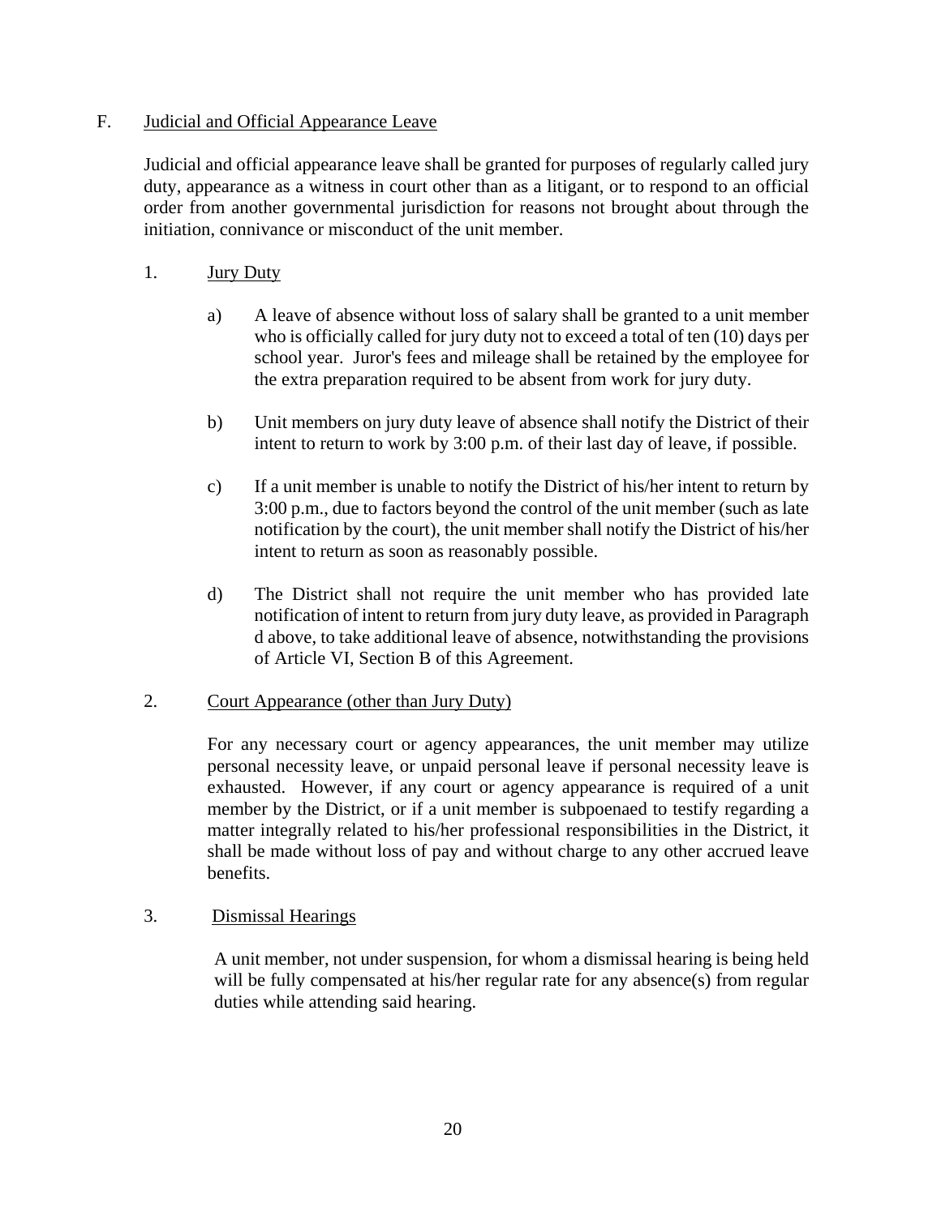F. Judicial and Official Appearance Leave

Judicial and official appearance leave shall be granted for purposes of regularly called jury duty, appearance as a witness in court other than as a litigant, or to respond to an official order from another governmental jurisdiction for reasons not brought about through the initiation, connivance or misconduct of the unit member.

1. Jury Duty

   a) A leave of absence without loss of salary shall be granted to a unit member who is officially called for jury duty not to exceed a total of ten (10) days per school year. Juror's fees and mileage shall be retained by the employee for the extra preparation required to be absent from work for jury duty.

   b) Unit members on jury duty leave of absence shall notify the District of their intent to return to work by 3:00 p.m. of their last day of leave, if possible.

   c) If a unit member is unable to notify the District of his/her intent to return by 3:00 p.m., due to factors beyond the control of the unit member (such as late notification by the court), the unit member shall notify the District of his/her intent to return as soon as reasonably possible.

   d) The District shall not require the unit member who has provided late notification of intent to return from jury duty leave, as provided in Paragraph d above, to take additional leave of absence, notwithstanding the provisions of Article VI, Section B of this Agreement.

2. Court Appearance (other than Jury Duty)

   For any necessary court or agency appearances, the unit member may utilize personal necessity leave, or unpaid personal leave if personal necessity leave is exhausted. However, if any court or agency appearance is required of a unit member by the District, or if a unit member is subpoenaed to testify regarding a matter integrally related to his/her professional responsibilities in the District, it shall be made without loss of pay and without charge to any other accrued leave benefits.

3. Dismissal Hearings

   A unit member, not under suspension, for whom a dismissal hearing is being held will be fully compensated at his/her regular rate for any absence(s) from regular duties while attending said hearing.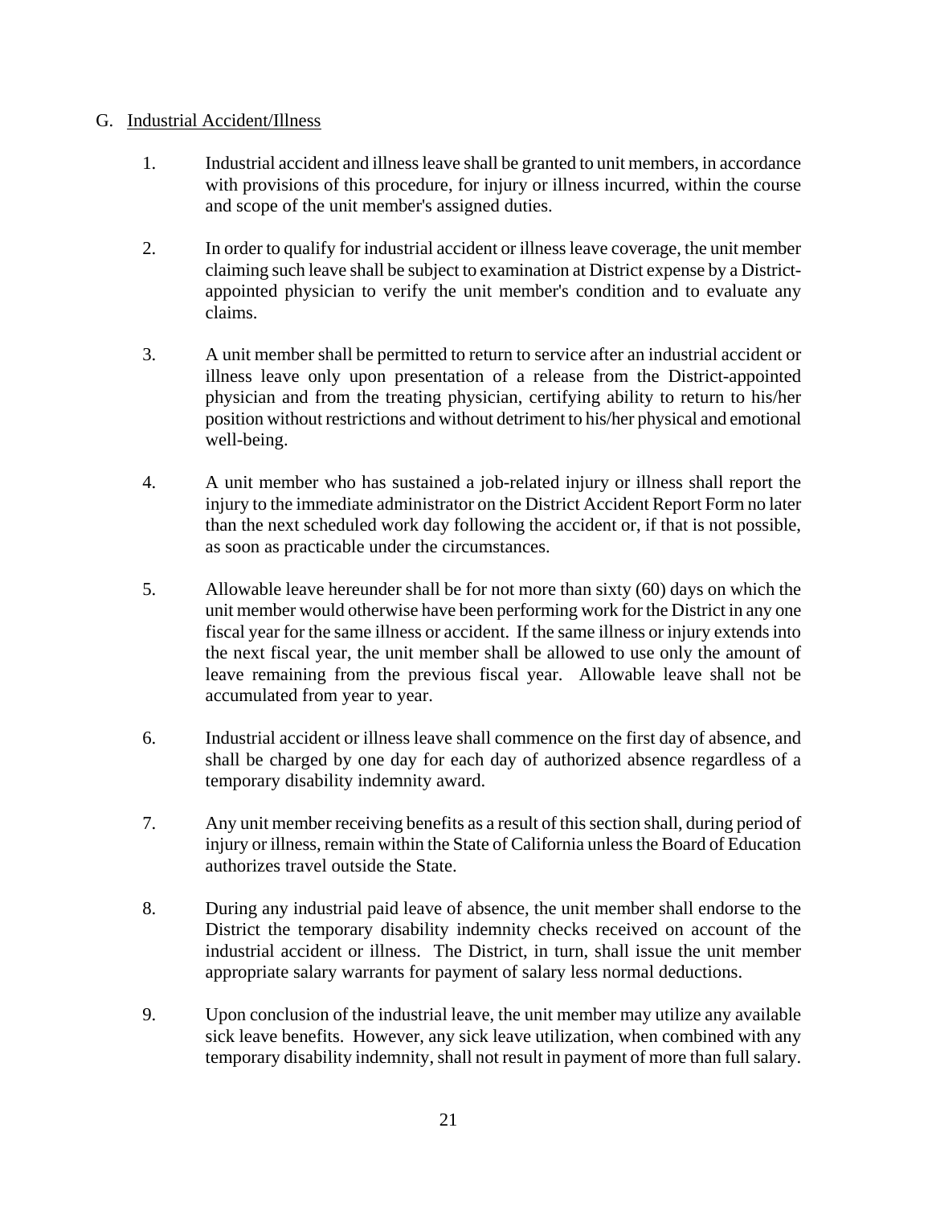G. Industrial Accident/Illness

1. Industrial accident and illness leave shall be granted to unit members, in accordance with provisions of this procedure, for injury or illness incurred, within the course and scope of the unit member's assigned duties.

2. In order to qualify for industrial accident or illness leave coverage, the unit member claiming such leave shall be subject to examination at District expense by a District-appointed physician to verify the unit member's condition and to evaluate any claims.

3. A unit member shall be permitted to return to service after an industrial accident or illness leave only upon presentation of a release from the District-appointed physician and from the treating physician, certifying ability to return to his/her position without restrictions and without detriment to his/her physical and emotional well-being.

4. A unit member who has sustained a job-related injury or illness shall report the injury to the immediate administrator on the District Accident Report Form no later than the next scheduled work day following the accident or, if that is not possible, as soon as practicable under the circumstances.

5. Allowable leave hereunder shall be for not more than sixty (60) days on which the unit member would otherwise have been performing work for the District in any one fiscal year for the same illness or accident. If the same illness or injury extends into the next fiscal year, the unit member shall be allowed to use only the amount of leave remaining from the previous fiscal year. Allowable leave shall not be accumulated from year to year.

6. Industrial accident or illness leave shall commence on the first day of absence, and shall be charged by one day for each day of authorized absence regardless of a temporary disability indemnity award.

7. Any unit member receiving benefits as a result of this section shall, during period of injury or illness, remain within the State of California unless the Board of Education authorizes travel outside the State.

8. During any industrial paid leave of absence, the unit member shall endorse to the District the temporary disability indemnity checks received on account of the industrial accident or illness. The District, in turn, shall issue the unit member appropriate salary warrants for payment of salary less normal deductions.

9. Upon conclusion of the industrial leave, the unit member may utilize any available sick leave benefits. However, any sick leave utilization, when combined with any temporary disability indemnity, shall not result in payment of more than full salary.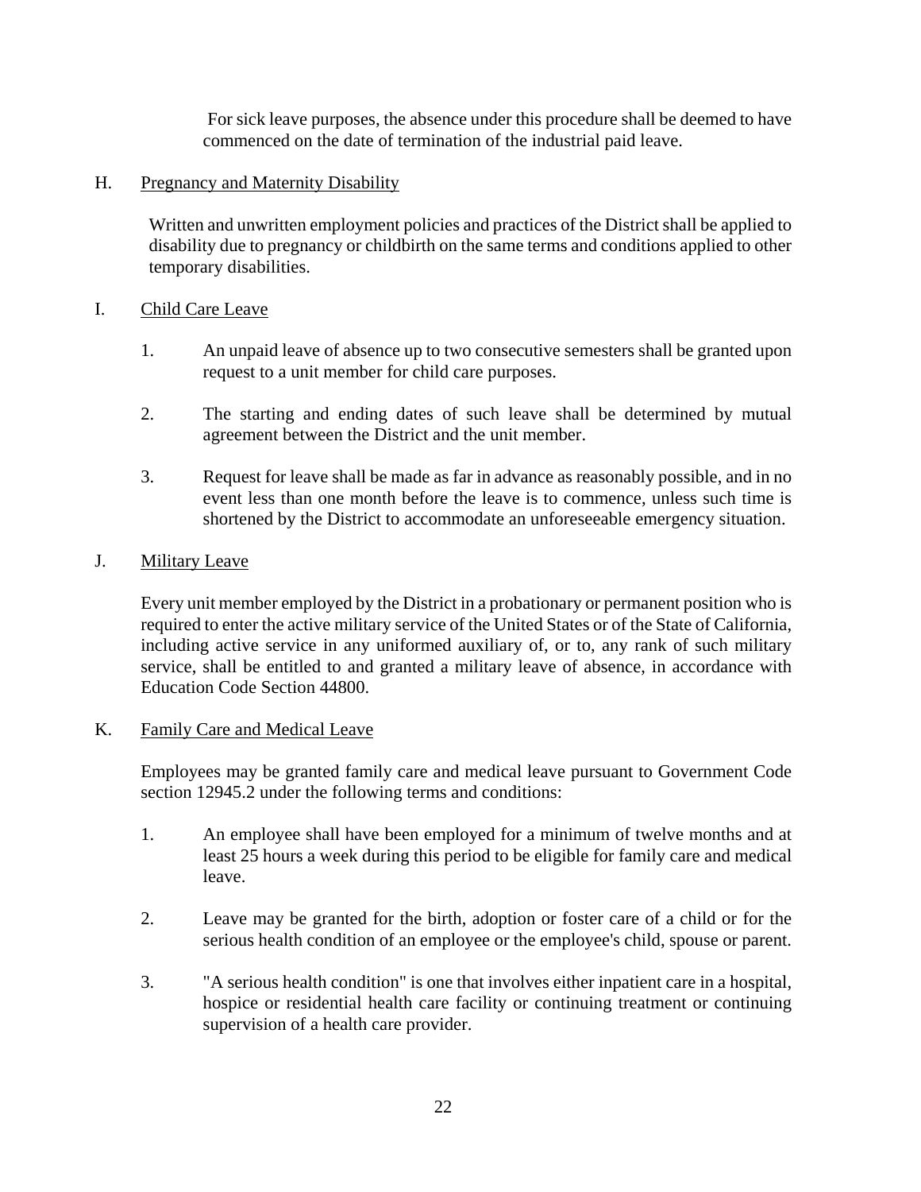For sick leave purposes, the absence under this procedure shall be deemed to have commenced on the date of termination of the industrial paid leave.

H. Pregnancy and Maternity Disability

Written and unwritten employment policies and practices of the District shall be applied to disability due to pregnancy or childbirth on the same terms and conditions applied to other temporary disabilities.

I. Child Care Leave

1. An unpaid leave of absence up to two consecutive semesters shall be granted upon request to a unit member for child care purposes.

2. The starting and ending dates of such leave shall be determined by mutual agreement between the District and the unit member.

3. Request for leave shall be made as far in advance as reasonably possible, and in no event less than one month before the leave is to commence, unless such time is shortened by the District to accommodate an unforeseeable emergency situation.

J. Military Leave

Every unit member employed by the District in a probationary or permanent position who is required to enter the active military service of the United States or of the State of California, including active service in any uniformed auxiliary of, or to, any rank of such military service, shall be entitled to and granted a military leave of absence, in accordance with Education Code Section 44800.

K. Family Care and Medical Leave

Employees may be granted family care and medical leave pursuant to Government Code section 12945.2 under the following terms and conditions:

1. An employee shall have been employed for a minimum of twelve months and at least 25 hours a week during this period to be eligible for family care and medical leave.

2. Leave may be granted for the birth, adoption or foster care of a child or for the serious health condition of an employee or the employee's child, spouse or parent.

3. "A serious health condition" is one that involves either inpatient care in a hospital, hospice or residential health care facility or continuing treatment or continuing supervision of a health care provider.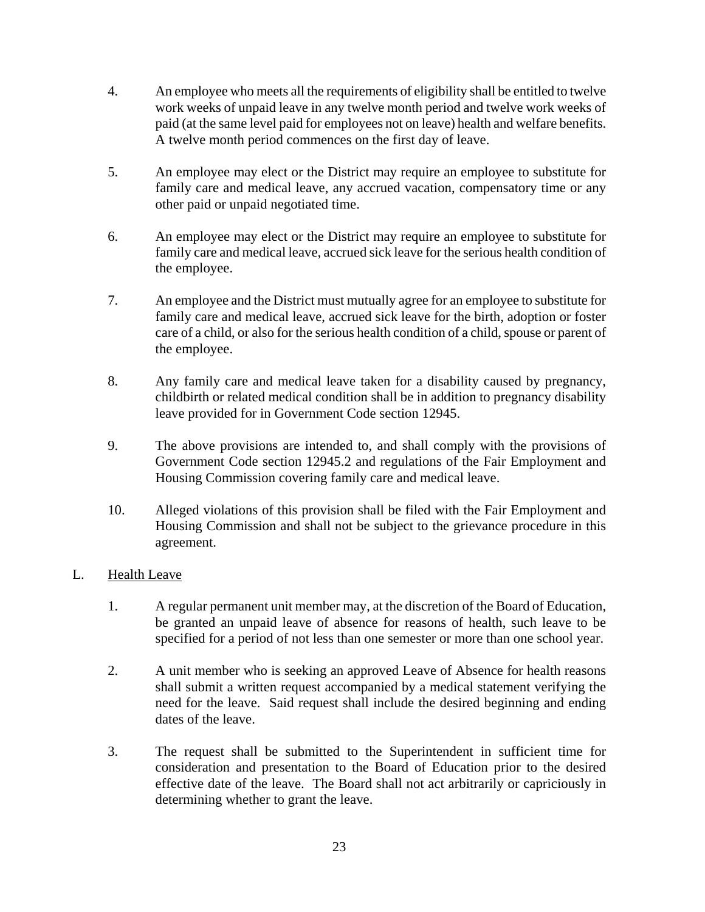4. An employee who meets all the requirements of eligibility shall be entitled to twelve work weeks of unpaid leave in any twelve month period and twelve work weeks of paid (at the same level paid for employees not on leave) health and welfare benefits. A twelve month period commences on the first day of leave.

5. An employee may elect or the District may require an employee to substitute for family care and medical leave, any accrued vacation, compensatory time or any other paid or unpaid negotiated time.

6. An employee may elect or the District may require an employee to substitute for family care and medical leave, accrued sick leave for the serious health condition of the employee.

7. An employee and the District must mutually agree for an employee to substitute for family care and medical leave, accrued sick leave for the birth, adoption or foster care of a child, or also for the serious health condition of a child, spouse or parent of the employee.

8. Any family care and medical leave taken for a disability caused by pregnancy, childbirth or related medical condition shall be in addition to pregnancy disability leave provided for in Government Code section 12945.

9. The above provisions are intended to, and shall comply with the provisions of Government Code section 12945.2 and regulations of the Fair Employment and Housing Commission covering family care and medical leave.

10. Alleged violations of this provision shall be filed with the Fair Employment and Housing Commission and shall not be subject to the grievance procedure in this agreement.

L. Health Leave

1. A regular permanent unit member may, at the discretion of the Board of Education, be granted an unpaid leave of absence for reasons of health, such leave to be specified for a period of not less than one semester or more than one school year.

2. A unit member who is seeking an approved Leave of Absence for health reasons shall submit a written request accompanied by a medical statement verifying the need for the leave. Said request shall include the desired beginning and ending dates of the leave.

3. The request shall be submitted to the Superintendent in sufficient time for consideration and presentation to the Board of Education prior to the desired effective date of the leave. The Board shall not act arbitrarily or capriciously in determining whether to grant the leave.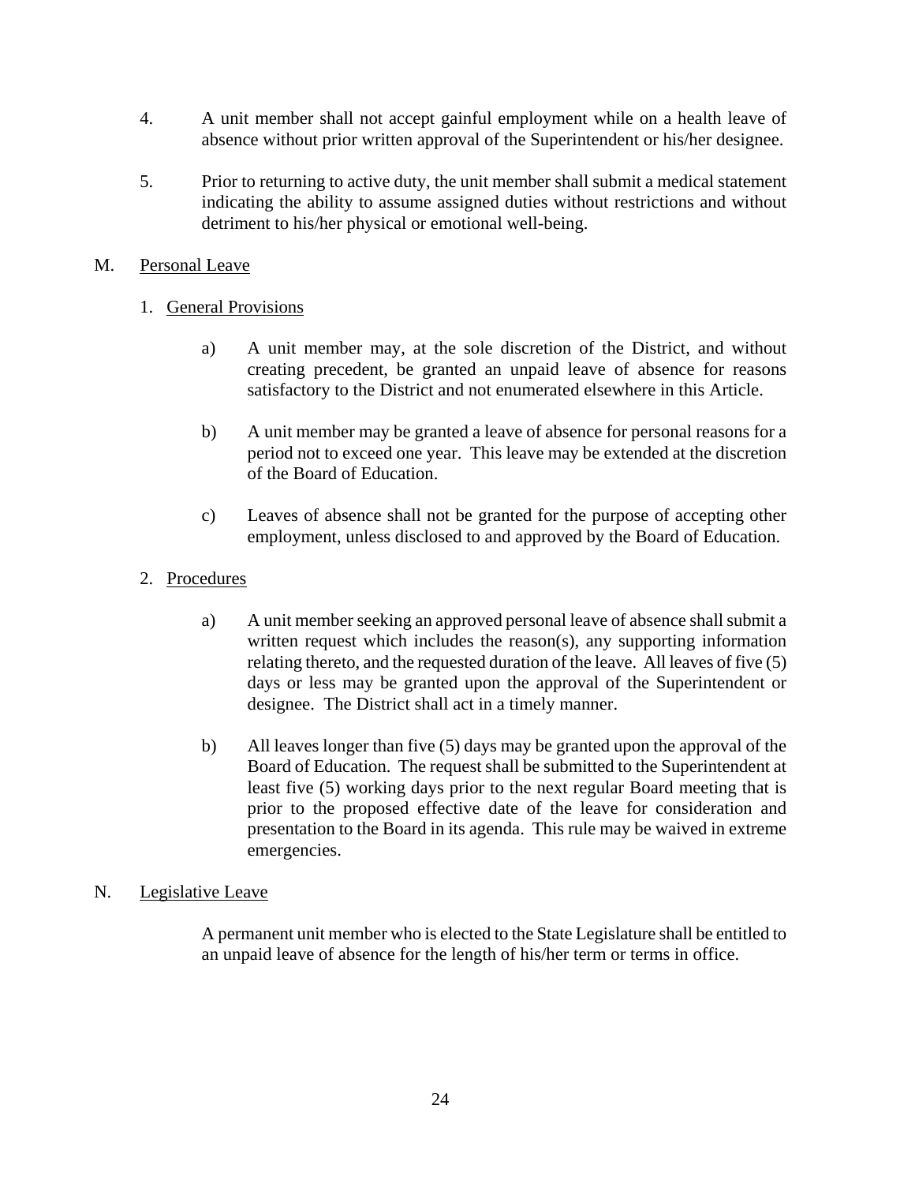4. A unit member shall not accept gainful employment while on a health leave of absence without prior written approval of the Superintendent or his/her designee.

5. Prior to returning to active duty, the unit member shall submit a medical statement indicating the ability to assume assigned duties without restrictions and without detriment to his/her physical or emotional well-being.

M. <u>Personal Leave</u>

1. <u>General Provisions</u>

   a) A unit member may, at the sole discretion of the District, and without creating precedent, be granted an unpaid leave of absence for reasons satisfactory to the District and not enumerated elsewhere in this Article.

   b) A unit member may be granted a leave of absence for personal reasons for a period not to exceed one year. This leave may be extended at the discretion of the Board of Education.

   c) Leaves of absence shall not be granted for the purpose of accepting other employment, unless disclosed to and approved by the Board of Education.

2. <u>Procedures</u>

   a) A unit member seeking an approved personal leave of absence shall submit a written request which includes the reason(s), any supporting information relating thereto, and the requested duration of the leave. All leaves of five (5) days or less may be granted upon the approval of the Superintendent or designee. The District shall act in a timely manner.

   b) All leaves longer than five (5) days may be granted upon the approval of the Board of Education. The request shall be submitted to the Superintendent at least five (5) working days prior to the next regular Board meeting that is prior to the proposed effective date of the leave for consideration and presentation to the Board in its agenda. This rule may be waived in extreme emergencies.

N. <u>Legislative Leave</u>

A permanent unit member who is elected to the State Legislature shall be entitled to an unpaid leave of absence for the length of his/her term or terms in office.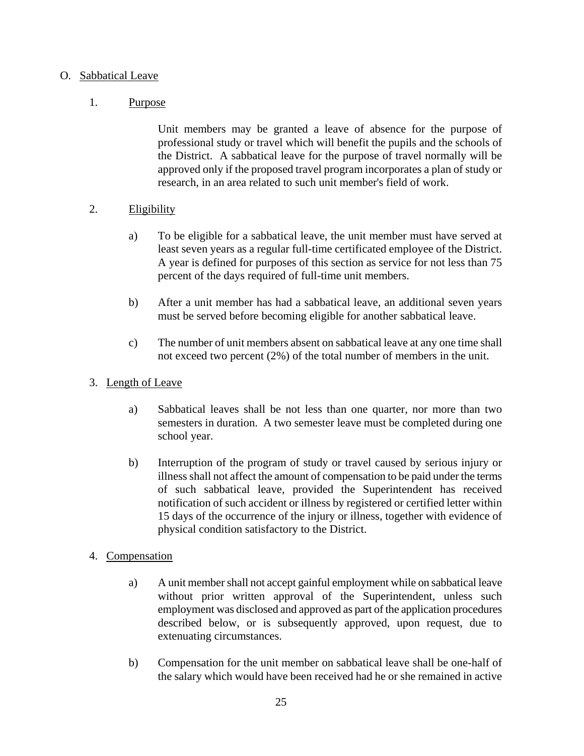## O. Sabbatical Leave

### 1. Purpose

Unit members may be granted a leave of absence for the purpose of professional study or travel which will benefit the pupils and the schools of the District. A sabbatical leave for the purpose of travel normally will be approved only if the proposed travel program incorporates a plan of study or research, in an area related to such unit member's field of work.

### 2. Eligibility

a) To be eligible for a sabbatical leave, the unit member must have served at least seven years as a regular full-time certificated employee of the District. A year is defined for purposes of this section as service for not less than 75 percent of the days required of full-time unit members.

b) After a unit member has had a sabbatical leave, an additional seven years must be served before becoming eligible for another sabbatical leave.

c) The number of unit members absent on sabbatical leave at any one time shall not exceed two percent (2%) of the total number of members in the unit.

### 3. Length of Leave

a) Sabbatical leaves shall be not less than one quarter, nor more than two semesters in duration. A two semester leave must be completed during one school year.

b) Interruption of the program of study or travel caused by serious injury or illness shall not affect the amount of compensation to be paid under the terms of such sabbatical leave, provided the Superintendent has received notification of such accident or illness by registered or certified letter within 15 days of the occurrence of the injury or illness, together with evidence of physical condition satisfactory to the District.

### 4. Compensation

a) A unit member shall not accept gainful employment while on sabbatical leave without prior written approval of the Superintendent, unless such employment was disclosed and approved as part of the application procedures described below, or is subsequently approved, upon request, due to extenuating circumstances.

b) Compensation for the unit member on sabbatical leave shall be one-half of the salary which would have been received had he or she remained in active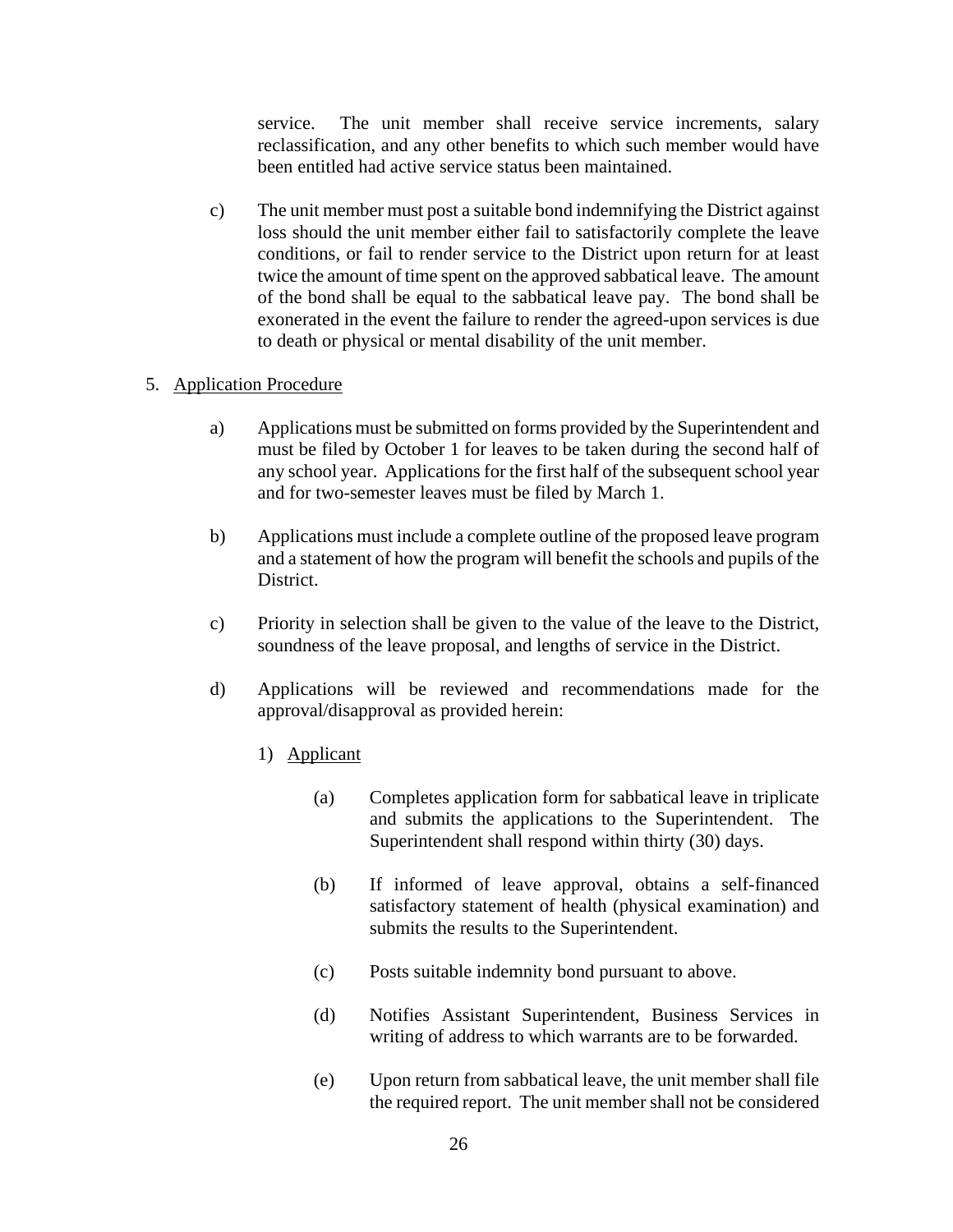service. The unit member shall receive service increments, salary reclassification, and any other benefits to which such member would have been entitled had active service status been maintained.

c) The unit member must post a suitable bond indemnifying the District against loss should the unit member either fail to satisfactorily complete the leave conditions, or fail to render service to the District upon return for at least twice the amount of time spent on the approved sabbatical leave. The amount of the bond shall be equal to the sabbatical leave pay. The bond shall be exonerated in the event the failure to render the agreed-upon services is due to death or physical or mental disability of the unit member.

5. Application Procedure

a) Applications must be submitted on forms provided by the Superintendent and must be filed by October 1 for leaves to be taken during the second half of any school year. Applications for the first half of the subsequent school year and for two-semester leaves must be filed by March 1.

b) Applications must include a complete outline of the proposed leave program and a statement of how the program will benefit the schools and pupils of the District.

c) Priority in selection shall be given to the value of the leave to the District, soundness of the leave proposal, and lengths of service in the District.

d) Applications will be reviewed and recommendations made for the approval/disapproval as provided herein:

1) Applicant

(a) Completes application form for sabbatical leave in triplicate and submits the applications to the Superintendent. The Superintendent shall respond within thirty (30) days.

(b) If informed of leave approval, obtains a self-financed satisfactory statement of health (physical examination) and submits the results to the Superintendent.

(c) Posts suitable indemnity bond pursuant to above.

(d) Notifies Assistant Superintendent, Business Services in writing of address to which warrants are to be forwarded.

(e) Upon return from sabbatical leave, the unit member shall file the required report. The unit member shall not be considered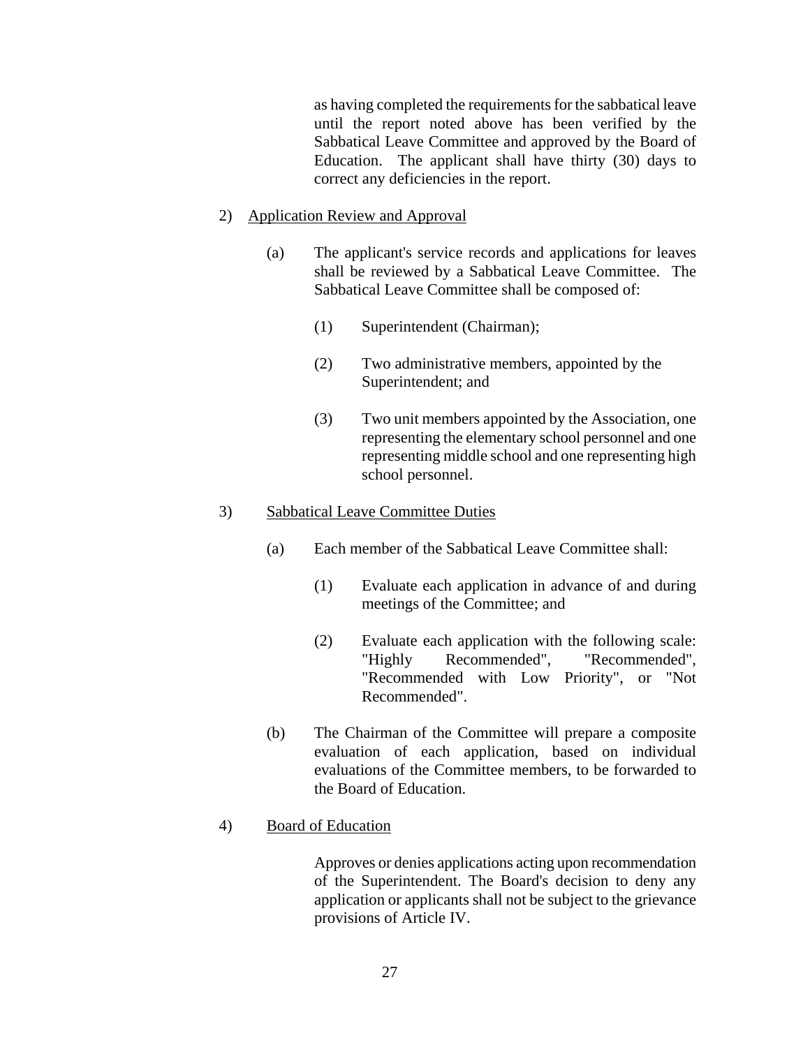as having completed the requirements for the sabbatical leave until the report noted above has been verified by the Sabbatical Leave Committee and approved by the Board of Education. The applicant shall have thirty (30) days to correct any deficiencies in the report.

2) Application Review and Approval

(a) The applicant's service records and applications for leaves shall be reviewed by a Sabbatical Leave Committee. The Sabbatical Leave Committee shall be composed of:

(1) Superintendent (Chairman);

(2) Two administrative members, appointed by the Superintendent; and

(3) Two unit members appointed by the Association, one representing the elementary school personnel and one representing middle school and one representing high school personnel.

3) Sabbatical Leave Committee Duties

(a) Each member of the Sabbatical Leave Committee shall:

(1) Evaluate each application in advance of and during meetings of the Committee; and

(2) Evaluate each application with the following scale: "Highly Recommended", "Recommended", "Recommended with Low Priority", or "Not Recommended".

(b) The Chairman of the Committee will prepare a composite evaluation of each application, based on individual evaluations of the Committee members, to be forwarded to the Board of Education.

4) Board of Education

Approves or denies applications acting upon recommendation of the Superintendent. The Board's decision to deny any application or applicants shall not be subject to the grievance provisions of Article IV.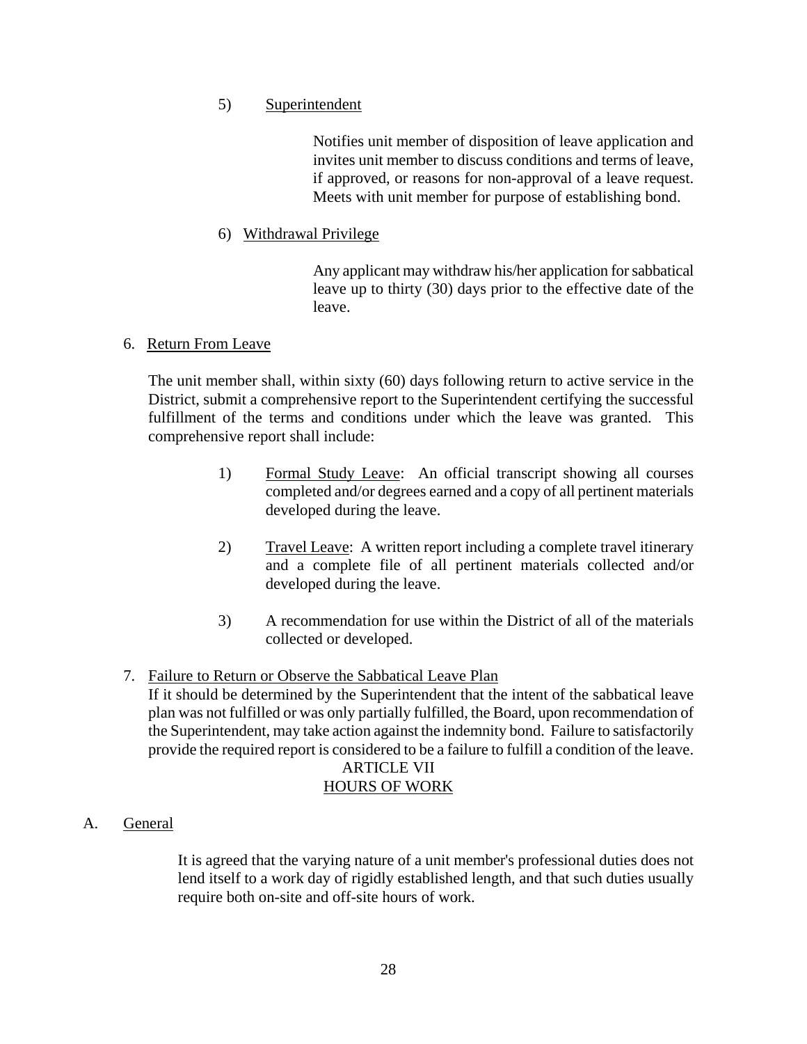5) Superintendent

Notifies unit member of disposition of leave application and invites unit member to discuss conditions and terms of leave, if approved, or reasons for non-approval of a leave request. Meets with unit member for purpose of establishing bond.

6) Withdrawal Privilege

Any applicant may withdraw his/her application for sabbatical leave up to thirty (30) days prior to the effective date of the leave.

6. Return From Leave

The unit member shall, within sixty (60) days following return to active service in the District, submit a comprehensive report to the Superintendent certifying the successful fulfillment of the terms and conditions under which the leave was granted. This comprehensive report shall include:

1) Formal Study Leave: An official transcript showing all courses completed and/or degrees earned and a copy of all pertinent materials developed during the leave.

2) Travel Leave: A written report including a complete travel itinerary and a complete file of all pertinent materials collected and/or developed during the leave.

3) A recommendation for use within the District of all of the materials collected or developed.

7. Failure to Return or Observe the Sabbatical Leave Plan

If it should be determined by the Superintendent that the intent of the sabbatical leave plan was not fulfilled or was only partially fulfilled, the Board, upon recommendation of the Superintendent, may take action against the indemnity bond. Failure to satisfactorily provide the required report is considered to be a failure to fulfill a condition of the leave.

# ARTICLE VII
# HOURS OF WORK

A. General

It is agreed that the varying nature of a unit member's professional duties does not lend itself to a work day of rigidly established length, and that such duties usually require both on-site and off-site hours of work.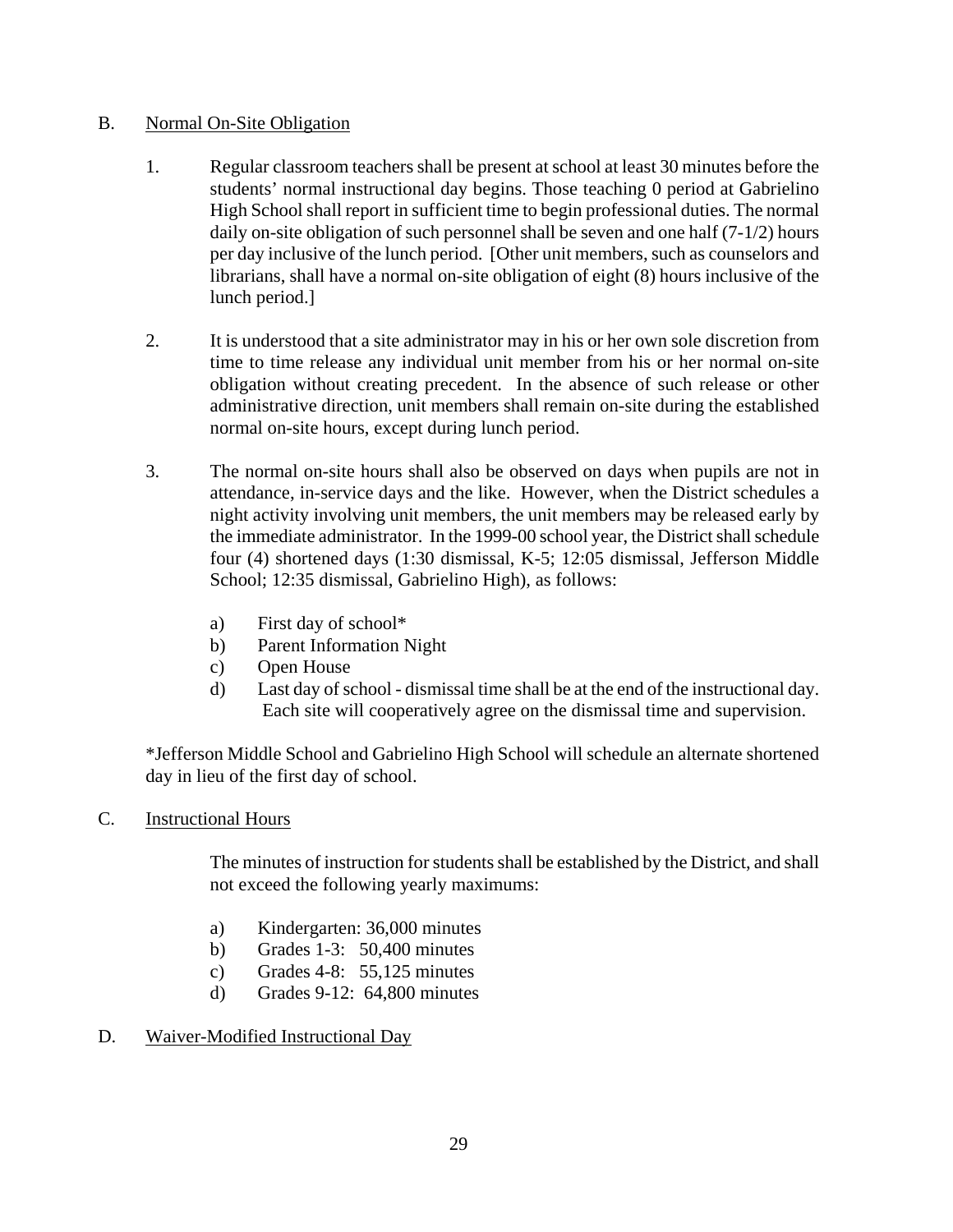B. Normal On-Site Obligation

1. Regular classroom teachers shall be present at school at least 30 minutes before the students' normal instructional day begins. Those teaching 0 period at Gabrielino High School shall report in sufficient time to begin professional duties. The normal daily on-site obligation of such personnel shall be seven and one half (7-1/2) hours per day inclusive of the lunch period. [Other unit members, such as counselors and librarians, shall have a normal on-site obligation of eight (8) hours inclusive of the lunch period.]

2. It is understood that a site administrator may in his or her own sole discretion from time to time release any individual unit member from his or her normal on-site obligation without creating precedent. In the absence of such release or other administrative direction, unit members shall remain on-site during the established normal on-site hours, except during lunch period.

3. The normal on-site hours shall also be observed on days when pupils are not in attendance, in-service days and the like. However, when the District schedules a night activity involving unit members, the unit members may be released early by the immediate administrator. In the 1999-00 school year, the District shall schedule four (4) shortened days (1:30 dismissal, K-5; 12:05 dismissal, Jefferson Middle School; 12:35 dismissal, Gabrielino High), as follows:

   a) First day of school*
   b) Parent Information Night
   c) Open House
   d) Last day of school - dismissal time shall be at the end of the instructional day. Each site will cooperatively agree on the dismissal time and supervision.

*Jefferson Middle School and Gabrielino High School will schedule an alternate shortened day in lieu of the first day of school.

C. Instructional Hours

The minutes of instruction for students shall be established by the District, and shall not exceed the following yearly maximums:

a) Kindergarten: 36,000 minutes
b) Grades 1-3: 50,400 minutes
c) Grades 4-8: 55,125 minutes
d) Grades 9-12: 64,800 minutes

D. Waiver-Modified Instructional Day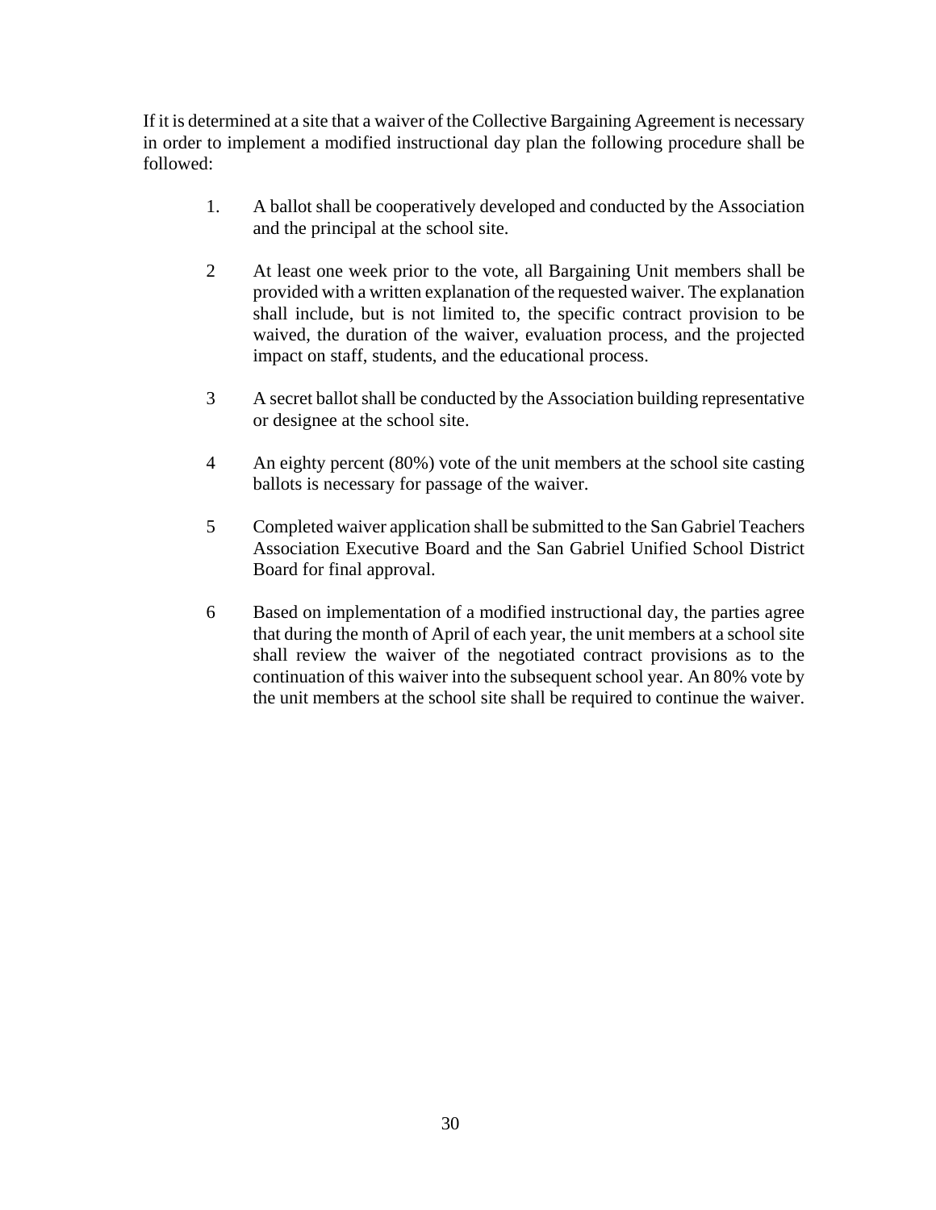If it is determined at a site that a waiver of the Collective Bargaining Agreement is necessary in order to implement a modified instructional day plan the following procedure shall be followed:

1. A ballot shall be cooperatively developed and conducted by the Association and the principal at the school site.

2 At least one week prior to the vote, all Bargaining Unit members shall be provided with a written explanation of the requested waiver. The explanation shall include, but is not limited to, the specific contract provision to be waived, the duration of the waiver, evaluation process, and the projected impact on staff, students, and the educational process.

3 A secret ballot shall be conducted by the Association building representative or designee at the school site.

4 An eighty percent (80%) vote of the unit members at the school site casting ballots is necessary for passage of the waiver.

5 Completed waiver application shall be submitted to the San Gabriel Teachers Association Executive Board and the San Gabriel Unified School District Board for final approval.

6 Based on implementation of a modified instructional day, the parties agree that during the month of April of each year, the unit members at a school site shall review the waiver of the negotiated contract provisions as to the continuation of this waiver into the subsequent school year. An 80% vote by the unit members at the school site shall be required to continue the waiver.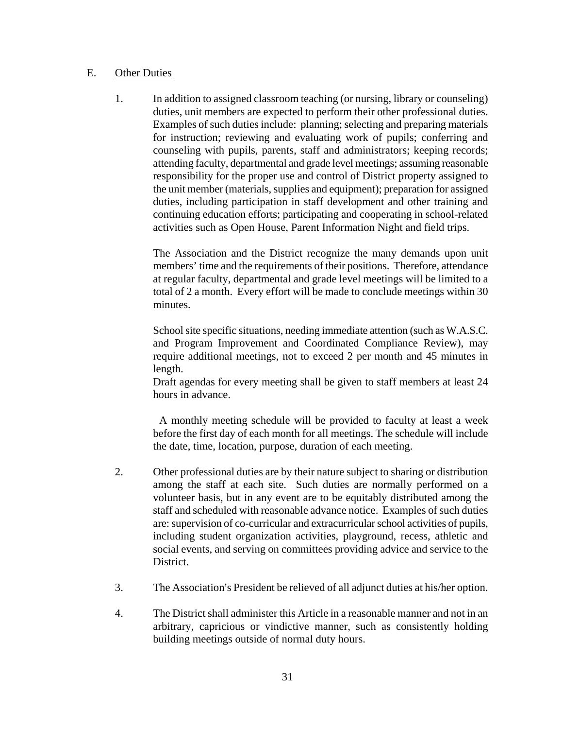E. Other Duties

1. In addition to assigned classroom teaching (or nursing, library or counseling) duties, unit members are expected to perform their other professional duties. Examples of such duties include: planning; selecting and preparing materials for instruction; reviewing and evaluating work of pupils; conferring and counseling with pupils, parents, staff and administrators; keeping records; attending faculty, departmental and grade level meetings; assuming reasonable responsibility for the proper use and control of District property assigned to the unit member (materials, supplies and equipment); preparation for assigned duties, including participation in staff development and other training and continuing education efforts; participating and cooperating in school-related activities such as Open House, Parent Information Night and field trips.

   The Association and the District recognize the many demands upon unit members' time and the requirements of their positions. Therefore, attendance at regular faculty, departmental and grade level meetings will be limited to a total of 2 a month. Every effort will be made to conclude meetings within 30 minutes.

   School site specific situations, needing immediate attention (such as W.A.S.C. and Program Improvement and Coordinated Compliance Review), may require additional meetings, not to exceed 2 per month and 45 minutes in length.
   Draft agendas for every meeting shall be given to staff members at least 24 hours in advance.

   A monthly meeting schedule will be provided to faculty at least a week before the first day of each month for all meetings. The schedule will include the date, time, location, purpose, duration of each meeting.

2. Other professional duties are by their nature subject to sharing or distribution among the staff at each site. Such duties are normally performed on a volunteer basis, but in any event are to be equitably distributed among the staff and scheduled with reasonable advance notice. Examples of such duties are: supervision of co-curricular and extracurricular school activities of pupils, including student organization activities, playground, recess, athletic and social events, and serving on committees providing advice and service to the District.

3. The Association's President be relieved of all adjunct duties at his/her option.

4. The District shall administer this Article in a reasonable manner and not in an arbitrary, capricious or vindictive manner, such as consistently holding building meetings outside of normal duty hours.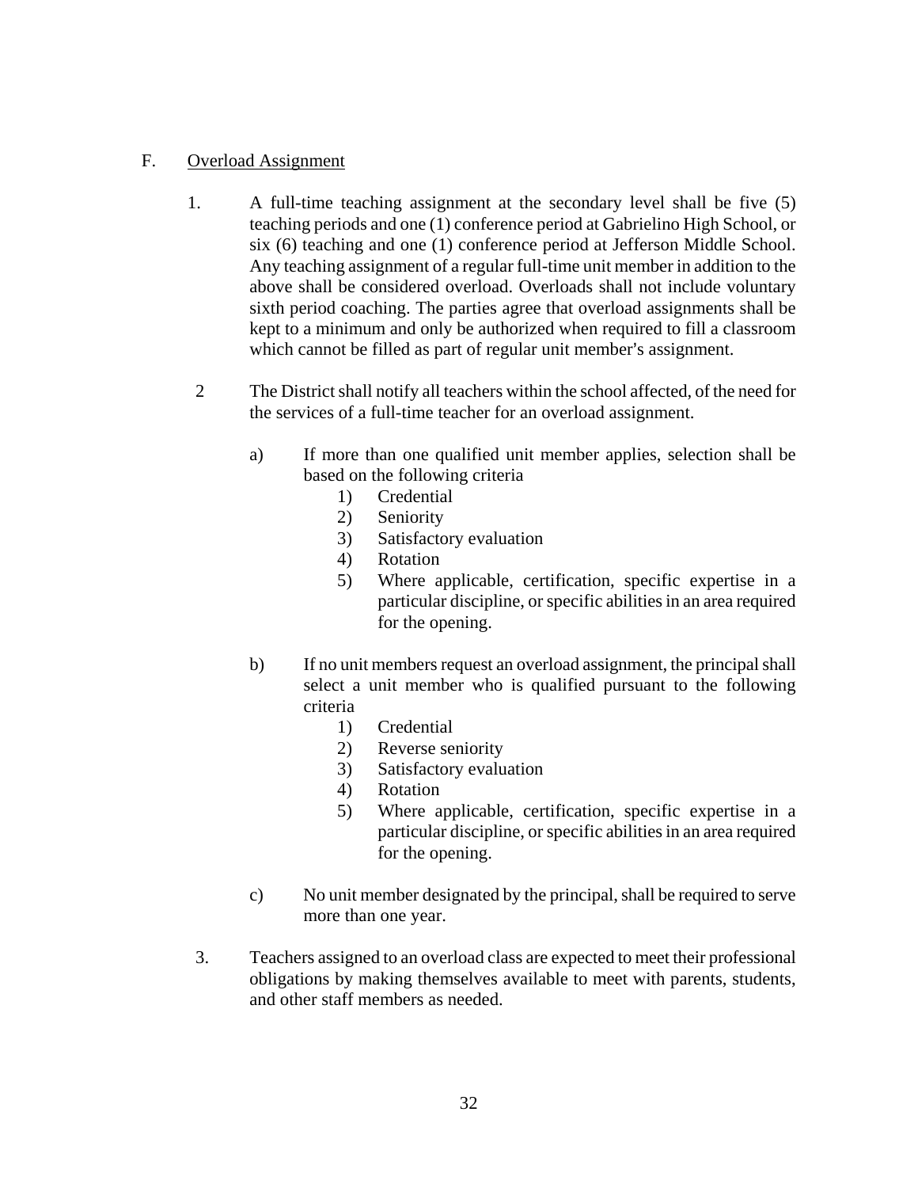F. Overload Assignment

1. A full-time teaching assignment at the secondary level shall be five (5) teaching periods and one (1) conference period at Gabrielino High School, or six (6) teaching and one (1) conference period at Jefferson Middle School. Any teaching assignment of a regular full-time unit member in addition to the above shall be considered overload. Overloads shall not include voluntary sixth period coaching. The parties agree that overload assignments shall be kept to a minimum and only be authorized when required to fill a classroom which cannot be filled as part of regular unit member's assignment.

2 The District shall notify all teachers within the school affected, of the need for the services of a full-time teacher for an overload assignment.

   a) If more than one qualified unit member applies, selection shall be based on the following criteria
      1) Credential
      2) Seniority
      3) Satisfactory evaluation
      4) Rotation
      5) Where applicable, certification, specific expertise in a particular discipline, or specific abilities in an area required for the opening.

   b) If no unit members request an overload assignment, the principal shall select a unit member who is qualified pursuant to the following criteria
      1) Credential
      2) Reverse seniority
      3) Satisfactory evaluation
      4) Rotation
      5) Where applicable, certification, specific expertise in a particular discipline, or specific abilities in an area required for the opening.

   c) No unit member designated by the principal, shall be required to serve more than one year.

3. Teachers assigned to an overload class are expected to meet their professional obligations by making themselves available to meet with parents, students, and other staff members as needed.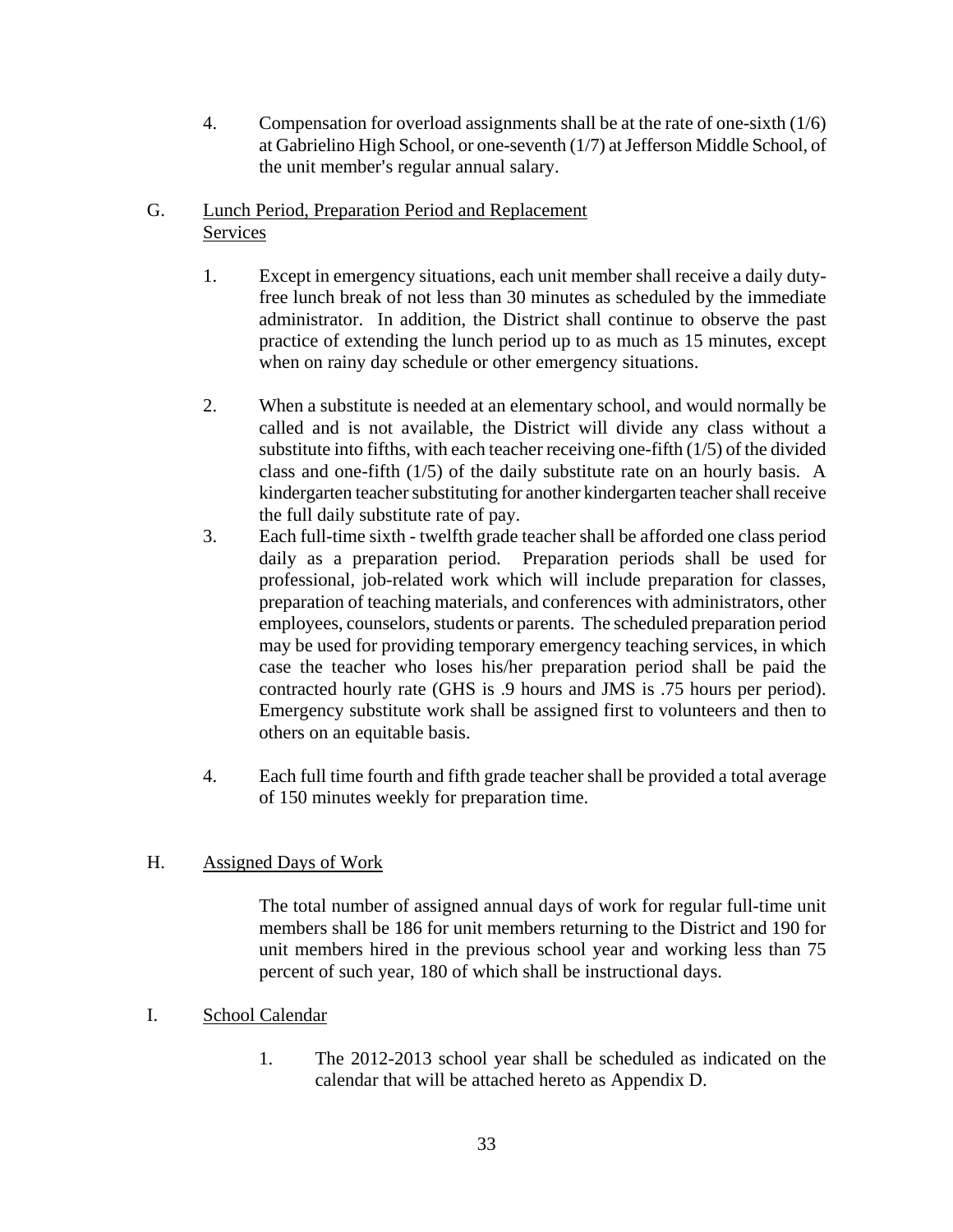4. Compensation for overload assignments shall be at the rate of one-sixth (1/6) at Gabrielino High School, or one-seventh (1/7) at Jefferson Middle School, of the unit member's regular annual salary.

G. Lunch Period, Preparation Period and Replacement Services

1. Except in emergency situations, each unit member shall receive a daily duty-free lunch break of not less than 30 minutes as scheduled by the immediate administrator. In addition, the District shall continue to observe the past practice of extending the lunch period up to as much as 15 minutes, except when on rainy day schedule or other emergency situations.

2. When a substitute is needed at an elementary school, and would normally be called and is not available, the District will divide any class without a substitute into fifths, with each teacher receiving one-fifth (1/5) of the divided class and one-fifth (1/5) of the daily substitute rate on an hourly basis. A kindergarten teacher substituting for another kindergarten teacher shall receive the full daily substitute rate of pay.

3. Each full-time sixth - twelfth grade teacher shall be afforded one class period daily as a preparation period. Preparation periods shall be used for professional, job-related work which will include preparation for classes, preparation of teaching materials, and conferences with administrators, other employees, counselors, students or parents. The scheduled preparation period may be used for providing temporary emergency teaching services, in which case the teacher who loses his/her preparation period shall be paid the contracted hourly rate (GHS is .9 hours and JMS is .75 hours per period). Emergency substitute work shall be assigned first to volunteers and then to others on an equitable basis.

4. Each full time fourth and fifth grade teacher shall be provided a total average of 150 minutes weekly for preparation time.

H. Assigned Days of Work

The total number of assigned annual days of work for regular full-time unit members shall be 186 for unit members returning to the District and 190 for unit members hired in the previous school year and working less than 75 percent of such year, 180 of which shall be instructional days.

I. School Calendar

1. The 2012-2013 school year shall be scheduled as indicated on the calendar that will be attached hereto as Appendix D.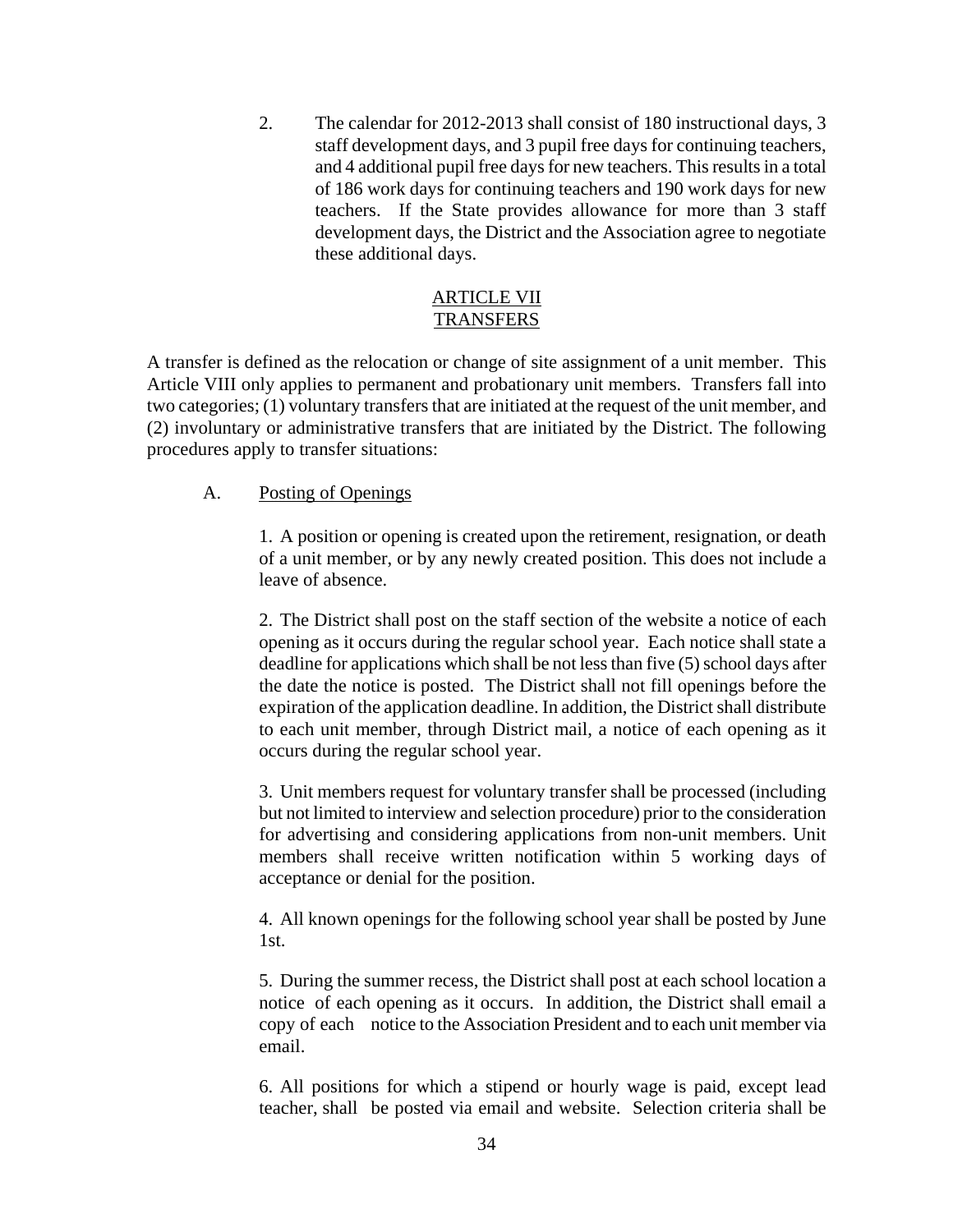2. The calendar for 2012-2013 shall consist of 180 instructional days, 3 staff development days, and 3 pupil free days for continuing teachers, and 4 additional pupil free days for new teachers. This results in a total of 186 work days for continuing teachers and 190 work days for new teachers. If the State provides allowance for more than 3 staff development days, the District and the Association agree to negotiate these additional days.

## ARTICLE VII
## TRANSFERS

A transfer is defined as the relocation or change of site assignment of a unit member. This Article VIII only applies to permanent and probationary unit members. Transfers fall into two categories; (1) voluntary transfers that are initiated at the request of the unit member, and (2) involuntary or administrative transfers that are initiated by the District. The following procedures apply to transfer situations:

A. Posting of Openings

1. A position or opening is created upon the retirement, resignation, or death of a unit member, or by any newly created position. This does not include a leave of absence.

2. The District shall post on the staff section of the website a notice of each opening as it occurs during the regular school year. Each notice shall state a deadline for applications which shall be not less than five (5) school days after the date the notice is posted. The District shall not fill openings before the expiration of the application deadline. In addition, the District shall distribute to each unit member, through District mail, a notice of each opening as it occurs during the regular school year.

3. Unit members request for voluntary transfer shall be processed (including but not limited to interview and selection procedure) prior to the consideration for advertising and considering applications from non-unit members. Unit members shall receive written notification within 5 working days of acceptance or denial for the position.

4. All known openings for the following school year shall be posted by June 1st.

5. During the summer recess, the District shall post at each school location a notice of each opening as it occurs. In addition, the District shall email a copy of each notice to the Association President and to each unit member via email.

6. All positions for which a stipend or hourly wage is paid, except lead teacher, shall be posted via email and website. Selection criteria shall be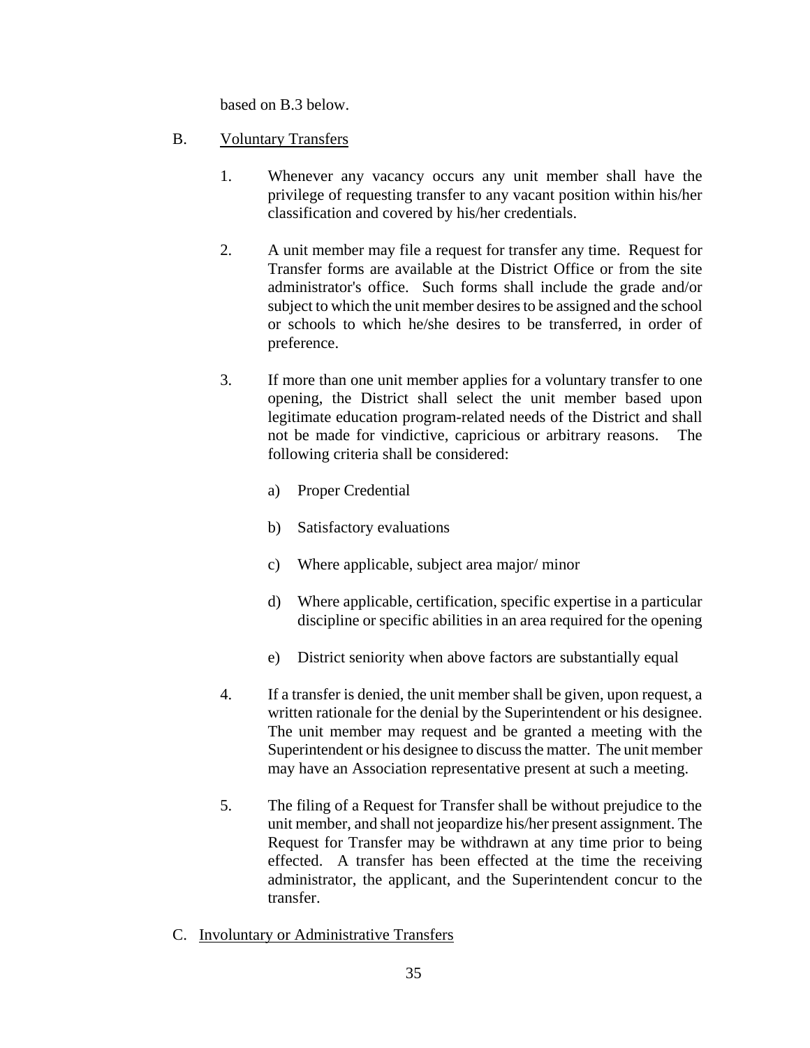based on B.3 below.

B. Voluntary Transfers

1. Whenever any vacancy occurs any unit member shall have the privilege of requesting transfer to any vacant position within his/her classification and covered by his/her credentials.

2. A unit member may file a request for transfer any time. Request for Transfer forms are available at the District Office or from the site administrator's office. Such forms shall include the grade and/or subject to which the unit member desires to be assigned and the school or schools to which he/she desires to be transferred, in order of preference.

3. If more than one unit member applies for a voluntary transfer to one opening, the District shall select the unit member based upon legitimate education program-related needs of the District and shall not be made for vindictive, capricious or arbitrary reasons. The following criteria shall be considered:

   a) Proper Credential

   b) Satisfactory evaluations

   c) Where applicable, subject area major/ minor

   d) Where applicable, certification, specific expertise in a particular discipline or specific abilities in an area required for the opening

   e) District seniority when above factors are substantially equal

4. If a transfer is denied, the unit member shall be given, upon request, a written rationale for the denial by the Superintendent or his designee. The unit member may request and be granted a meeting with the Superintendent or his designee to discuss the matter. The unit member may have an Association representative present at such a meeting.

5. The filing of a Request for Transfer shall be without prejudice to the unit member, and shall not jeopardize his/her present assignment. The Request for Transfer may be withdrawn at any time prior to being effected. A transfer has been effected at the time the receiving administrator, the applicant, and the Superintendent concur to the transfer.

C. Involuntary or Administrative Transfers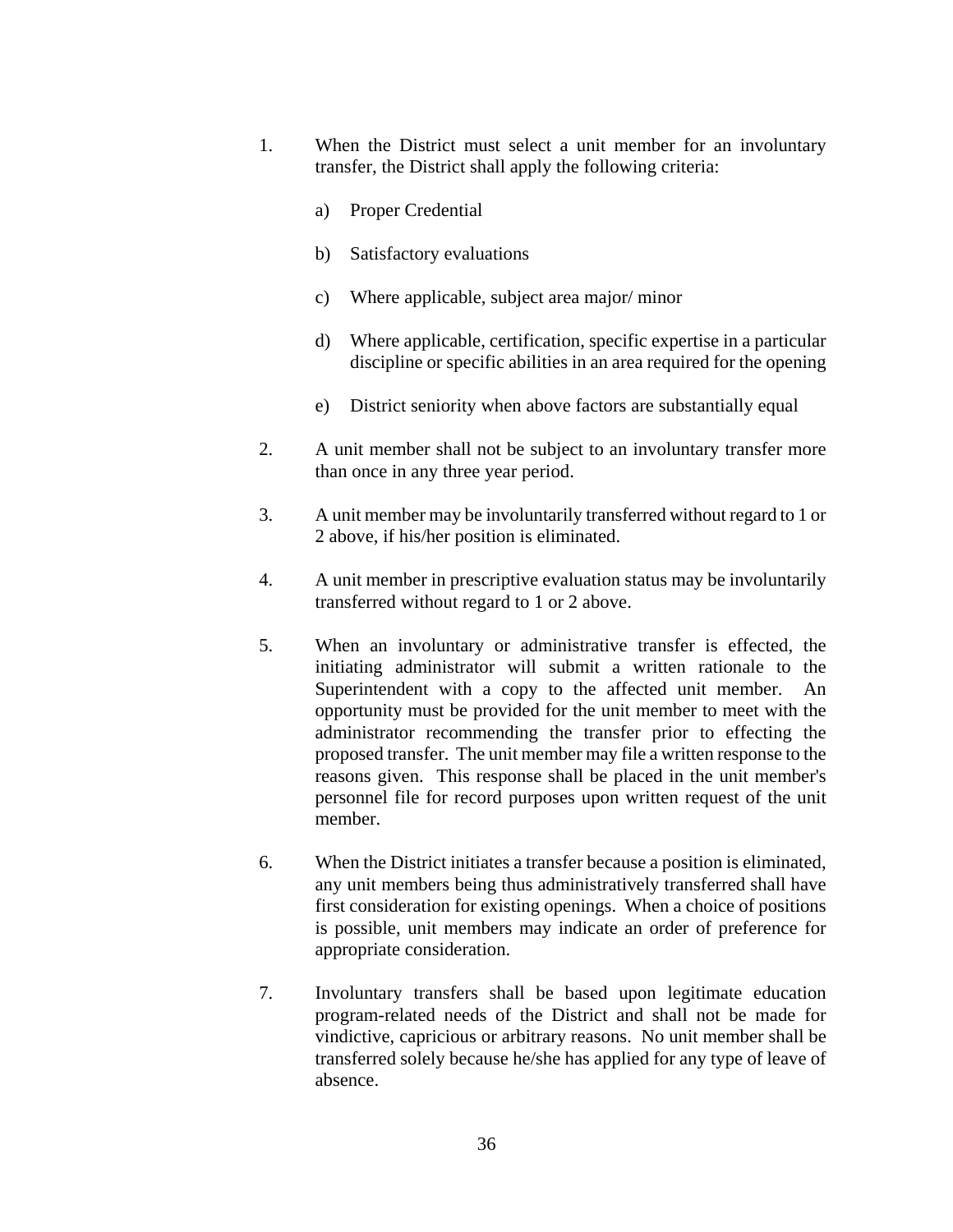1. When the District must select a unit member for an involuntary transfer, the District shall apply the following criteria:

   a) Proper Credential

   b) Satisfactory evaluations

   c) Where applicable, subject area major/ minor

   d) Where applicable, certification, specific expertise in a particular discipline or specific abilities in an area required for the opening

   e) District seniority when above factors are substantially equal

2. A unit member shall not be subject to an involuntary transfer more than once in any three year period.

3. A unit member may be involuntarily transferred without regard to 1 or 2 above, if his/her position is eliminated.

4. A unit member in prescriptive evaluation status may be involuntarily transferred without regard to 1 or 2 above.

5. When an involuntary or administrative transfer is effected, the initiating administrator will submit a written rationale to the Superintendent with a copy to the affected unit member. An opportunity must be provided for the unit member to meet with the administrator recommending the transfer prior to effecting the proposed transfer. The unit member may file a written response to the reasons given. This response shall be placed in the unit member's personnel file for record purposes upon written request of the unit member.

6. When the District initiates a transfer because a position is eliminated, any unit members being thus administratively transferred shall have first consideration for existing openings. When a choice of positions is possible, unit members may indicate an order of preference for appropriate consideration.

7. Involuntary transfers shall be based upon legitimate education program-related needs of the District and shall not be made for vindictive, capricious or arbitrary reasons. No unit member shall be transferred solely because he/she has applied for any type of leave of absence.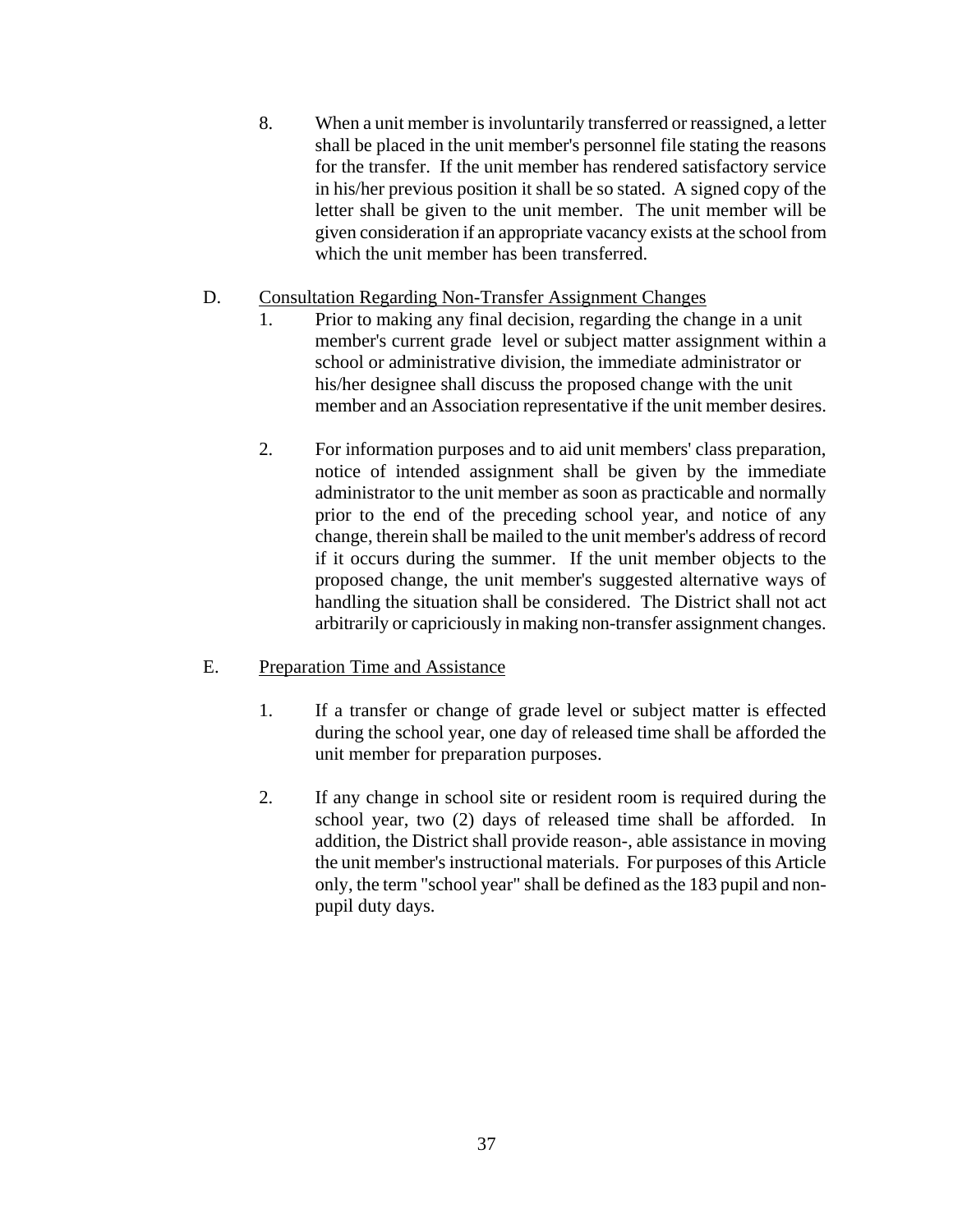8. When a unit member is involuntarily transferred or reassigned, a letter shall be placed in the unit member's personnel file stating the reasons for the transfer. If the unit member has rendered satisfactory service in his/her previous position it shall be so stated. A signed copy of the letter shall be given to the unit member. The unit member will be given consideration if an appropriate vacancy exists at the school from which the unit member has been transferred.

D. Consultation Regarding Non-Transfer Assignment Changes

1. Prior to making any final decision, regarding the change in a unit member's current grade level or subject matter assignment within a school or administrative division, the immediate administrator or his/her designee shall discuss the proposed change with the unit member and an Association representative if the unit member desires.

2. For information purposes and to aid unit members' class preparation, notice of intended assignment shall be given by the immediate administrator to the unit member as soon as practicable and normally prior to the end of the preceding school year, and notice of any change, therein shall be mailed to the unit member's address of record if it occurs during the summer. If the unit member objects to the proposed change, the unit member's suggested alternative ways of handling the situation shall be considered. The District shall not act arbitrarily or capriciously in making non-transfer assignment changes.

E. Preparation Time and Assistance

1. If a transfer or change of grade level or subject matter is effected during the school year, one day of released time shall be afforded the unit member for preparation purposes.

2. If any change in school site or resident room is required during the school year, two (2) days of released time shall be afforded. In addition, the District shall provide reason-, able assistance in moving the unit member's instructional materials. For purposes of this Article only, the term "school year" shall be defined as the 183 pupil and non-pupil duty days.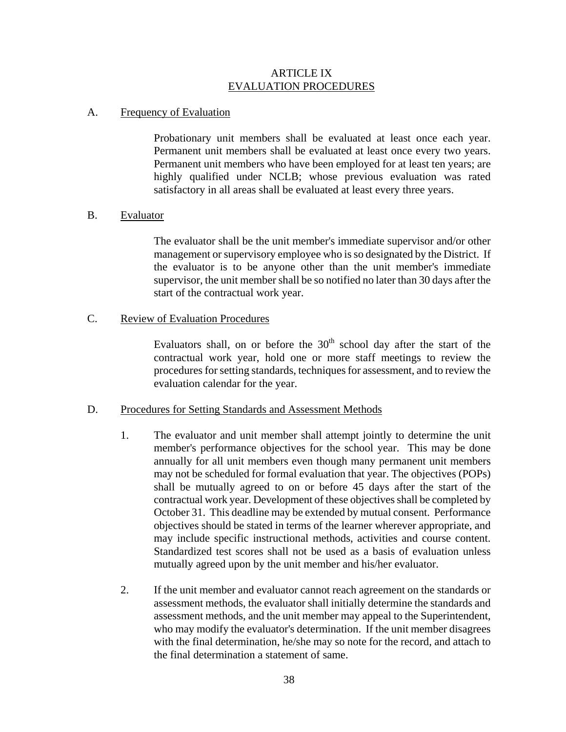# ARTICLE IX
## EVALUATION PROCEDURES

A. Frequency of Evaluation

Probationary unit members shall be evaluated at least once each year. Permanent unit members shall be evaluated at least once every two years. Permanent unit members who have been employed for at least ten years; are highly qualified under NCLB; whose previous evaluation was rated satisfactory in all areas shall be evaluated at least every three years.

B. Evaluator

The evaluator shall be the unit member's immediate supervisor and/or other management or supervisory employee who is so designated by the District. If the evaluator is to be anyone other than the unit member's immediate supervisor, the unit member shall be so notified no later than 30 days after the start of the contractual work year.

C. Review of Evaluation Procedures

Evaluators shall, on or before the 30th school day after the start of the contractual work year, hold one or more staff meetings to review the procedures for setting standards, techniques for assessment, and to review the evaluation calendar for the year.

D. Procedures for Setting Standards and Assessment Methods

1. The evaluator and unit member shall attempt jointly to determine the unit member's performance objectives for the school year. This may be done annually for all unit members even though many permanent unit members may not be scheduled for formal evaluation that year. The objectives (POPs) shall be mutually agreed to on or before 45 days after the start of the contractual work year. Development of these objectives shall be completed by October 31. This deadline may be extended by mutual consent. Performance objectives should be stated in terms of the learner wherever appropriate, and may include specific instructional methods, activities and course content. Standardized test scores shall not be used as a basis of evaluation unless mutually agreed upon by the unit member and his/her evaluator.

2. If the unit member and evaluator cannot reach agreement on the standards or assessment methods, the evaluator shall initially determine the standards and assessment methods, and the unit member may appeal to the Superintendent, who may modify the evaluator's determination. If the unit member disagrees with the final determination, he/she may so note for the record, and attach to the final determination a statement of same.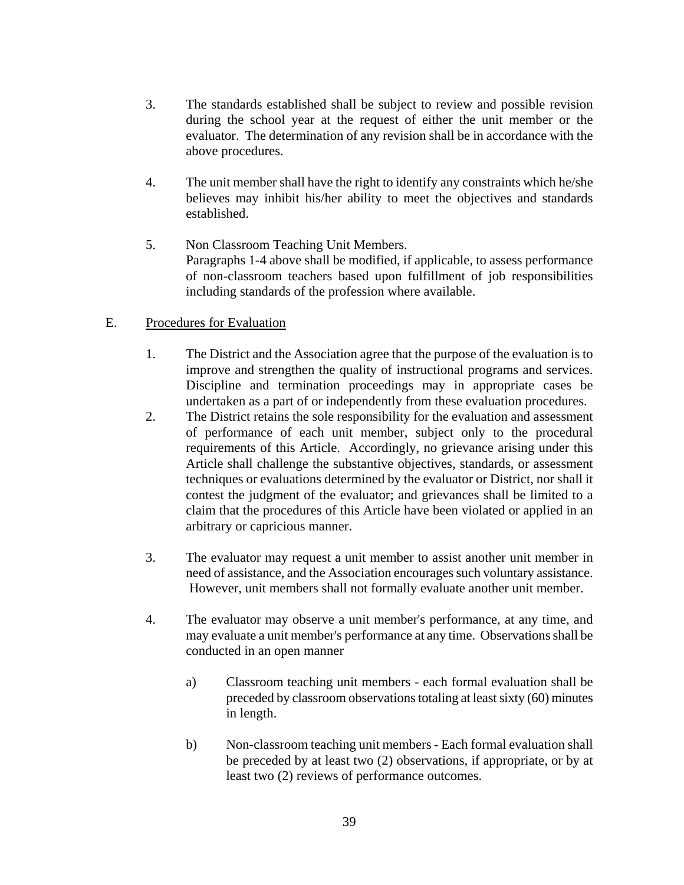3. The standards established shall be subject to review and possible revision during the school year at the request of either the unit member or the evaluator. The determination of any revision shall be in accordance with the above procedures.

4. The unit member shall have the right to identify any constraints which he/she believes may inhibit his/her ability to meet the objectives and standards established.

5. Non Classroom Teaching Unit Members.
   Paragraphs 1-4 above shall be modified, if applicable, to assess performance of non-classroom teachers based upon fulfillment of job responsibilities including standards of the profession where available.

E. Procedures for Evaluation

1. The District and the Association agree that the purpose of the evaluation is to improve and strengthen the quality of instructional programs and services. Discipline and termination proceedings may in appropriate cases be undertaken as a part of or independently from these evaluation procedures.

2. The District retains the sole responsibility for the evaluation and assessment of performance of each unit member, subject only to the procedural requirements of this Article. Accordingly, no grievance arising under this Article shall challenge the substantive objectives, standards, or assessment techniques or evaluations determined by the evaluator or District, nor shall it contest the judgment of the evaluator; and grievances shall be limited to a claim that the procedures of this Article have been violated or applied in an arbitrary or capricious manner.

3. The evaluator may request a unit member to assist another unit member in need of assistance, and the Association encourages such voluntary assistance. However, unit members shall not formally evaluate another unit member.

4. The evaluator may observe a unit member's performance, at any time, and may evaluate a unit member's performance at any time. Observations shall be conducted in an open manner

   a) Classroom teaching unit members - each formal evaluation shall be preceded by classroom observations totaling at least sixty (60) minutes in length.

   b) Non-classroom teaching unit members - Each formal evaluation shall be preceded by at least two (2) observations, if appropriate, or by at least two (2) reviews of performance outcomes.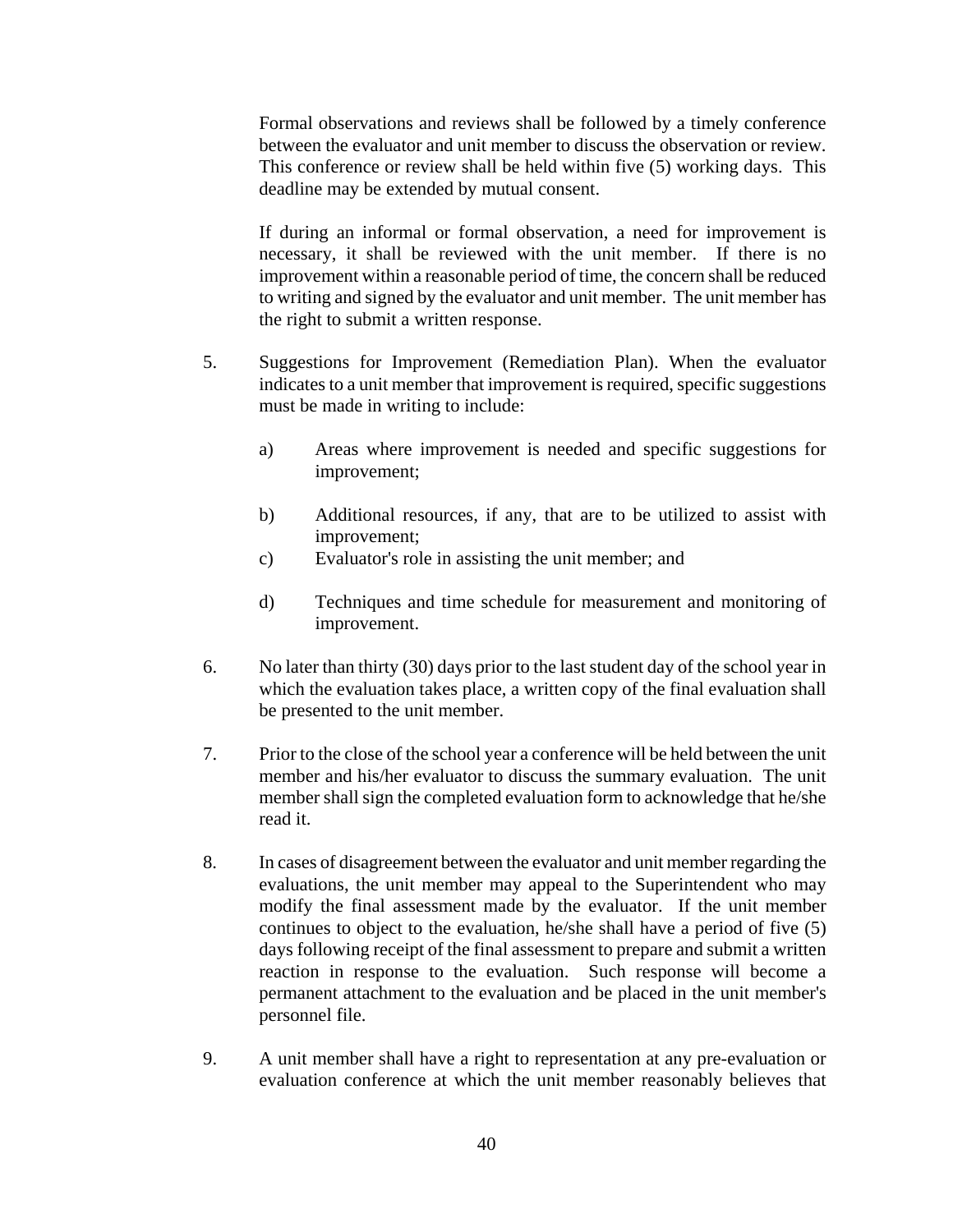Formal observations and reviews shall be followed by a timely conference between the evaluator and unit member to discuss the observation or review. This conference or review shall be held within five (5) working days. This deadline may be extended by mutual consent.

If during an informal or formal observation, a need for improvement is necessary, it shall be reviewed with the unit member. If there is no improvement within a reasonable period of time, the concern shall be reduced to writing and signed by the evaluator and unit member. The unit member has the right to submit a written response.

5. Suggestions for Improvement (Remediation Plan). When the evaluator indicates to a unit member that improvement is required, specific suggestions must be made in writing to include:

   a) Areas where improvement is needed and specific suggestions for improvement;

   b) Additional resources, if any, that are to be utilized to assist with improvement;

   c) Evaluator's role in assisting the unit member; and

   d) Techniques and time schedule for measurement and monitoring of improvement.

6. No later than thirty (30) days prior to the last student day of the school year in which the evaluation takes place, a written copy of the final evaluation shall be presented to the unit member.

7. Prior to the close of the school year a conference will be held between the unit member and his/her evaluator to discuss the summary evaluation. The unit member shall sign the completed evaluation form to acknowledge that he/she read it.

8. In cases of disagreement between the evaluator and unit member regarding the evaluations, the unit member may appeal to the Superintendent who may modify the final assessment made by the evaluator. If the unit member continues to object to the evaluation, he/she shall have a period of five (5) days following receipt of the final assessment to prepare and submit a written reaction in response to the evaluation. Such response will become a permanent attachment to the evaluation and be placed in the unit member's personnel file.

9. A unit member shall have a right to representation at any pre-evaluation or evaluation conference at which the unit member reasonably believes that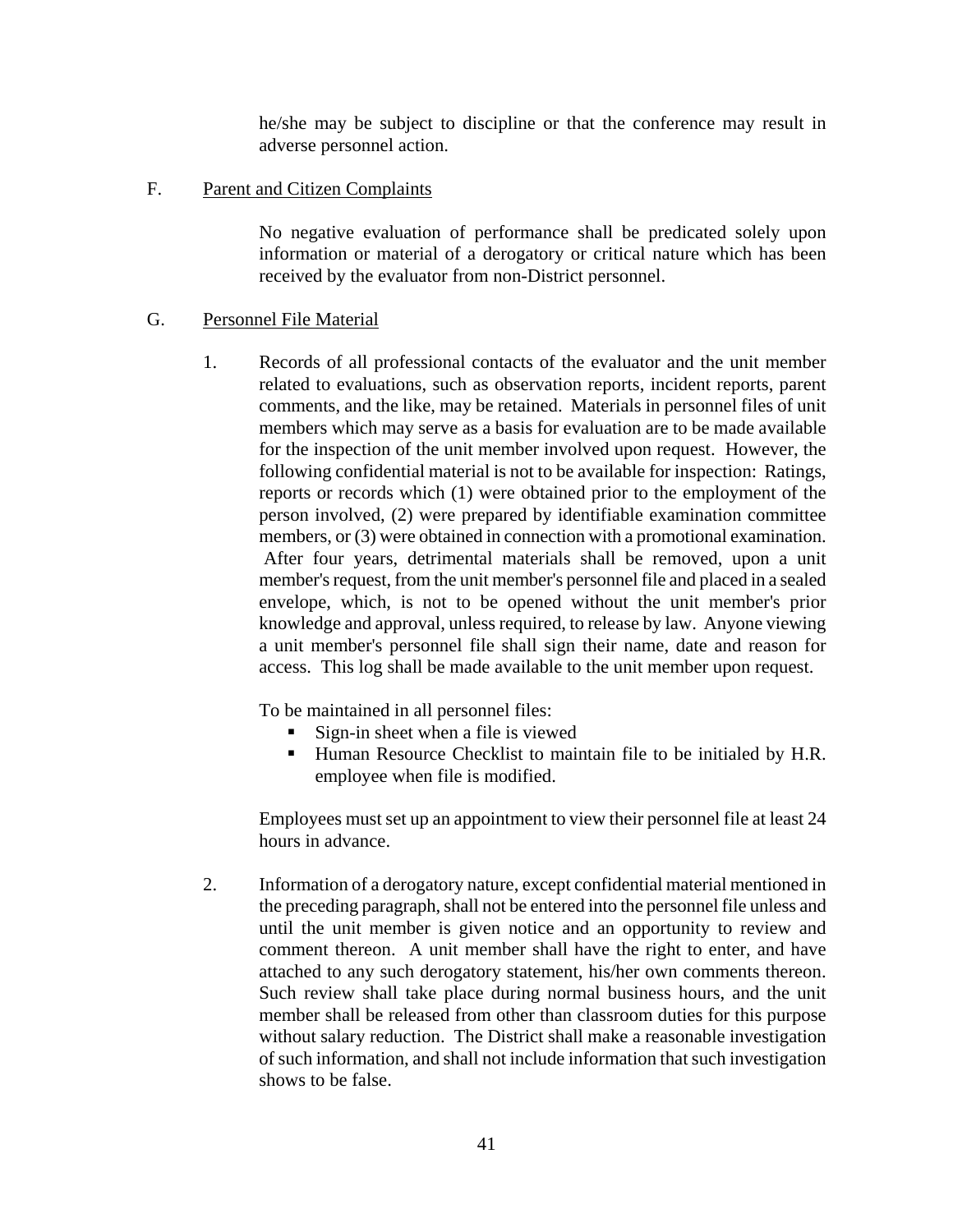he/she may be subject to discipline or that the conference may result in adverse personnel action.

F. Parent and Citizen Complaints

No negative evaluation of performance shall be predicated solely upon information or material of a derogatory or critical nature which has been received by the evaluator from non-District personnel.

G. Personnel File Material

1. Records of all professional contacts of the evaluator and the unit member related to evaluations, such as observation reports, incident reports, parent comments, and the like, may be retained. Materials in personnel files of unit members which may serve as a basis for evaluation are to be made available for the inspection of the unit member involved upon request. However, the following confidential material is not to be available for inspection: Ratings, reports or records which (1) were obtained prior to the employment of the person involved, (2) were prepared by identifiable examination committee members, or (3) were obtained in connection with a promotional examination. After four years, detrimental materials shall be removed, upon a unit member's request, from the unit member's personnel file and placed in a sealed envelope, which, is not to be opened without the unit member's prior knowledge and approval, unless required, to release by law. Anyone viewing a unit member's personnel file shall sign their name, date and reason for access. This log shall be made available to the unit member upon request.

   To be maintained in all personnel files:
   - Sign-in sheet when a file is viewed
   - Human Resource Checklist to maintain file to be initialed by H.R. employee when file is modified.

   Employees must set up an appointment to view their personnel file at least 24 hours in advance.

2. Information of a derogatory nature, except confidential material mentioned in the preceding paragraph, shall not be entered into the personnel file unless and until the unit member is given notice and an opportunity to review and comment thereon. A unit member shall have the right to enter, and have attached to any such derogatory statement, his/her own comments thereon. Such review shall take place during normal business hours, and the unit member shall be released from other than classroom duties for this purpose without salary reduction. The District shall make a reasonable investigation of such information, and shall not include information that such investigation shows to be false.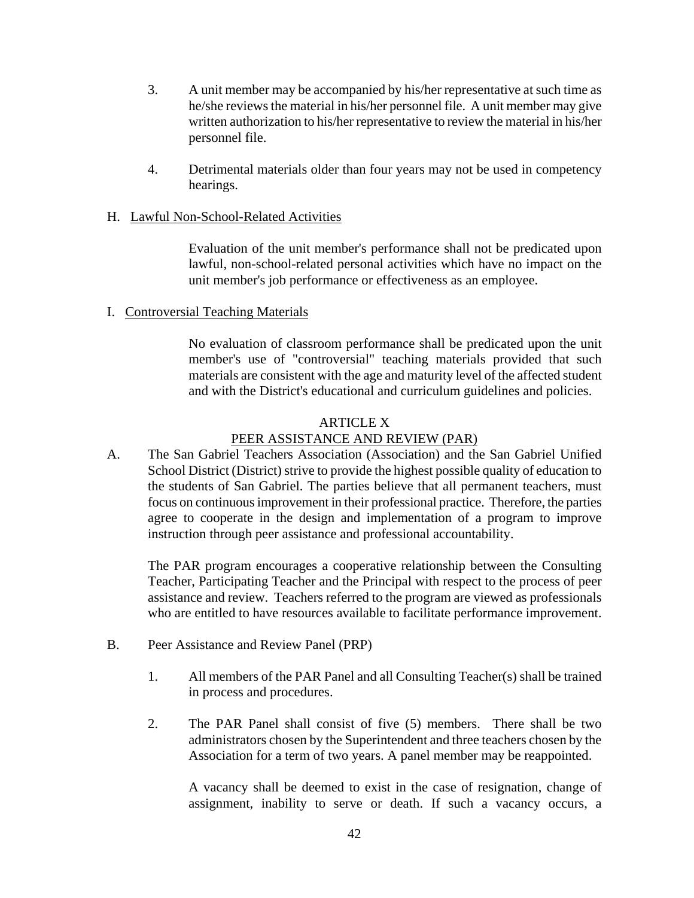3. A unit member may be accompanied by his/her representative at such time as he/she reviews the material in his/her personnel file. A unit member may give written authorization to his/her representative to review the material in his/her personnel file.

4. Detrimental materials older than four years may not be used in competency hearings.

H. Lawful Non-School-Related Activities

Evaluation of the unit member's performance shall not be predicated upon lawful, non-school-related personal activities which have no impact on the unit member's job performance or effectiveness as an employee.

I. Controversial Teaching Materials

No evaluation of classroom performance shall be predicated upon the unit member's use of "controversial" teaching materials provided that such materials are consistent with the age and maturity level of the affected student and with the District's educational and curriculum guidelines and policies.

## ARTICLE X
## PEER ASSISTANCE AND REVIEW (PAR)

A. The San Gabriel Teachers Association (Association) and the San Gabriel Unified School District (District) strive to provide the highest possible quality of education to the students of San Gabriel. The parties believe that all permanent teachers, must focus on continuous improvement in their professional practice. Therefore, the parties agree to cooperate in the design and implementation of a program to improve instruction through peer assistance and professional accountability.

The PAR program encourages a cooperative relationship between the Consulting Teacher, Participating Teacher and the Principal with respect to the process of peer assistance and review. Teachers referred to the program are viewed as professionals who are entitled to have resources available to facilitate performance improvement.

B. Peer Assistance and Review Panel (PRP)

1. All members of the PAR Panel and all Consulting Teacher(s) shall be trained in process and procedures.

2. The PAR Panel shall consist of five (5) members. There shall be two administrators chosen by the Superintendent and three teachers chosen by the Association for a term of two years. A panel member may be reappointed.

A vacancy shall be deemed to exist in the case of resignation, change of assignment, inability to serve or death. If such a vacancy occurs, a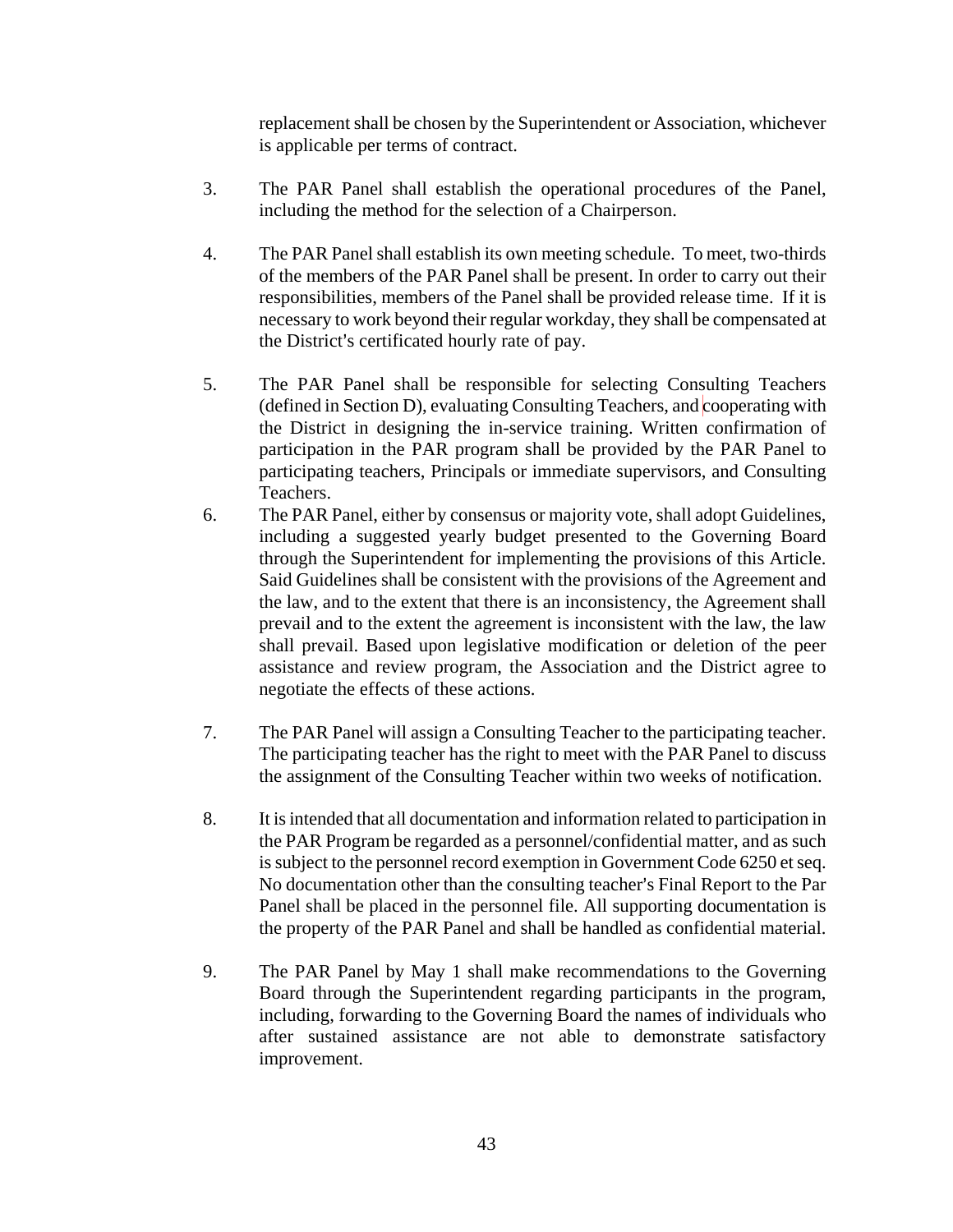replacement shall be chosen by the Superintendent or Association, whichever is applicable per terms of contract.

3. The PAR Panel shall establish the operational procedures of the Panel, including the method for the selection of a Chairperson.

4. The PAR Panel shall establish its own meeting schedule. To meet, two-thirds of the members of the PAR Panel shall be present. In order to carry out their responsibilities, members of the Panel shall be provided release time. If it is necessary to work beyond their regular workday, they shall be compensated at the District's certificated hourly rate of pay.

5. The PAR Panel shall be responsible for selecting Consulting Teachers (defined in Section D), evaluating Consulting Teachers, and cooperating with the District in designing the in-service training. Written confirmation of participation in the PAR program shall be provided by the PAR Panel to participating teachers, Principals or immediate supervisors, and Consulting Teachers.

6. The PAR Panel, either by consensus or majority vote, shall adopt Guidelines, including a suggested yearly budget presented to the Governing Board through the Superintendent for implementing the provisions of this Article. Said Guidelines shall be consistent with the provisions of the Agreement and the law, and to the extent that there is an inconsistency, the Agreement shall prevail and to the extent the agreement is inconsistent with the law, the law shall prevail. Based upon legislative modification or deletion of the peer assistance and review program, the Association and the District agree to negotiate the effects of these actions.

7. The PAR Panel will assign a Consulting Teacher to the participating teacher. The participating teacher has the right to meet with the PAR Panel to discuss the assignment of the Consulting Teacher within two weeks of notification.

8. It is intended that all documentation and information related to participation in the PAR Program be regarded as a personnel/confidential matter, and as such is subject to the personnel record exemption in Government Code 6250 et seq. No documentation other than the consulting teacher's Final Report to the Par Panel shall be placed in the personnel file. All supporting documentation is the property of the PAR Panel and shall be handled as confidential material.

9. The PAR Panel by May 1 shall make recommendations to the Governing Board through the Superintendent regarding participants in the program, including, forwarding to the Governing Board the names of individuals who after sustained assistance are not able to demonstrate satisfactory improvement.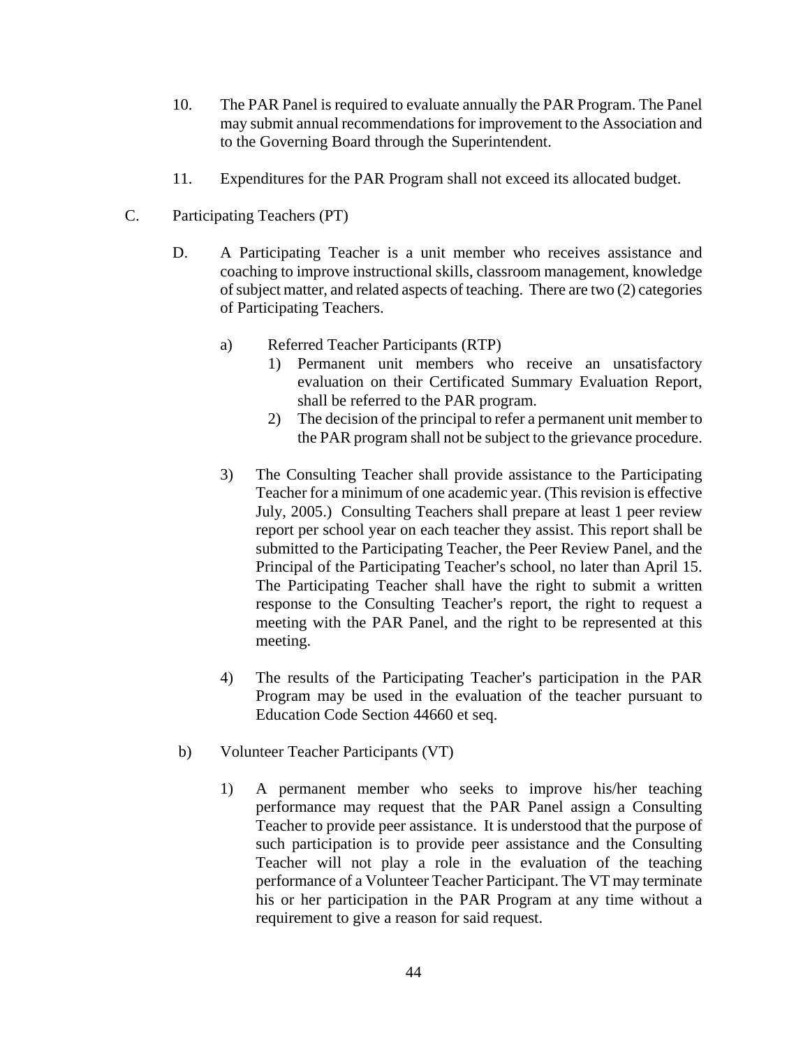10. The PAR Panel is required to evaluate annually the PAR Program. The Panel may submit annual recommendations for improvement to the Association and to the Governing Board through the Superintendent.

11. Expenditures for the PAR Program shall not exceed its allocated budget.

C. Participating Teachers (PT)

D. A Participating Teacher is a unit member who receives assistance and coaching to improve instructional skills, classroom management, knowledge of subject matter, and related aspects of teaching. There are two (2) categories of Participating Teachers.

a) Referred Teacher Participants (RTP)

1) Permanent unit members who receive an unsatisfactory evaluation on their Certificated Summary Evaluation Report, shall be referred to the PAR program.

2) The decision of the principal to refer a permanent unit member to the PAR program shall not be subject to the grievance procedure.

3) The Consulting Teacher shall provide assistance to the Participating Teacher for a minimum of one academic year. (This revision is effective July, 2005.) Consulting Teachers shall prepare at least 1 peer review report per school year on each teacher they assist. This report shall be submitted to the Participating Teacher, the Peer Review Panel, and the Principal of the Participating Teacher's school, no later than April 15. The Participating Teacher shall have the right to submit a written response to the Consulting Teacher's report, the right to request a meeting with the PAR Panel, and the right to be represented at this meeting.

4) The results of the Participating Teacher's participation in the PAR Program may be used in the evaluation of the teacher pursuant to Education Code Section 44660 et seq.

b) Volunteer Teacher Participants (VT)

1) A permanent member who seeks to improve his/her teaching performance may request that the PAR Panel assign a Consulting Teacher to provide peer assistance. It is understood that the purpose of such participation is to provide peer assistance and the Consulting Teacher will not play a role in the evaluation of the teaching performance of a Volunteer Teacher Participant. The VT may terminate his or her participation in the PAR Program at any time without a requirement to give a reason for said request.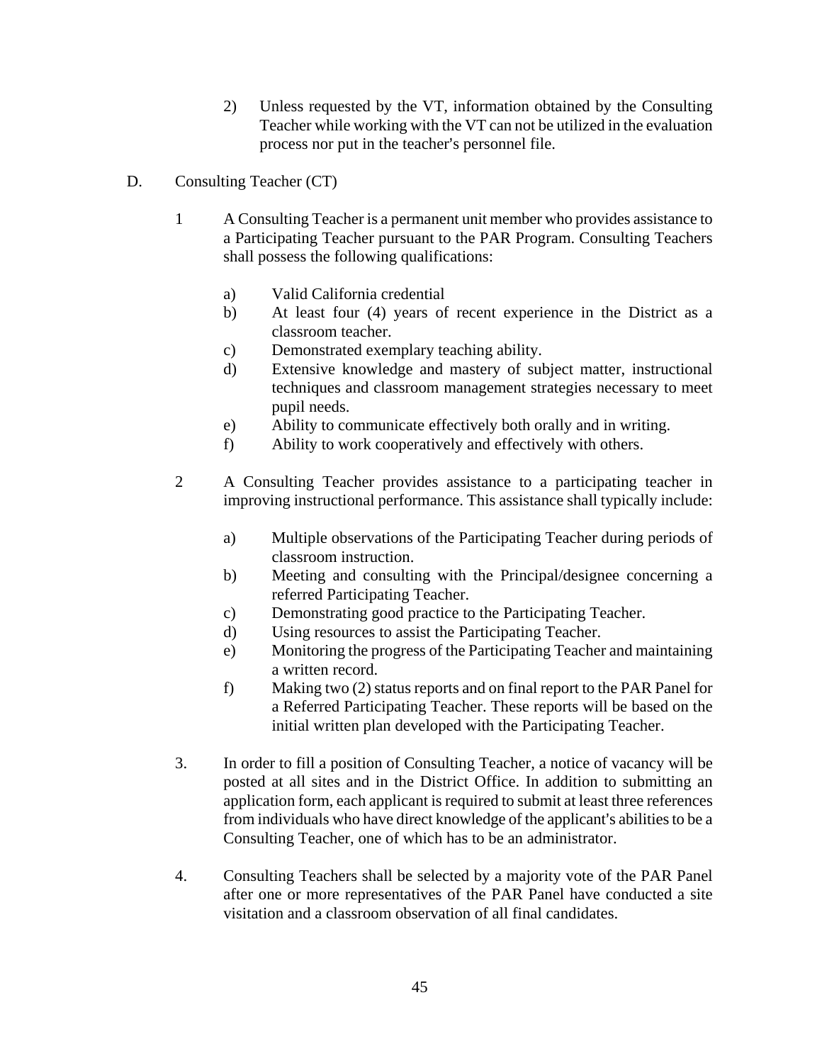2) Unless requested by the VT, information obtained by the Consulting Teacher while working with the VT can not be utilized in the evaluation process nor put in the teacher's personnel file.

D. Consulting Teacher (CT)

1 A Consulting Teacher is a permanent unit member who provides assistance to a Participating Teacher pursuant to the PAR Program. Consulting Teachers shall possess the following qualifications:

a) Valid California credential
b) At least four (4) years of recent experience in the District as a classroom teacher.
c) Demonstrated exemplary teaching ability.
d) Extensive knowledge and mastery of subject matter, instructional techniques and classroom management strategies necessary to meet pupil needs.
e) Ability to communicate effectively both orally and in writing.
f) Ability to work cooperatively and effectively with others.

2 A Consulting Teacher provides assistance to a participating teacher in improving instructional performance. This assistance shall typically include:

a) Multiple observations of the Participating Teacher during periods of classroom instruction.
b) Meeting and consulting with the Principal/designee concerning a referred Participating Teacher.
c) Demonstrating good practice to the Participating Teacher.
d) Using resources to assist the Participating Teacher.
e) Monitoring the progress of the Participating Teacher and maintaining a written record.
f) Making two (2) status reports and on final report to the PAR Panel for a Referred Participating Teacher. These reports will be based on the initial written plan developed with the Participating Teacher.

3. In order to fill a position of Consulting Teacher, a notice of vacancy will be posted at all sites and in the District Office. In addition to submitting an application form, each applicant is required to submit at least three references from individuals who have direct knowledge of the applicant's abilities to be a Consulting Teacher, one of which has to be an administrator.

4. Consulting Teachers shall be selected by a majority vote of the PAR Panel after one or more representatives of the PAR Panel have conducted a site visitation and a classroom observation of all final candidates.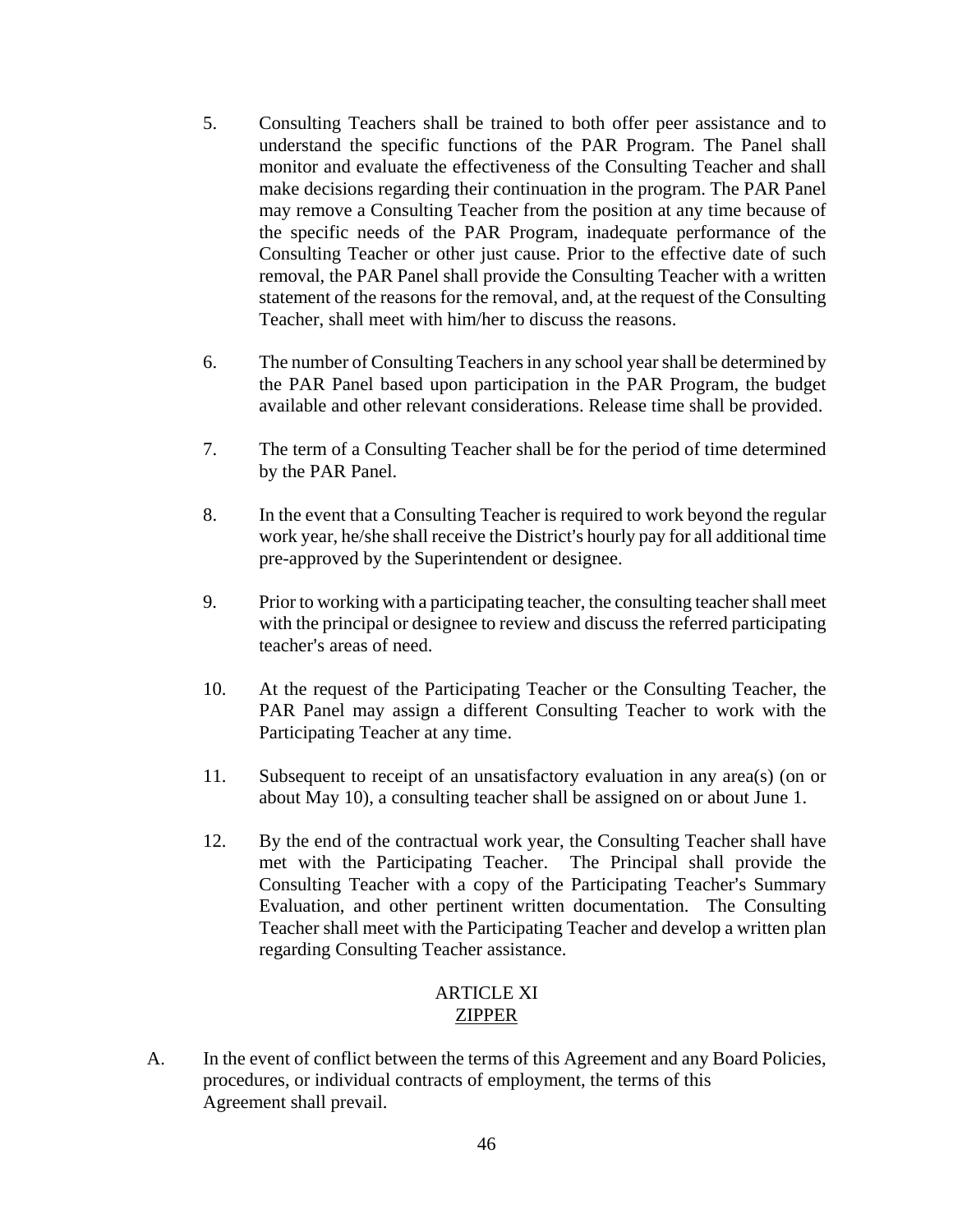5. Consulting Teachers shall be trained to both offer peer assistance and to understand the specific functions of the PAR Program. The Panel shall monitor and evaluate the effectiveness of the Consulting Teacher and shall make decisions regarding their continuation in the program. The PAR Panel may remove a Consulting Teacher from the position at any time because of the specific needs of the PAR Program, inadequate performance of the Consulting Teacher or other just cause. Prior to the effective date of such removal, the PAR Panel shall provide the Consulting Teacher with a written statement of the reasons for the removal, and, at the request of the Consulting Teacher, shall meet with him/her to discuss the reasons.

6. The number of Consulting Teachers in any school year shall be determined by the PAR Panel based upon participation in the PAR Program, the budget available and other relevant considerations. Release time shall be provided.

7. The term of a Consulting Teacher shall be for the period of time determined by the PAR Panel.

8. In the event that a Consulting Teacher is required to work beyond the regular work year, he/she shall receive the District's hourly pay for all additional time pre-approved by the Superintendent or designee.

9. Prior to working with a participating teacher, the consulting teacher shall meet with the principal or designee to review and discuss the referred participating teacher's areas of need.

10. At the request of the Participating Teacher or the Consulting Teacher, the PAR Panel may assign a different Consulting Teacher to work with the Participating Teacher at any time.

11. Subsequent to receipt of an unsatisfactory evaluation in any area(s) (on or about May 10), a consulting teacher shall be assigned on or about June 1.

12. By the end of the contractual work year, the Consulting Teacher shall have met with the Participating Teacher. The Principal shall provide the Consulting Teacher with a copy of the Participating Teacher's Summary Evaluation, and other pertinent written documentation. The Consulting Teacher shall meet with the Participating Teacher and develop a written plan regarding Consulting Teacher assistance.

## ARTICLE XI
## ZIPPER

A. In the event of conflict between the terms of this Agreement and any Board Policies, procedures, or individual contracts of employment, the terms of this Agreement shall prevail.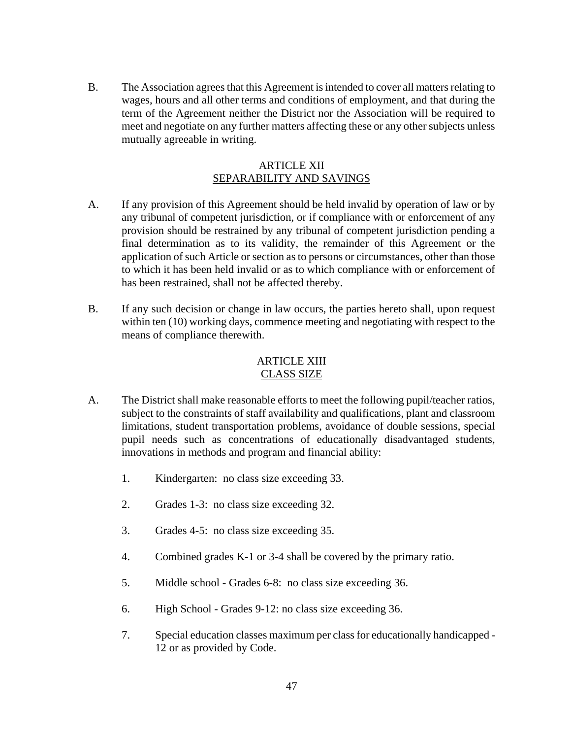B. The Association agrees that this Agreement is intended to cover all matters relating to wages, hours and all other terms and conditions of employment, and that during the term of the Agreement neither the District nor the Association will be required to meet and negotiate on any further matters affecting these or any other subjects unless mutually agreeable in writing.

## ARTICLE XII
## SEPARABILITY AND SAVINGS

A. If any provision of this Agreement should be held invalid by operation of law or by any tribunal of competent jurisdiction, or if compliance with or enforcement of any provision should be restrained by any tribunal of competent jurisdiction pending a final determination as to its validity, the remainder of this Agreement or the application of such Article or section as to persons or circumstances, other than those to which it has been held invalid or as to which compliance with or enforcement of has been restrained, shall not be affected thereby.

B. If any such decision or change in law occurs, the parties hereto shall, upon request within ten (10) working days, commence meeting and negotiating with respect to the means of compliance therewith.

## ARTICLE XIII
## CLASS SIZE

A. The District shall make reasonable efforts to meet the following pupil/teacher ratios, subject to the constraints of staff availability and qualifications, plant and classroom limitations, student transportation problems, avoidance of double sessions, special pupil needs such as concentrations of educationally disadvantaged students, innovations in methods and program and financial ability:

1. Kindergarten: no class size exceeding 33.
2. Grades 1-3: no class size exceeding 32.
3. Grades 4-5: no class size exceeding 35.
4. Combined grades K-1 or 3-4 shall be covered by the primary ratio.
5. Middle school - Grades 6-8: no class size exceeding 36.
6. High School - Grades 9-12: no class size exceeding 36.
7. Special education classes maximum per class for educationally handicapped - 12 or as provided by Code.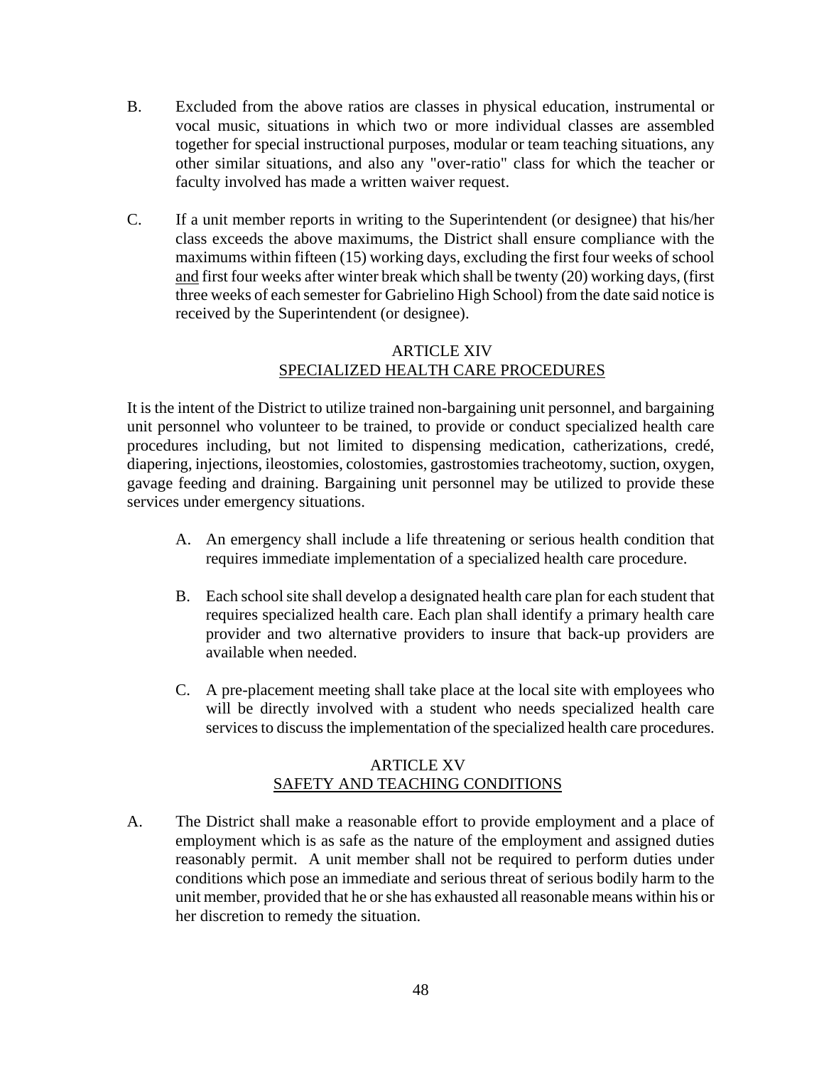B. Excluded from the above ratios are classes in physical education, instrumental or vocal music, situations in which two or more individual classes are assembled together for special instructional purposes, modular or team teaching situations, any other similar situations, and also any "over-ratio" class for which the teacher or faculty involved has made a written waiver request.

C. If a unit member reports in writing to the Superintendent (or designee) that his/her class exceeds the above maximums, the District shall ensure compliance with the maximums within fifteen (15) working days, excluding the first four weeks of school <u>and</u> first four weeks after winter break which shall be twenty (20) working days, (first three weeks of each semester for Gabrielino High School) from the date said notice is received by the Superintendent (or designee).

## ARTICLE XIV
## <u>SPECIALIZED HEALTH CARE PROCEDURES</u>

It is the intent of the District to utilize trained non-bargaining unit personnel, and bargaining unit personnel who volunteer to be trained, to provide or conduct specialized health care procedures including, but not limited to dispensing medication, catherizations, credé, diapering, injections, ileostomies, colostomies, gastrostomies tracheotomy, suction, oxygen, gavage feeding and draining. Bargaining unit personnel may be utilized to provide these services under emergency situations.

A. An emergency shall include a life threatening or serious health condition that requires immediate implementation of a specialized health care procedure.

B. Each school site shall develop a designated health care plan for each student that requires specialized health care. Each plan shall identify a primary health care provider and two alternative providers to insure that back-up providers are available when needed.

C. A pre-placement meeting shall take place at the local site with employees who will be directly involved with a student who needs specialized health care services to discuss the implementation of the specialized health care procedures.

## ARTICLE XV
## <u>SAFETY AND TEACHING CONDITIONS</u>

A. The District shall make a reasonable effort to provide employment and a place of employment which is as safe as the nature of the employment and assigned duties reasonably permit. A unit member shall not be required to perform duties under conditions which pose an immediate and serious threat of serious bodily harm to the unit member, provided that he or she has exhausted all reasonable means within his or her discretion to remedy the situation.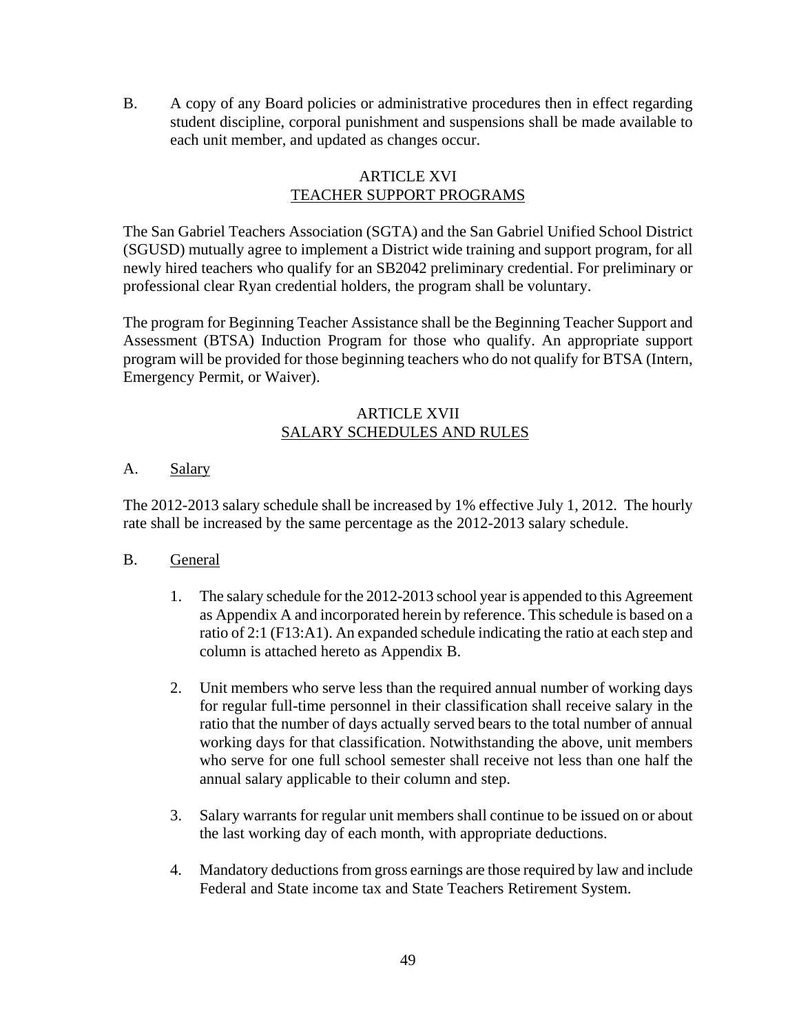B. A copy of any Board policies or administrative procedures then in effect regarding student discipline, corporal punishment and suspensions shall be made available to each unit member, and updated as changes occur.

## ARTICLE XVI
## TEACHER SUPPORT PROGRAMS

The San Gabriel Teachers Association (SGTA) and the San Gabriel Unified School District (SGUSD) mutually agree to implement a District wide training and support program, for all newly hired teachers who qualify for an SB2042 preliminary credential. For preliminary or professional clear Ryan credential holders, the program shall be voluntary.

The program for Beginning Teacher Assistance shall be the Beginning Teacher Support and Assessment (BTSA) Induction Program for those who qualify. An appropriate support program will be provided for those beginning teachers who do not qualify for BTSA (Intern, Emergency Permit, or Waiver).

## ARTICLE XVII
## SALARY SCHEDULES AND RULES

A. Salary

The 2012-2013 salary schedule shall be increased by 1% effective July 1, 2012. The hourly rate shall be increased by the same percentage as the 2012-2013 salary schedule.

B. General

1. The salary schedule for the 2012-2013 school year is appended to this Agreement as Appendix A and incorporated herein by reference. This schedule is based on a ratio of 2:1 (F13:A1). An expanded schedule indicating the ratio at each step and column is attached hereto as Appendix B.

2. Unit members who serve less than the required annual number of working days for regular full-time personnel in their classification shall receive salary in the ratio that the number of days actually served bears to the total number of annual working days for that classification. Notwithstanding the above, unit members who serve for one full school semester shall receive not less than one half the annual salary applicable to their column and step.

3. Salary warrants for regular unit members shall continue to be issued on or about the last working day of each month, with appropriate deductions.

4. Mandatory deductions from gross earnings are those required by law and include Federal and State income tax and State Teachers Retirement System.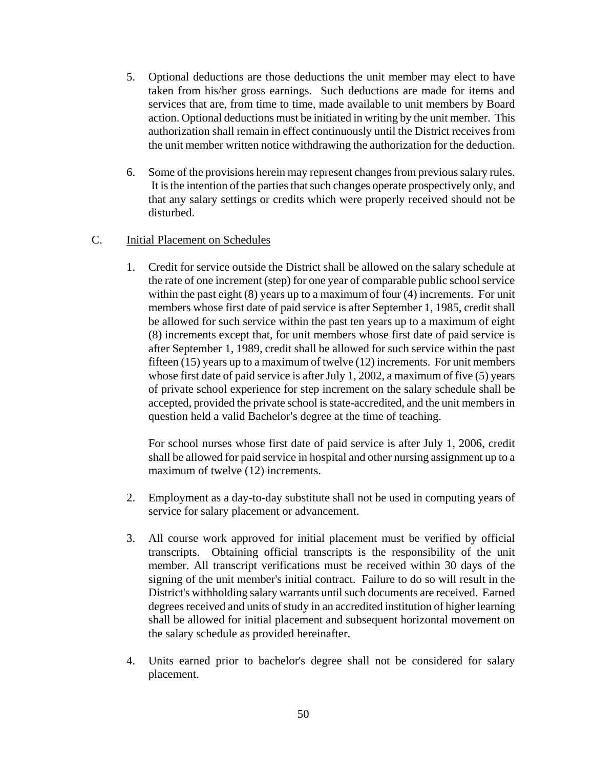5. Optional deductions are those deductions the unit member may elect to have taken from his/her gross earnings. Such deductions are made for items and services that are, from time to time, made available to unit members by Board action. Optional deductions must be initiated in writing by the unit member. This authorization shall remain in effect continuously until the District receives from the unit member written notice withdrawing the authorization for the deduction.

6. Some of the provisions herein may represent changes from previous salary rules. It is the intention of the parties that such changes operate prospectively only, and that any salary settings or credits which were properly received should not be disturbed.

C. Initial Placement on Schedules

1. Credit for service outside the District shall be allowed on the salary schedule at the rate of one increment (step) for one year of comparable public school service within the past eight (8) years up to a maximum of four (4) increments. For unit members whose first date of paid service is after September 1, 1985, credit shall be allowed for such service within the past ten years up to a maximum of eight (8) increments except that, for unit members whose first date of paid service is after September 1, 1989, credit shall be allowed for such service within the past fifteen (15) years up to a maximum of twelve (12) increments. For unit members whose first date of paid service is after July 1, 2002, a maximum of five (5) years of private school experience for step increment on the salary schedule shall be accepted, provided the private school is state-accredited, and the unit members in question held a valid Bachelor's degree at the time of teaching.

   For school nurses whose first date of paid service is after July 1, 2006, credit shall be allowed for paid service in hospital and other nursing assignment up to a maximum of twelve (12) increments.

2. Employment as a day-to-day substitute shall not be used in computing years of service for salary placement or advancement.

3. All course work approved for initial placement must be verified by official transcripts. Obtaining official transcripts is the responsibility of the unit member. All transcript verifications must be received within 30 days of the signing of the unit member's initial contract. Failure to do so will result in the District's withholding salary warrants until such documents are received. Earned degrees received and units of study in an accredited institution of higher learning shall be allowed for initial placement and subsequent horizontal movement on the salary schedule as provided hereinafter.

4. Units earned prior to bachelor's degree shall not be considered for salary placement.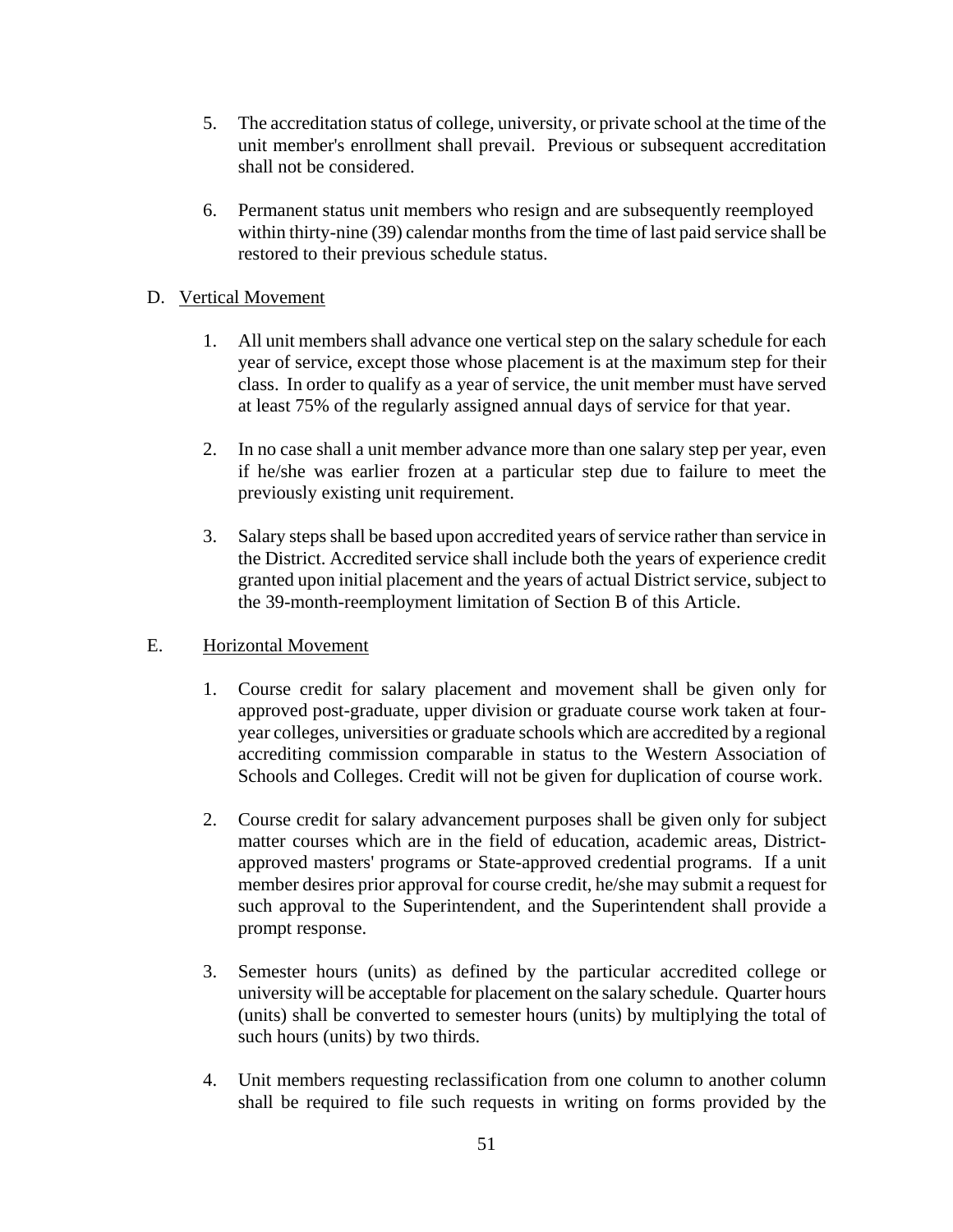5. The accreditation status of college, university, or private school at the time of the unit member's enrollment shall prevail. Previous or subsequent accreditation shall not be considered.

6. Permanent status unit members who resign and are subsequently reemployed within thirty-nine (39) calendar months from the time of last paid service shall be restored to their previous schedule status.

D. <u>Vertical Movement</u>

1. All unit members shall advance one vertical step on the salary schedule for each year of service, except those whose placement is at the maximum step for their class. In order to qualify as a year of service, the unit member must have served at least 75% of the regularly assigned annual days of service for that year.

2. In no case shall a unit member advance more than one salary step per year, even if he/she was earlier frozen at a particular step due to failure to meet the previously existing unit requirement.

3. Salary steps shall be based upon accredited years of service rather than service in the District. Accredited service shall include both the years of experience credit granted upon initial placement and the years of actual District service, subject to the 39-month-reemployment limitation of Section B of this Article.

E. <u>Horizontal Movement</u>

1. Course credit for salary placement and movement shall be given only for approved post-graduate, upper division or graduate course work taken at four-year colleges, universities or graduate schools which are accredited by a regional accrediting commission comparable in status to the Western Association of Schools and Colleges. Credit will not be given for duplication of course work.

2. Course credit for salary advancement purposes shall be given only for subject matter courses which are in the field of education, academic areas, District-approved masters' programs or State-approved credential programs. If a unit member desires prior approval for course credit, he/she may submit a request for such approval to the Superintendent, and the Superintendent shall provide a prompt response.

3. Semester hours (units) as defined by the particular accredited college or university will be acceptable for placement on the salary schedule. Quarter hours (units) shall be converted to semester hours (units) by multiplying the total of such hours (units) by two thirds.

4. Unit members requesting reclassification from one column to another column shall be required to file such requests in writing on forms provided by the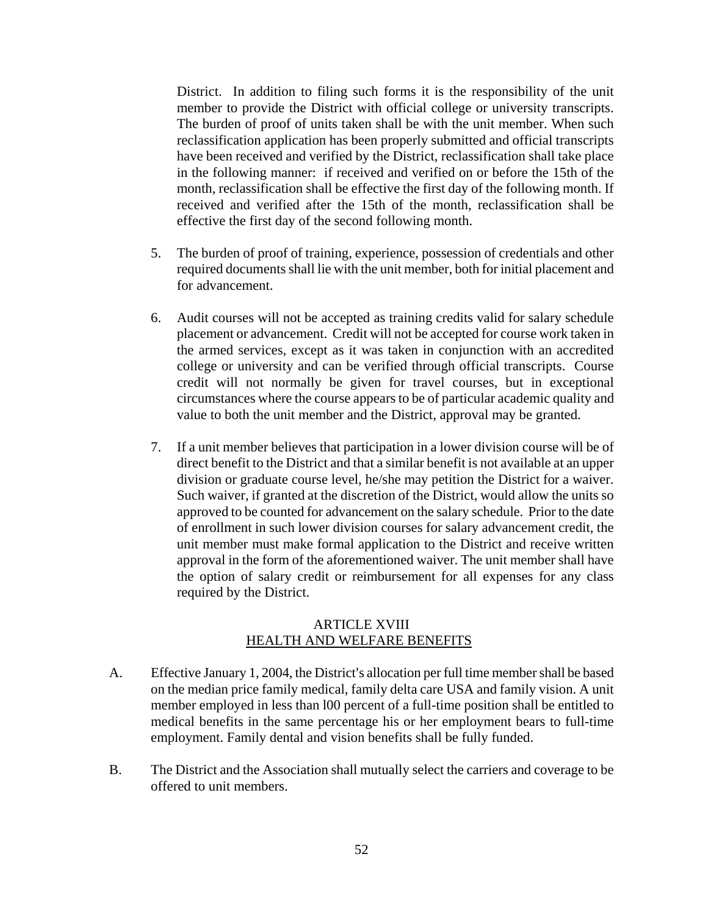District. In addition to filing such forms it is the responsibility of the unit member to provide the District with official college or university transcripts. The burden of proof of units taken shall be with the unit member. When such reclassification application has been properly submitted and official transcripts have been received and verified by the District, reclassification shall take place in the following manner: if received and verified on or before the 15th of the month, reclassification shall be effective the first day of the following month. If received and verified after the 15th of the month, reclassification shall be effective the first day of the second following month.

5. The burden of proof of training, experience, possession of credentials and other required documents shall lie with the unit member, both for initial placement and for advancement.

6. Audit courses will not be accepted as training credits valid for salary schedule placement or advancement. Credit will not be accepted for course work taken in the armed services, except as it was taken in conjunction with an accredited college or university and can be verified through official transcripts. Course credit will not normally be given for travel courses, but in exceptional circumstances where the course appears to be of particular academic quality and value to both the unit member and the District, approval may be granted.

7. If a unit member believes that participation in a lower division course will be of direct benefit to the District and that a similar benefit is not available at an upper division or graduate course level, he/she may petition the District for a waiver. Such waiver, if granted at the discretion of the District, would allow the units so approved to be counted for advancement on the salary schedule. Prior to the date of enrollment in such lower division courses for salary advancement credit, the unit member must make formal application to the District and receive written approval in the form of the aforementioned waiver. The unit member shall have the option of salary credit or reimbursement for all expenses for any class required by the District.

## ARTICLE XVIII
## HEALTH AND WELFARE BENEFITS

A. Effective January 1, 2004, the District's allocation per full time member shall be based on the median price family medical, family delta care USA and family vision. A unit member employed in less than l00 percent of a full-time position shall be entitled to medical benefits in the same percentage his or her employment bears to full-time employment. Family dental and vision benefits shall be fully funded.

B. The District and the Association shall mutually select the carriers and coverage to be offered to unit members.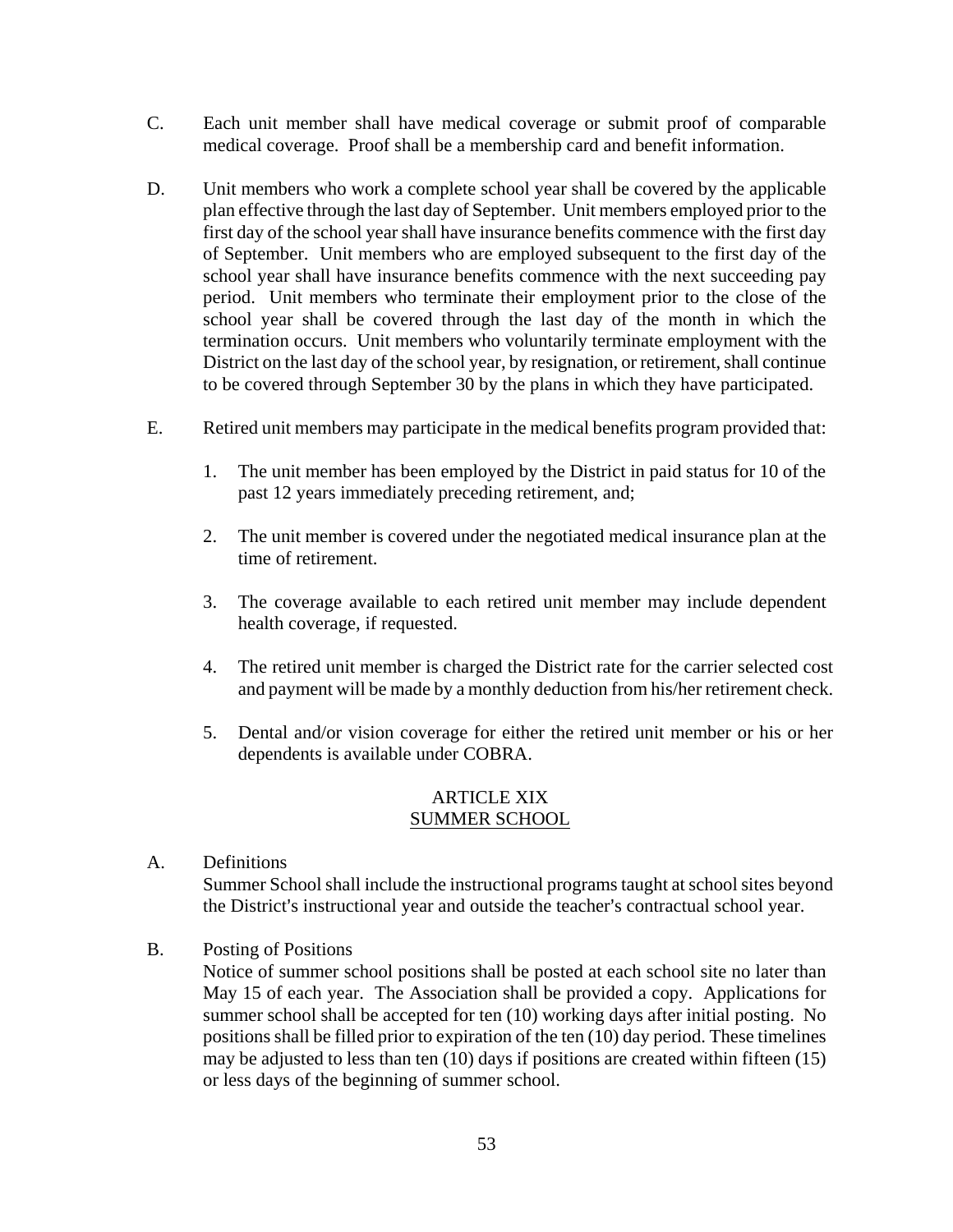C. Each unit member shall have medical coverage or submit proof of comparable medical coverage. Proof shall be a membership card and benefit information.

D. Unit members who work a complete school year shall be covered by the applicable plan effective through the last day of September. Unit members employed prior to the first day of the school year shall have insurance benefits commence with the first day of September. Unit members who are employed subsequent to the first day of the school year shall have insurance benefits commence with the next succeeding pay period. Unit members who terminate their employment prior to the close of the school year shall be covered through the last day of the month in which the termination occurs. Unit members who voluntarily terminate employment with the District on the last day of the school year, by resignation, or retirement, shall continue to be covered through September 30 by the plans in which they have participated.

E. Retired unit members may participate in the medical benefits program provided that:

   1. The unit member has been employed by the District in paid status for 10 of the past 12 years immediately preceding retirement, and;

   2. The unit member is covered under the negotiated medical insurance plan at the time of retirement.

   3. The coverage available to each retired unit member may include dependent health coverage, if requested.

   4. The retired unit member is charged the District rate for the carrier selected cost and payment will be made by a monthly deduction from his/her retirement check.

   5. Dental and/or vision coverage for either the retired unit member or his or her dependents is available under COBRA.

## ARTICLE XIX
## SUMMER SCHOOL

A. Definitions
Summer School shall include the instructional programs taught at school sites beyond the District's instructional year and outside the teacher's contractual school year.

B. Posting of Positions
Notice of summer school positions shall be posted at each school site no later than May 15 of each year. The Association shall be provided a copy. Applications for summer school shall be accepted for ten (10) working days after initial posting. No positions shall be filled prior to expiration of the ten (10) day period. These timelines may be adjusted to less than ten (10) days if positions are created within fifteen (15) or less days of the beginning of summer school.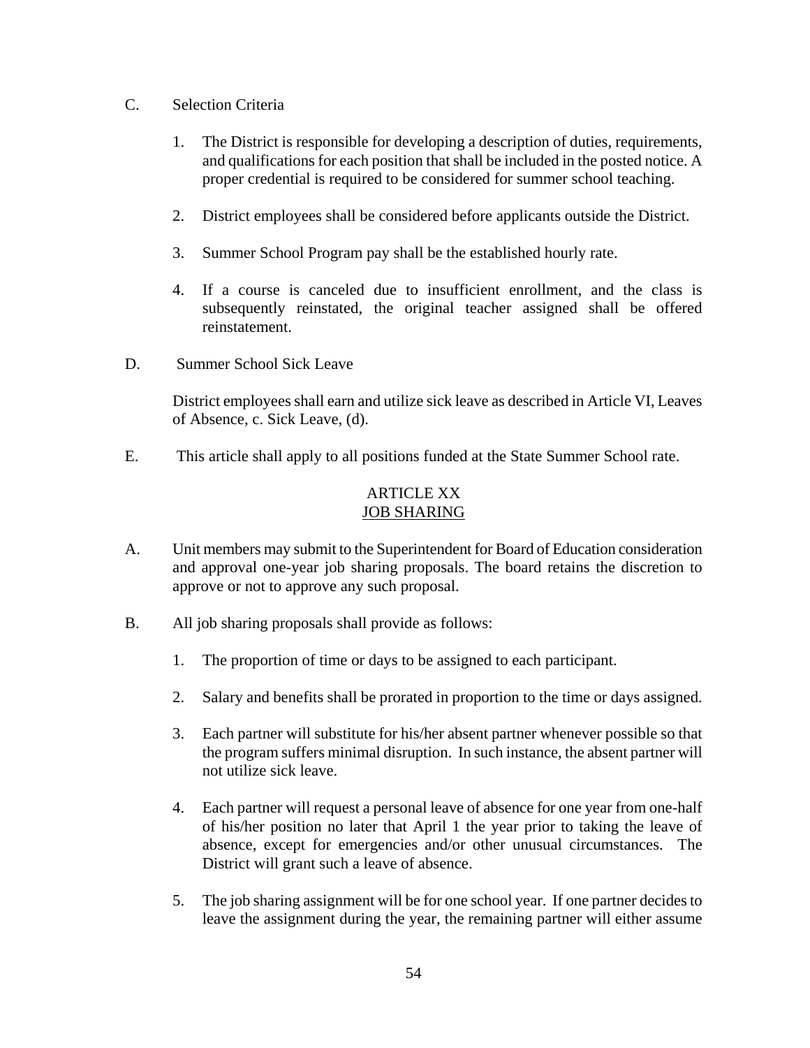C. Selection Criteria

1. The District is responsible for developing a description of duties, requirements, and qualifications for each position that shall be included in the posted notice. A proper credential is required to be considered for summer school teaching.

2. District employees shall be considered before applicants outside the District.

3. Summer School Program pay shall be the established hourly rate.

4. If a course is canceled due to insufficient enrollment, and the class is subsequently reinstated, the original teacher assigned shall be offered reinstatement.

D. Summer School Sick Leave

District employees shall earn and utilize sick leave as described in Article VI, Leaves of Absence, c. Sick Leave, (d).

E. This article shall apply to all positions funded at the State Summer School rate.

## ARTICLE XX
## JOB SHARING

A. Unit members may submit to the Superintendent for Board of Education consideration and approval one-year job sharing proposals. The board retains the discretion to approve or not to approve any such proposal.

B. All job sharing proposals shall provide as follows:

1. The proportion of time or days to be assigned to each participant.

2. Salary and benefits shall be prorated in proportion to the time or days assigned.

3. Each partner will substitute for his/her absent partner whenever possible so that the program suffers minimal disruption. In such instance, the absent partner will not utilize sick leave.

4. Each partner will request a personal leave of absence for one year from one-half of his/her position no later that April 1 the year prior to taking the leave of absence, except for emergencies and/or other unusual circumstances. The District will grant such a leave of absence.

5. The job sharing assignment will be for one school year. If one partner decides to leave the assignment during the year, the remaining partner will either assume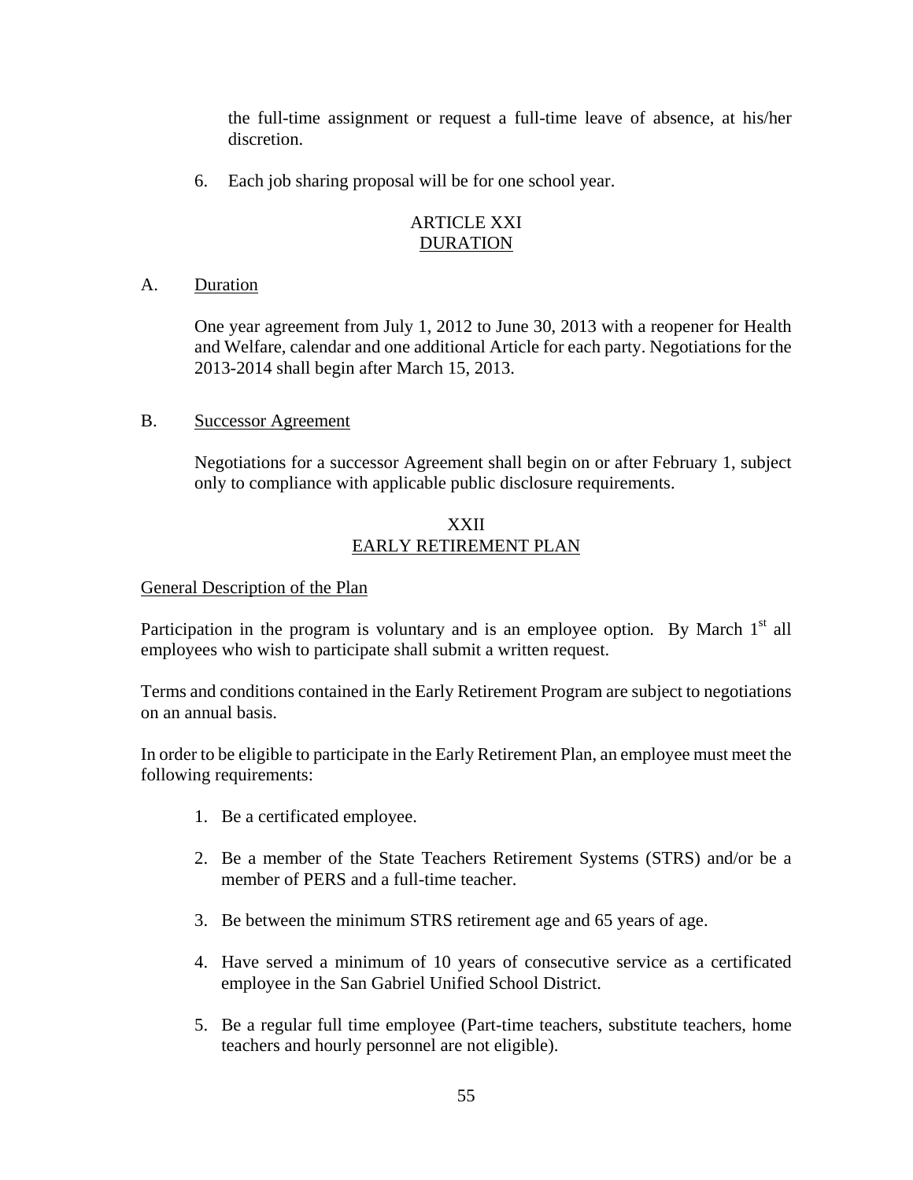the full-time assignment or request a full-time leave of absence, at his/her discretion.

6. Each job sharing proposal will be for one school year.

## ARTICLE XXI
## DURATION

A. Duration

One year agreement from July 1, 2012 to June 30, 2013 with a reopener for Health and Welfare, calendar and one additional Article for each party. Negotiations for the 2013-2014 shall begin after March 15, 2013.

B. Successor Agreement

Negotiations for a successor Agreement shall begin on or after February 1, subject only to compliance with applicable public disclosure requirements.

## XXII
## EARLY RETIREMENT PLAN

General Description of the Plan

Participation in the program is voluntary and is an employee option. By March 1st all employees who wish to participate shall submit a written request.

Terms and conditions contained in the Early Retirement Program are subject to negotiations on an annual basis.

In order to be eligible to participate in the Early Retirement Plan, an employee must meet the following requirements:

1. Be a certificated employee.

2. Be a member of the State Teachers Retirement Systems (STRS) and/or be a member of PERS and a full-time teacher.

3. Be between the minimum STRS retirement age and 65 years of age.

4. Have served a minimum of 10 years of consecutive service as a certificated employee in the San Gabriel Unified School District.

5. Be a regular full time employee (Part-time teachers, substitute teachers, home teachers and hourly personnel are not eligible).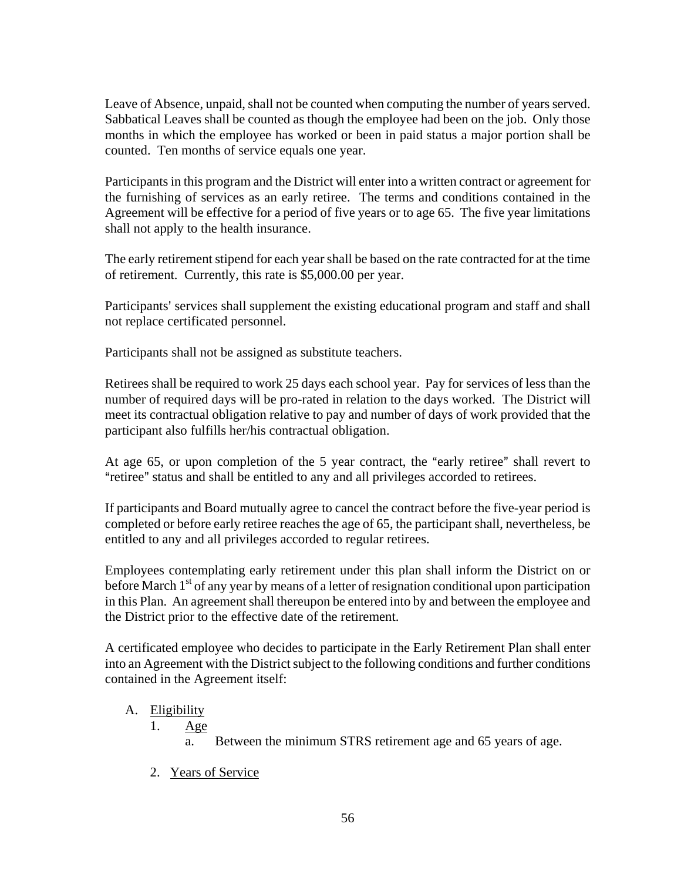Leave of Absence, unpaid, shall not be counted when computing the number of years served. Sabbatical Leaves shall be counted as though the employee had been on the job. Only those months in which the employee has worked or been in paid status a major portion shall be counted. Ten months of service equals one year.

Participants in this program and the District will enter into a written contract or agreement for the furnishing of services as an early retiree. The terms and conditions contained in the Agreement will be effective for a period of five years or to age 65. The five year limitations shall not apply to the health insurance.

The early retirement stipend for each year shall be based on the rate contracted for at the time of retirement. Currently, this rate is $5,000.00 per year.

Participants' services shall supplement the existing educational program and staff and shall not replace certificated personnel.

Participants shall not be assigned as substitute teachers.

Retirees shall be required to work 25 days each school year. Pay for services of less than the number of required days will be pro-rated in relation to the days worked. The District will meet its contractual obligation relative to pay and number of days of work provided that the participant also fulfills her/his contractual obligation.

At age 65, or upon completion of the 5 year contract, the "early retiree" shall revert to "retiree" status and shall be entitled to any and all privileges accorded to retirees.

If participants and Board mutually agree to cancel the contract before the five-year period is completed or before early retiree reaches the age of 65, the participant shall, nevertheless, be entitled to any and all privileges accorded to regular retirees.

Employees contemplating early retirement under this plan shall inform the District on or before March 1st of any year by means of a letter of resignation conditional upon participation in this Plan. An agreement shall thereupon be entered into by and between the employee and the District prior to the effective date of the retirement.

A certificated employee who decides to participate in the Early Retirement Plan shall enter into an Agreement with the District subject to the following conditions and further conditions contained in the Agreement itself:

A. Eligibility
   1. Age
      a. Between the minimum STRS retirement age and 65 years of age.

   2. Years of Service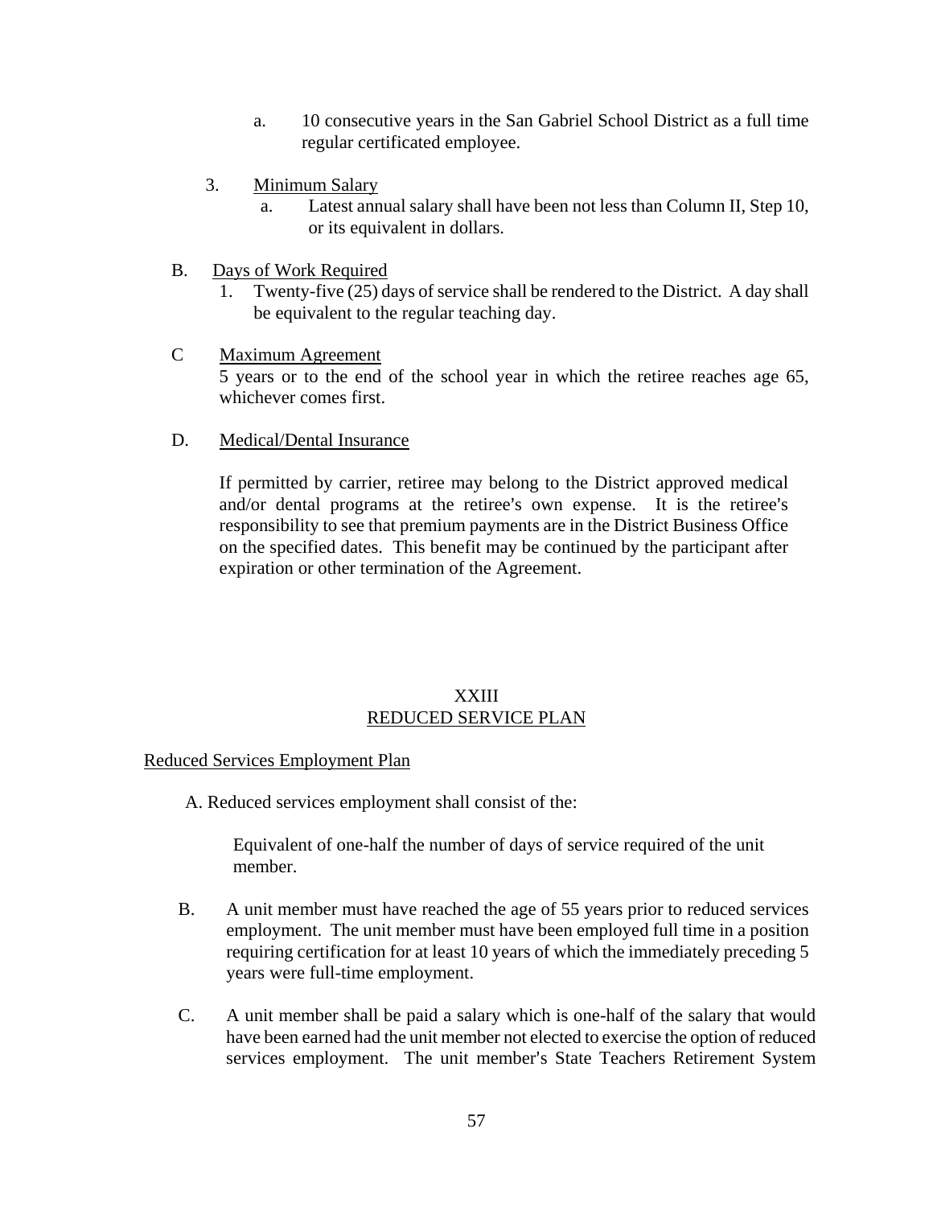a. 10 consecutive years in the San Gabriel School District as a full time regular certificated employee.

3. Minimum Salary
   a. Latest annual salary shall have been not less than Column II, Step 10, or its equivalent in dollars.

B. Days of Work Required
   1. Twenty-five (25) days of service shall be rendered to the District. A day shall be equivalent to the regular teaching day.

C Maximum Agreement
   5 years or to the end of the school year in which the retiree reaches age 65, whichever comes first.

D. Medical/Dental Insurance

   If permitted by carrier, retiree may belong to the District approved medical and/or dental programs at the retiree's own expense. It is the retiree's responsibility to see that premium payments are in the District Business Office on the specified dates. This benefit may be continued by the participant after expiration or other termination of the Agreement.

## XXIII
## REDUCED SERVICE PLAN

Reduced Services Employment Plan

A. Reduced services employment shall consist of the:

   Equivalent of one-half the number of days of service required of the unit member.

B. A unit member must have reached the age of 55 years prior to reduced services employment. The unit member must have been employed full time in a position requiring certification for at least 10 years of which the immediately preceding 5 years were full-time employment.

C. A unit member shall be paid a salary which is one-half of the salary that would have been earned had the unit member not elected to exercise the option of reduced services employment. The unit member's State Teachers Retirement System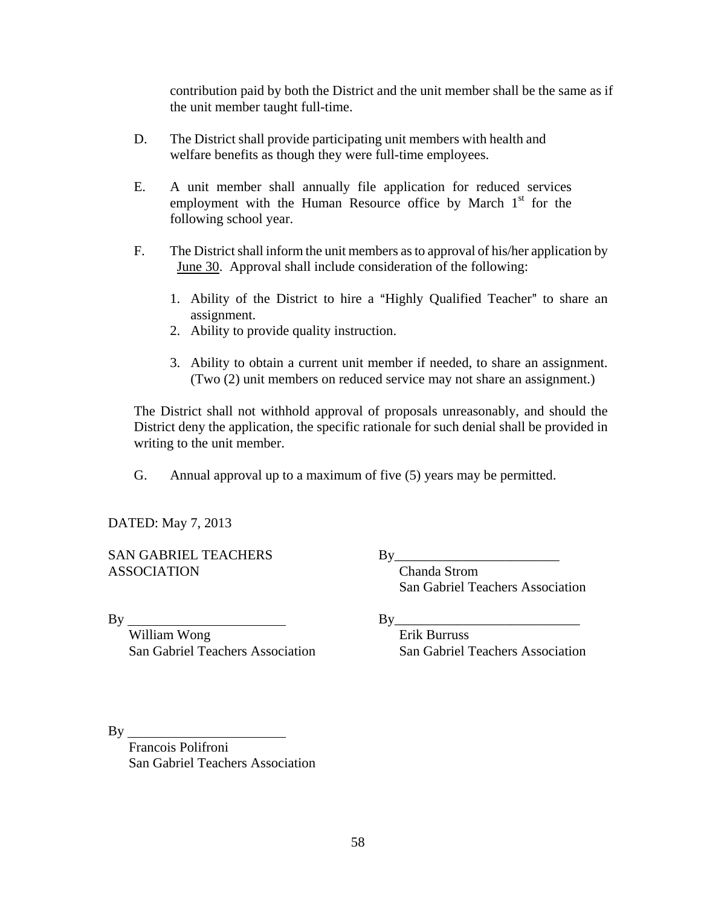contribution paid by both the District and the unit member shall be the same as if the unit member taught full-time.

D. The District shall provide participating unit members with health and welfare benefits as though they were full-time employees.

E. A unit member shall annually file application for reduced services employment with the Human Resource office by March 1st for the following school year.

F. The District shall inform the unit members as to approval of his/her application by June 30. Approval shall include consideration of the following:

1. Ability of the District to hire a "Highly Qualified Teacher" to share an assignment.
2. Ability to provide quality instruction.
3. Ability to obtain a current unit member if needed, to share an assignment. (Two (2) unit members on reduced service may not share an assignment.)

The District shall not withhold approval of proposals unreasonably, and should the District deny the application, the specific rationale for such denial shall be provided in writing to the unit member.

G. Annual approval up to a maximum of five (5) years may be permitted.

DATED: May 7, 2013

SAN GABRIEL TEACHERS ASSOCIATION

By________________________
Chanda Strom
San Gabriel Teachers Association

By ________________________
William Wong
San Gabriel Teachers Association

By________________________
Erik Burruss
San Gabriel Teachers Association

By ________________________
Francois Polifroni
San Gabriel Teachers Association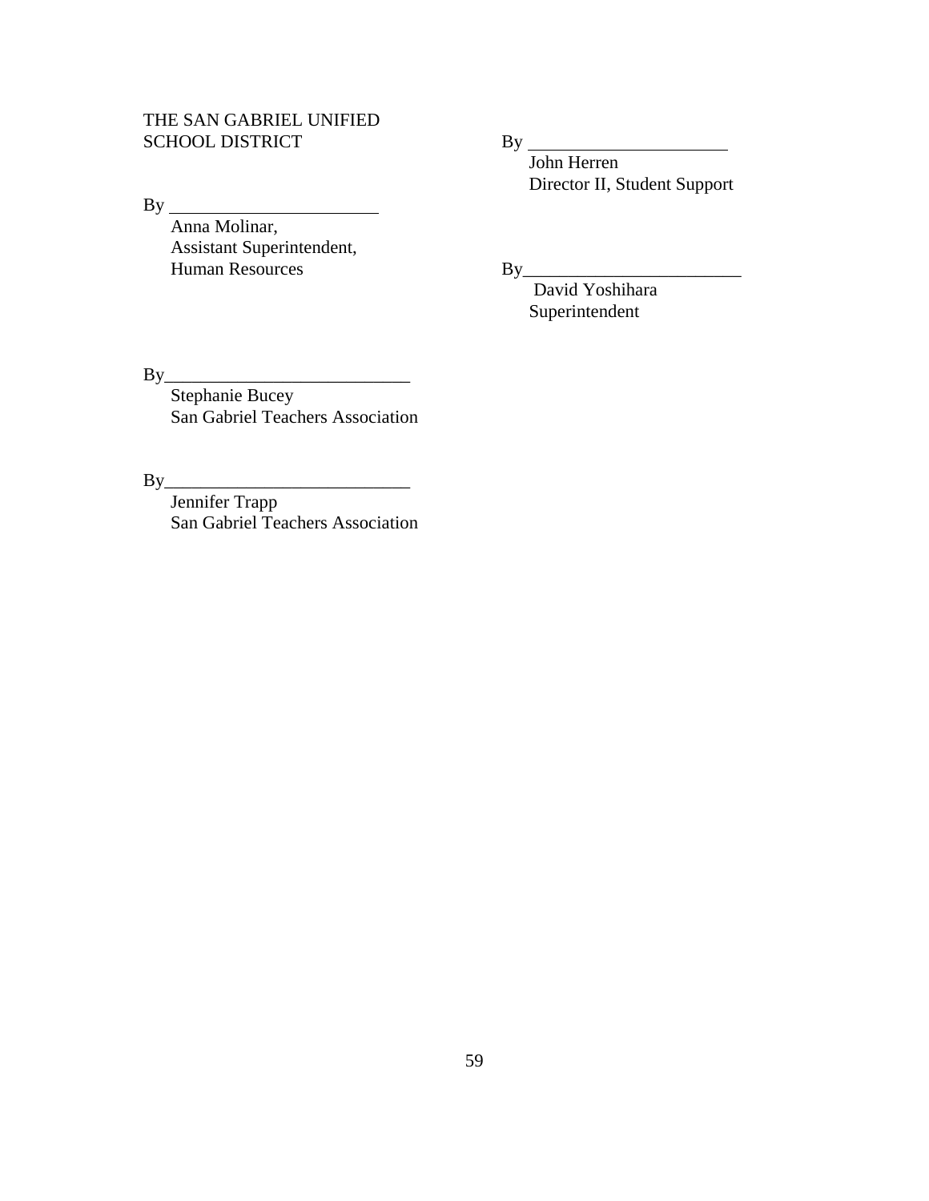THE SAN GABRIEL UNIFIED
SCHOOL DISTRICT

By _______________________
Anna Molinar,
Assistant Superintendent,
Human Resources

By _______________________
John Herren
Director II, Student Support

By________________________
David Yoshihara
Superintendent

By___________________________
Stephanie Bucey
San Gabriel Teachers Association

By___________________________
Jennifer Trapp
San Gabriel Teachers Association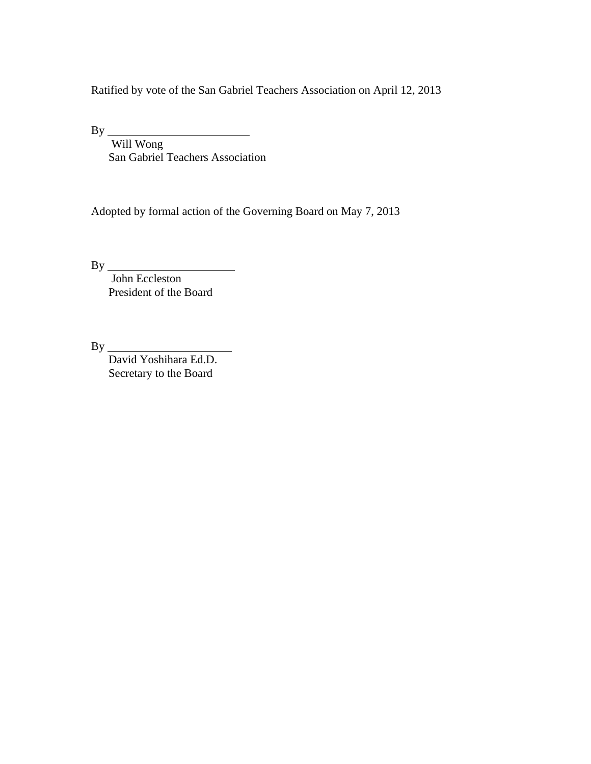Ratified by vote of the San Gabriel Teachers Association on April 12, 2013

By ________________________

Will Wong
San Gabriel Teachers Association

Adopted by formal action of the Governing Board on May 7, 2013

By ______________________

John Eccleston
President of the Board

By ______________________

David Yoshihara Ed.D.
Secretary to the Board